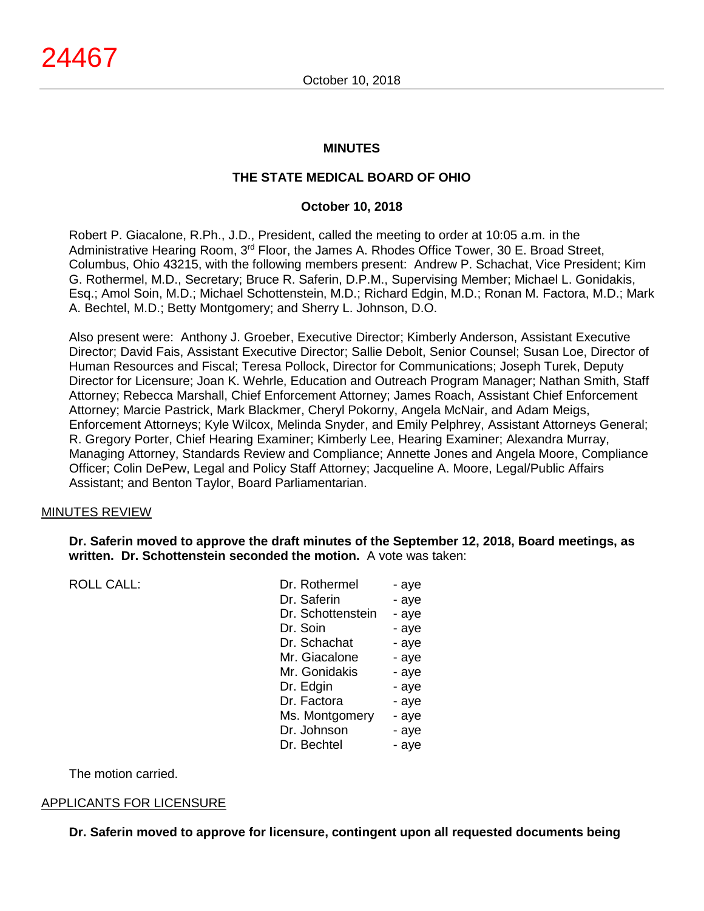**MINUTES**

**THE STATE MEDICAL BOARD OF OHIO**

**October 10, 2018**

Robert P. Giacalone, R.Ph., J.D., President, called the meeting to order at 10:05 a.m. in the Administrative Hearing Room, 3rd Floor, the James A. Rhodes Office Tower, 30 E. Broad Street, Columbus, Ohio 43215, with the following members present: Andrew P. Schachat, Vice President; Kim G. Rothermel, M.D., Secretary; Bruce R. Saferin, D.P.M., Supervising Member; Michael L. Gonidakis, Esq.; Amol Soin, M.D.; Michael Schottenstein, M.D.; Richard Edgin, M.D.; Ronan M. Factora, M.D.; Mark A. Bechtel, M.D.; Betty Montgomery; and Sherry L. Johnson, D.O.

Also present were: Anthony J. Groeber, Executive Director; Kimberly Anderson, Assistant Executive Director; David Fais, Assistant Executive Director; Sallie Debolt, Senior Counsel; Susan Loe, Director of Human Resources and Fiscal; Teresa Pollock, Director for Communications; Joseph Turek, Deputy Director for Licensure; Joan K. Wehrle, Education and Outreach Program Manager; Nathan Smith, Staff Attorney; Rebecca Marshall, Chief Enforcement Attorney; James Roach, Assistant Chief Enforcement Attorney; Marcie Pastrick, Mark Blackmer, Cheryl Pokorny, Angela McNair, and Adam Meigs, Enforcement Attorneys; Kyle Wilcox, Melinda Snyder, and Emily Pelphrey, Assistant Attorneys General; R. Gregory Porter, Chief Hearing Examiner; Kimberly Lee, Hearing Examiner; Alexandra Murray, Managing Attorney, Standards Review and Compliance; Annette Jones and Angela Moore, Compliance Officer; Colin DePew, Legal and Policy Staff Attorney; Jacqueline A. Moore, Legal/Public Affairs Assistant; and Benton Taylor, Board Parliamentarian.

## MINUTES REVIEW

**Dr. Saferin moved to approve the draft minutes of the September 12, 2018, Board meetings, as written. Dr. Schottenstein seconded the motion.** A vote was taken:

| ROLL CALL: | Dr. Rothermel | - aye |
|---|---|---|
| | Dr. Saferin | - aye |
| | Dr. Schottenstein | - aye |
| | Dr. Soin | - aye |
| | Dr. Schachat | - aye |
| | Mr. Giacalone | - aye |
| | Mr. Gonidakis | - aye |
| | Dr. Edgin | - aye |
| | Dr. Factora | - aye |
| | Ms. Montgomery | - aye |
| | Dr. Johnson | - aye |
| | Dr. Bechtel | - aye |

The motion carried.

## APPLICANTS FOR LICENSURE

**Dr. Saferin moved to approve for licensure, contingent upon all requested documents being**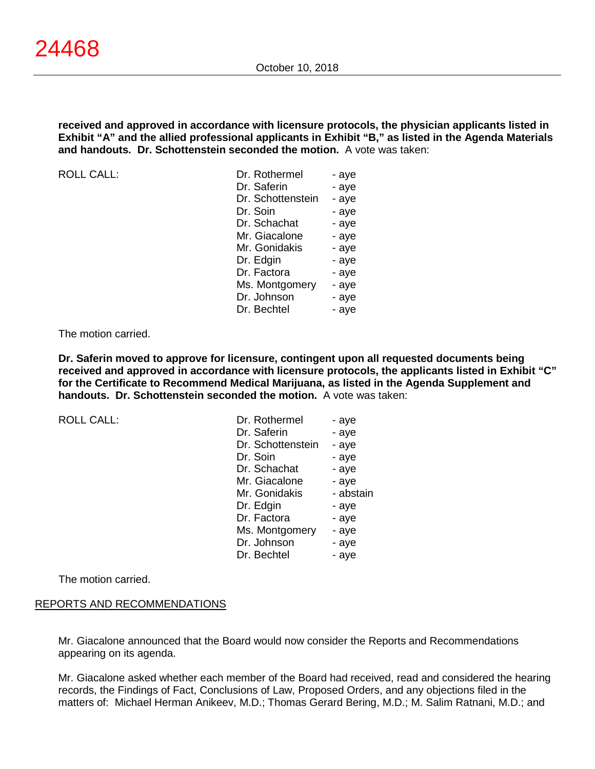**received and approved in accordance with licensure protocols, the physician applicants listed in Exhibit "A" and the allied professional applicants in Exhibit "B," as listed in the Agenda Materials and handouts. Dr. Schottenstein seconded the motion.** A vote was taken:

| ROLL CALL: | | |
|---|---|---|
| | Dr. Rothermel | - aye |
| | Dr. Saferin | - aye |
| | Dr. Schottenstein | - aye |
| | Dr. Soin | - aye |
| | Dr. Schachat | - aye |
| | Mr. Giacalone | - aye |
| | Mr. Gonidakis | - aye |
| | Dr. Edgin | - aye |
| | Dr. Factora | - aye |
| | Ms. Montgomery | - aye |
| | Dr. Johnson | - aye |
| | Dr. Bechtel | - aye |

The motion carried.

**Dr. Saferin moved to approve for licensure, contingent upon all requested documents being received and approved in accordance with licensure protocols, the applicants listed in Exhibit "C" for the Certificate to Recommend Medical Marijuana, as listed in the Agenda Supplement and handouts. Dr. Schottenstein seconded the motion.** A vote was taken:

| ROLL CALL: | | |
|---|---|---|
| | Dr. Rothermel | - aye |
| | Dr. Saferin | - aye |
| | Dr. Schottenstein | - aye |
| | Dr. Soin | - aye |
| | Dr. Schachat | - aye |
| | Mr. Giacalone | - aye |
| | Mr. Gonidakis | - abstain |
| | Dr. Edgin | - aye |
| | Dr. Factora | - aye |
| | Ms. Montgomery | - aye |
| | Dr. Johnson | - aye |
| | Dr. Bechtel | - aye |

The motion carried.

## REPORTS AND RECOMMENDATIONS

Mr. Giacalone announced that the Board would now consider the Reports and Recommendations appearing on its agenda.

Mr. Giacalone asked whether each member of the Board had received, read and considered the hearing records, the Findings of Fact, Conclusions of Law, Proposed Orders, and any objections filed in the matters of: Michael Herman Anikeev, M.D.; Thomas Gerard Bering, M.D.; M. Salim Ratnani, M.D.; and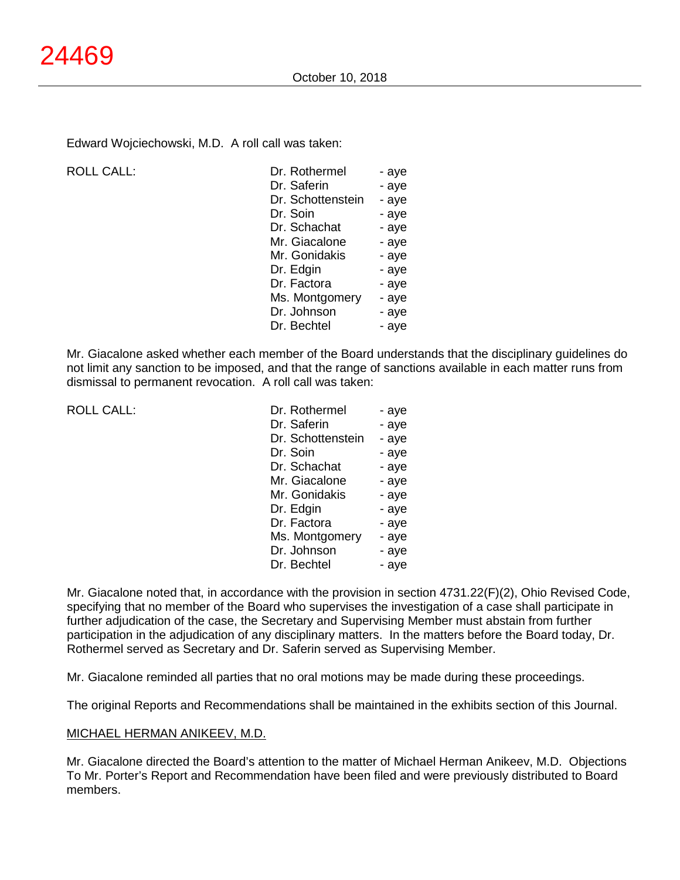Edward Wojciechowski, M.D. A roll call was taken:

| ROLL CALL: | Dr. Rothermel | - aye |
|---|---|---|
| | Dr. Saferin | - aye |
| | Dr. Schottenstein | - aye |
| | Dr. Soin | - aye |
| | Dr. Schachat | - aye |
| | Mr. Giacalone | - aye |
| | Mr. Gonidakis | - aye |
| | Dr. Edgin | - aye |
| | Dr. Factora | - aye |
| | Ms. Montgomery | - aye |
| | Dr. Johnson | - aye |
| | Dr. Bechtel | - aye |

Mr. Giacalone asked whether each member of the Board understands that the disciplinary guidelines do not limit any sanction to be imposed, and that the range of sanctions available in each matter runs from dismissal to permanent revocation. A roll call was taken:

| ROLL CALL: | Dr. Rothermel | - aye |
|---|---|---|
| | Dr. Saferin | - aye |
| | Dr. Schottenstein | - aye |
| | Dr. Soin | - aye |
| | Dr. Schachat | - aye |
| | Mr. Giacalone | - aye |
| | Mr. Gonidakis | - aye |
| | Dr. Edgin | - aye |
| | Dr. Factora | - aye |
| | Ms. Montgomery | - aye |
| | Dr. Johnson | - aye |
| | Dr. Bechtel | - aye |

Mr. Giacalone noted that, in accordance with the provision in section 4731.22(F)(2), Ohio Revised Code, specifying that no member of the Board who supervises the investigation of a case shall participate in further adjudication of the case, the Secretary and Supervising Member must abstain from further participation in the adjudication of any disciplinary matters. In the matters before the Board today, Dr. Rothermel served as Secretary and Dr. Saferin served as Supervising Member.

Mr. Giacalone reminded all parties that no oral motions may be made during these proceedings.

The original Reports and Recommendations shall be maintained in the exhibits section of this Journal.

MICHAEL HERMAN ANIKEEV, M.D.

Mr. Giacalone directed the Board's attention to the matter of Michael Herman Anikeev, M.D. Objections To Mr. Porter's Report and Recommendation have been filed and were previously distributed to Board members.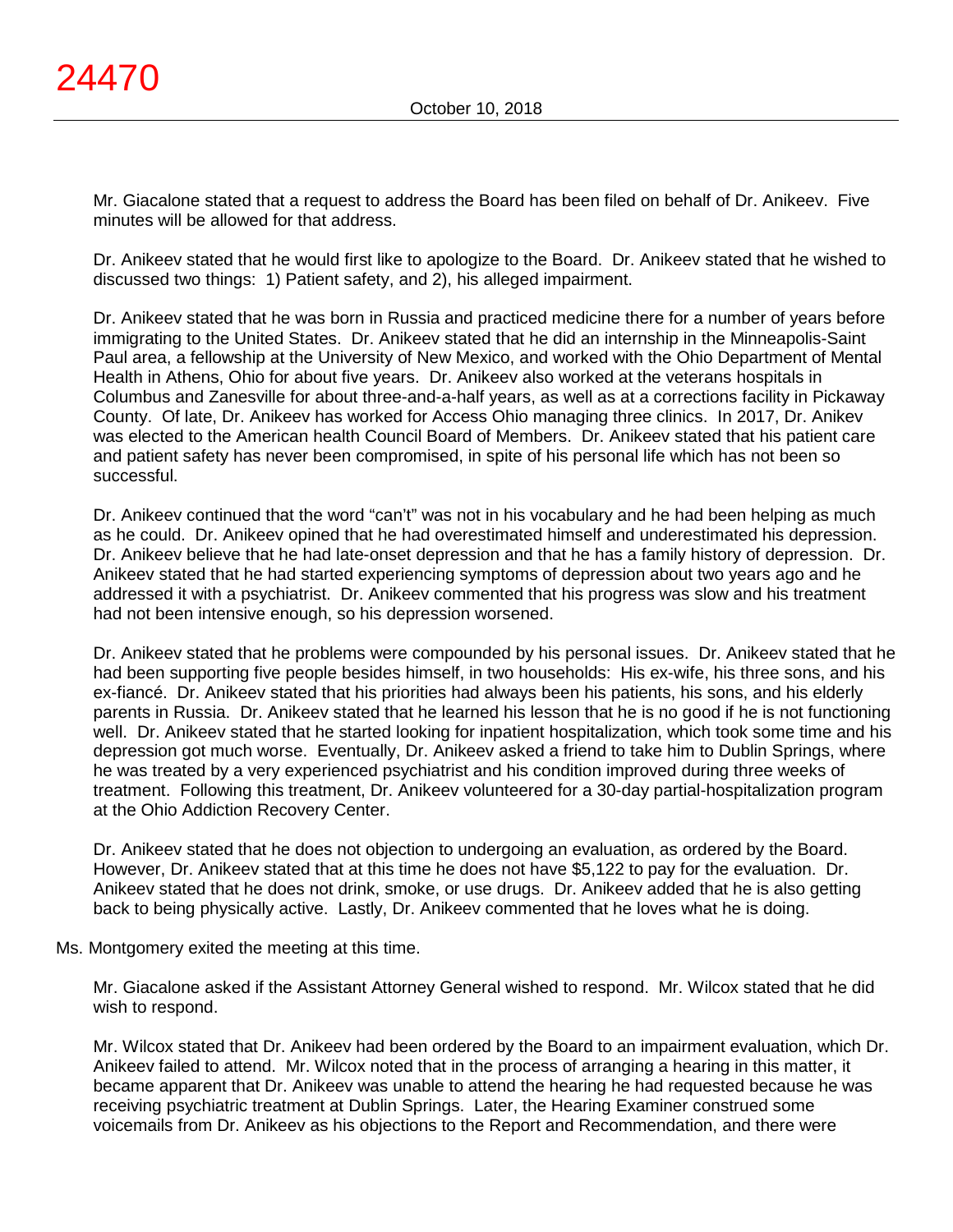Mr. Giacalone stated that a request to address the Board has been filed on behalf of Dr. Anikeev. Five minutes will be allowed for that address.

Dr. Anikeev stated that he would first like to apologize to the Board. Dr. Anikeev stated that he wished to discussed two things: 1) Patient safety, and 2), his alleged impairment.

Dr. Anikeev stated that he was born in Russia and practiced medicine there for a number of years before immigrating to the United States. Dr. Anikeev stated that he did an internship in the Minneapolis-Saint Paul area, a fellowship at the University of New Mexico, and worked with the Ohio Department of Mental Health in Athens, Ohio for about five years. Dr. Anikeev also worked at the veterans hospitals in Columbus and Zanesville for about three-and-a-half years, as well as at a corrections facility in Pickaway County. Of late, Dr. Anikeev has worked for Access Ohio managing three clinics. In 2017, Dr. Anikev was elected to the American health Council Board of Members. Dr. Anikeev stated that his patient care and patient safety has never been compromised, in spite of his personal life which has not been so successful.

Dr. Anikeev continued that the word "can't" was not in his vocabulary and he had been helping as much as he could. Dr. Anikeev opined that he had overestimated himself and underestimated his depression. Dr. Anikeev believe that he had late-onset depression and that he has a family history of depression. Dr. Anikeev stated that he had started experiencing symptoms of depression about two years ago and he addressed it with a psychiatrist. Dr. Anikeev commented that his progress was slow and his treatment had not been intensive enough, so his depression worsened.

Dr. Anikeev stated that he problems were compounded by his personal issues. Dr. Anikeev stated that he had been supporting five people besides himself, in two households: His ex-wife, his three sons, and his ex-fiancé. Dr. Anikeev stated that his priorities had always been his patients, his sons, and his elderly parents in Russia. Dr. Anikeev stated that he learned his lesson that he is no good if he is not functioning well. Dr. Anikeev stated that he started looking for inpatient hospitalization, which took some time and his depression got much worse. Eventually, Dr. Anikeev asked a friend to take him to Dublin Springs, where he was treated by a very experienced psychiatrist and his condition improved during three weeks of treatment. Following this treatment, Dr. Anikeev volunteered for a 30-day partial-hospitalization program at the Ohio Addiction Recovery Center.

Dr. Anikeev stated that he does not objection to undergoing an evaluation, as ordered by the Board. However, Dr. Anikeev stated that at this time he does not have $5,122 to pay for the evaluation. Dr. Anikeev stated that he does not drink, smoke, or use drugs. Dr. Anikeev added that he is also getting back to being physically active. Lastly, Dr. Anikeev commented that he loves what he is doing.

Ms. Montgomery exited the meeting at this time.

Mr. Giacalone asked if the Assistant Attorney General wished to respond. Mr. Wilcox stated that he did wish to respond.

Mr. Wilcox stated that Dr. Anikeev had been ordered by the Board to an impairment evaluation, which Dr. Anikeev failed to attend. Mr. Wilcox noted that in the process of arranging a hearing in this matter, it became apparent that Dr. Anikeev was unable to attend the hearing he had requested because he was receiving psychiatric treatment at Dublin Springs. Later, the Hearing Examiner construed some voicemails from Dr. Anikeev as his objections to the Report and Recommendation, and there were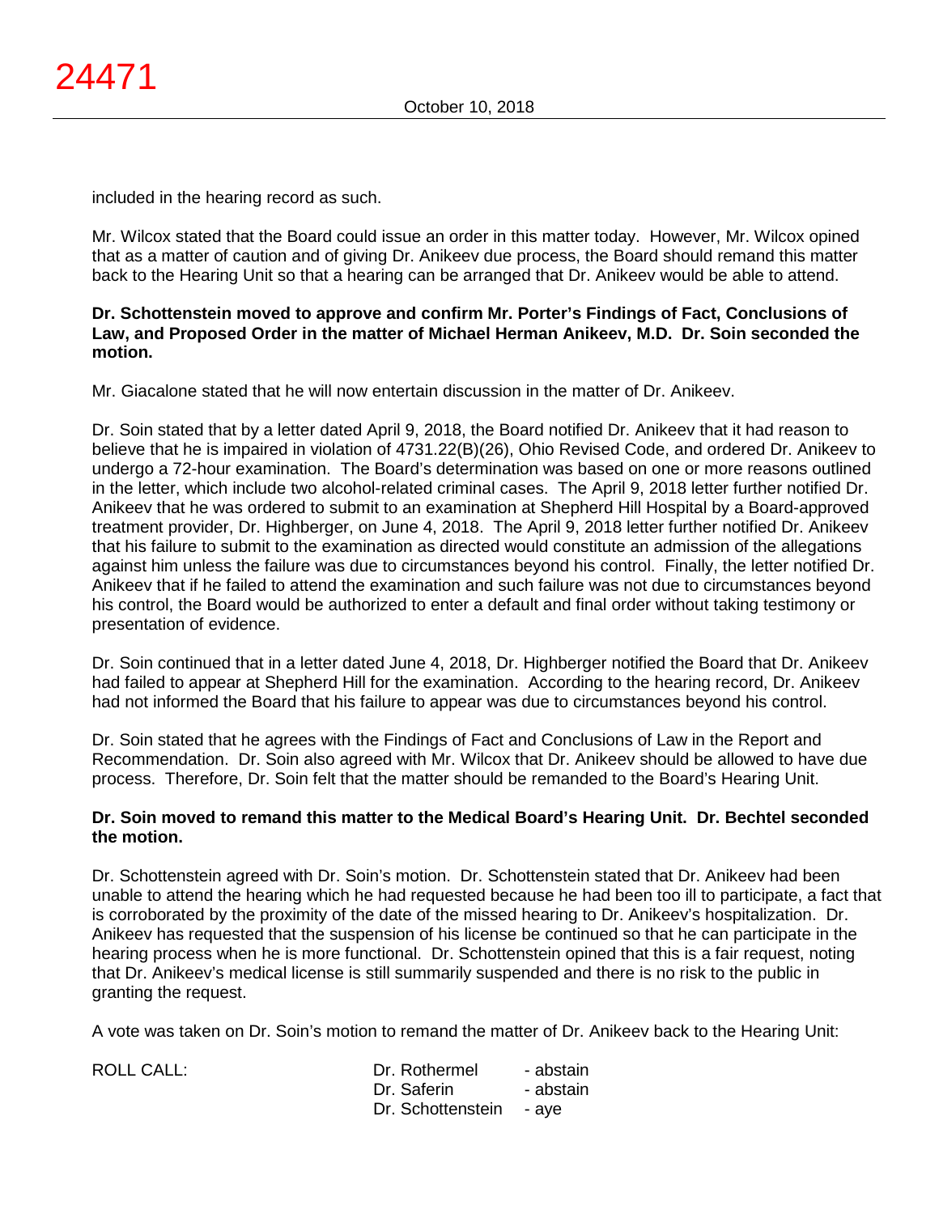included in the hearing record as such.

Mr. Wilcox stated that the Board could issue an order in this matter today. However, Mr. Wilcox opined that as a matter of caution and of giving Dr. Anikeev due process, the Board should remand this matter back to the Hearing Unit so that a hearing can be arranged that Dr. Anikeev would be able to attend.

**Dr. Schottenstein moved to approve and confirm Mr. Porter's Findings of Fact, Conclusions of Law, and Proposed Order in the matter of Michael Herman Anikeev, M.D. Dr. Soin seconded the motion.**

Mr. Giacalone stated that he will now entertain discussion in the matter of Dr. Anikeev.

Dr. Soin stated that by a letter dated April 9, 2018, the Board notified Dr. Anikeev that it had reason to believe that he is impaired in violation of 4731.22(B)(26), Ohio Revised Code, and ordered Dr. Anikeev to undergo a 72-hour examination. The Board's determination was based on one or more reasons outlined in the letter, which include two alcohol-related criminal cases. The April 9, 2018 letter further notified Dr. Anikeev that he was ordered to submit to an examination at Shepherd Hill Hospital by a Board-approved treatment provider, Dr. Highberger, on June 4, 2018. The April 9, 2018 letter further notified Dr. Anikeev that his failure to submit to the examination as directed would constitute an admission of the allegations against him unless the failure was due to circumstances beyond his control. Finally, the letter notified Dr. Anikeev that if he failed to attend the examination and such failure was not due to circumstances beyond his control, the Board would be authorized to enter a default and final order without taking testimony or presentation of evidence.

Dr. Soin continued that in a letter dated June 4, 2018, Dr. Highberger notified the Board that Dr. Anikeev had failed to appear at Shepherd Hill for the examination. According to the hearing record, Dr. Anikeev had not informed the Board that his failure to appear was due to circumstances beyond his control.

Dr. Soin stated that he agrees with the Findings of Fact and Conclusions of Law in the Report and Recommendation. Dr. Soin also agreed with Mr. Wilcox that Dr. Anikeev should be allowed to have due process. Therefore, Dr. Soin felt that the matter should be remanded to the Board's Hearing Unit.

**Dr. Soin moved to remand this matter to the Medical Board's Hearing Unit. Dr. Bechtel seconded the motion.**

Dr. Schottenstein agreed with Dr. Soin's motion. Dr. Schottenstein stated that Dr. Anikeev had been unable to attend the hearing which he had requested because he had been too ill to participate, a fact that is corroborated by the proximity of the date of the missed hearing to Dr. Anikeev's hospitalization. Dr. Anikeev has requested that the suspension of his license be continued so that he can participate in the hearing process when he is more functional. Dr. Schottenstein opined that this is a fair request, noting that Dr. Anikeev's medical license is still summarily suspended and there is no risk to the public in granting the request.

A vote was taken on Dr. Soin's motion to remand the matter of Dr. Anikeev back to the Hearing Unit:

| ROLL CALL: | | |
|---|---|---|
| | Dr. Rothermel | - abstain |
| | Dr. Saferin | - abstain |
| | Dr. Schottenstein | - aye |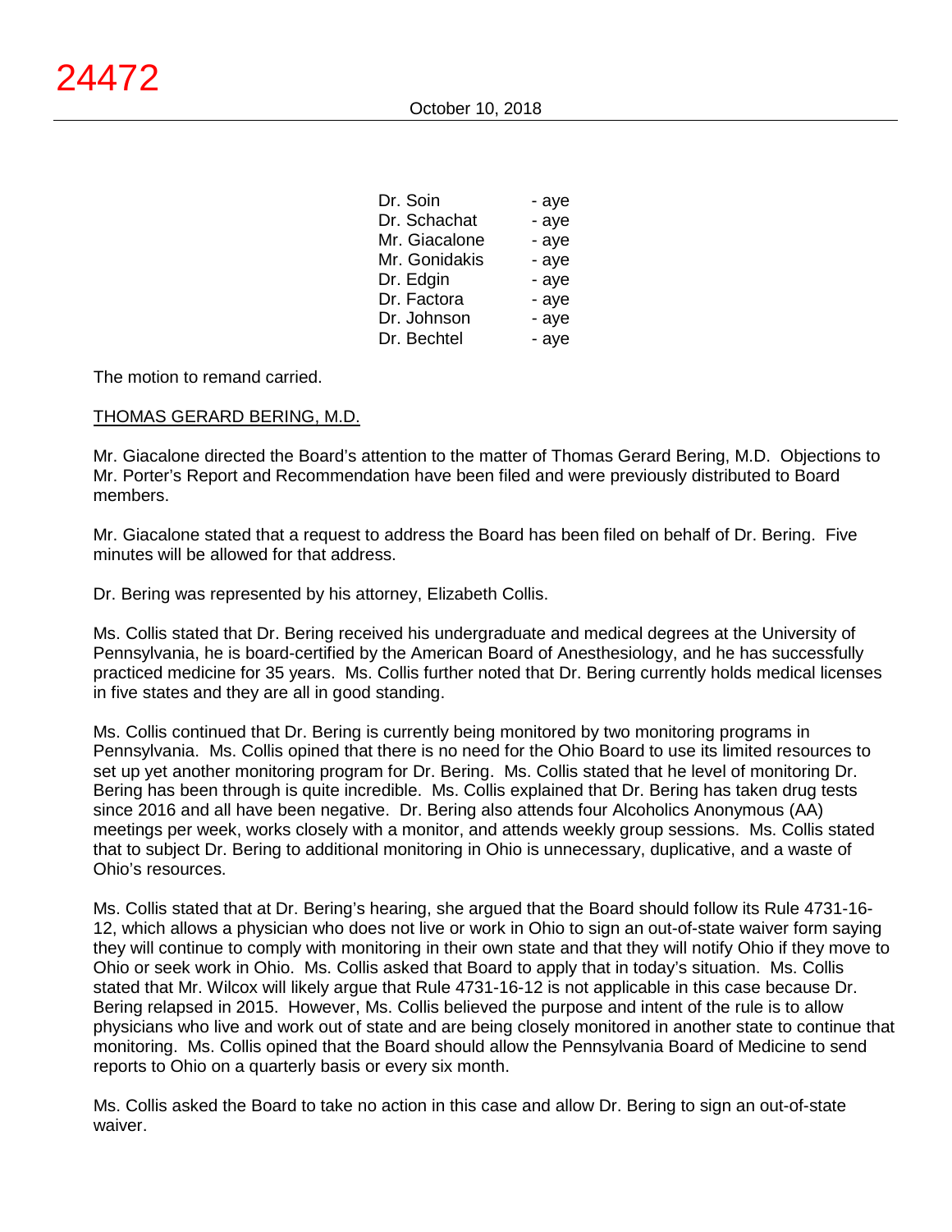| | |
|---|---|
| Dr. Soin | - aye |
| Dr. Schachat | - aye |
| Mr. Giacalone | - aye |
| Mr. Gonidakis | - aye |
| Dr. Edgin | - aye |
| Dr. Factora | - aye |
| Dr. Johnson | - aye |
| Dr. Bechtel | - aye |

The motion to remand carried.

THOMAS GERARD BERING, M.D.

Mr. Giacalone directed the Board's attention to the matter of Thomas Gerard Bering, M.D. Objections to Mr. Porter's Report and Recommendation have been filed and were previously distributed to Board members.

Mr. Giacalone stated that a request to address the Board has been filed on behalf of Dr. Bering. Five minutes will be allowed for that address.

Dr. Bering was represented by his attorney, Elizabeth Collis.

Ms. Collis stated that Dr. Bering received his undergraduate and medical degrees at the University of Pennsylvania, he is board-certified by the American Board of Anesthesiology, and he has successfully practiced medicine for 35 years. Ms. Collis further noted that Dr. Bering currently holds medical licenses in five states and they are all in good standing.

Ms. Collis continued that Dr. Bering is currently being monitored by two monitoring programs in Pennsylvania. Ms. Collis opined that there is no need for the Ohio Board to use its limited resources to set up yet another monitoring program for Dr. Bering. Ms. Collis stated that he level of monitoring Dr. Bering has been through is quite incredible. Ms. Collis explained that Dr. Bering has taken drug tests since 2016 and all have been negative. Dr. Bering also attends four Alcoholics Anonymous (AA) meetings per week, works closely with a monitor, and attends weekly group sessions. Ms. Collis stated that to subject Dr. Bering to additional monitoring in Ohio is unnecessary, duplicative, and a waste of Ohio's resources.

Ms. Collis stated that at Dr. Bering's hearing, she argued that the Board should follow its Rule 4731-16-12, which allows a physician who does not live or work in Ohio to sign an out-of-state waiver form saying they will continue to comply with monitoring in their own state and that they will notify Ohio if they move to Ohio or seek work in Ohio. Ms. Collis asked that Board to apply that in today's situation. Ms. Collis stated that Mr. Wilcox will likely argue that Rule 4731-16-12 is not applicable in this case because Dr. Bering relapsed in 2015. However, Ms. Collis believed the purpose and intent of the rule is to allow physicians who live and work out of state and are being closely monitored in another state to continue that monitoring. Ms. Collis opined that the Board should allow the Pennsylvania Board of Medicine to send reports to Ohio on a quarterly basis or every six month.

Ms. Collis asked the Board to take no action in this case and allow Dr. Bering to sign an out-of-state waiver.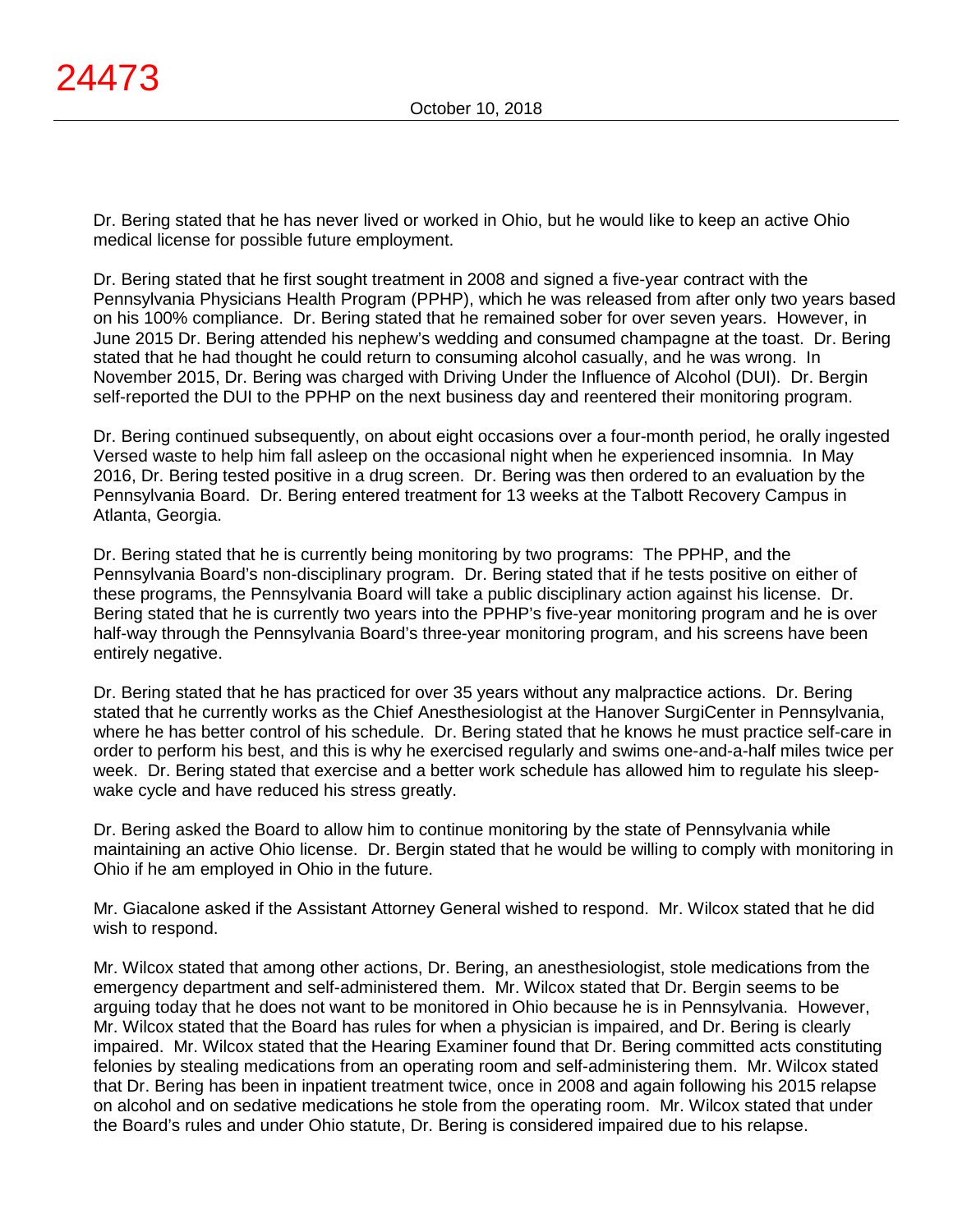Dr. Bering stated that he has never lived or worked in Ohio, but he would like to keep an active Ohio medical license for possible future employment.

Dr. Bering stated that he first sought treatment in 2008 and signed a five-year contract with the Pennsylvania Physicians Health Program (PPHP), which he was released from after only two years based on his 100% compliance. Dr. Bering stated that he remained sober for over seven years. However, in June 2015 Dr. Bering attended his nephew's wedding and consumed champagne at the toast. Dr. Bering stated that he had thought he could return to consuming alcohol casually, and he was wrong. In November 2015, Dr. Bering was charged with Driving Under the Influence of Alcohol (DUI). Dr. Bergin self-reported the DUI to the PPHP on the next business day and reentered their monitoring program.

Dr. Bering continued subsequently, on about eight occasions over a four-month period, he orally ingested Versed waste to help him fall asleep on the occasional night when he experienced insomnia. In May 2016, Dr. Bering tested positive in a drug screen. Dr. Bering was then ordered to an evaluation by the Pennsylvania Board. Dr. Bering entered treatment for 13 weeks at the Talbott Recovery Campus in Atlanta, Georgia.

Dr. Bering stated that he is currently being monitoring by two programs: The PPHP, and the Pennsylvania Board's non-disciplinary program. Dr. Bering stated that if he tests positive on either of these programs, the Pennsylvania Board will take a public disciplinary action against his license. Dr. Bering stated that he is currently two years into the PPHP's five-year monitoring program and he is over half-way through the Pennsylvania Board's three-year monitoring program, and his screens have been entirely negative.

Dr. Bering stated that he has practiced for over 35 years without any malpractice actions. Dr. Bering stated that he currently works as the Chief Anesthesiologist at the Hanover SurgiCenter in Pennsylvania, where he has better control of his schedule. Dr. Bering stated that he knows he must practice self-care in order to perform his best, and this is why he exercised regularly and swims one-and-a-half miles twice per week. Dr. Bering stated that exercise and a better work schedule has allowed him to regulate his sleep-wake cycle and have reduced his stress greatly.

Dr. Bering asked the Board to allow him to continue monitoring by the state of Pennsylvania while maintaining an active Ohio license. Dr. Bergin stated that he would be willing to comply with monitoring in Ohio if he am employed in Ohio in the future.

Mr. Giacalone asked if the Assistant Attorney General wished to respond. Mr. Wilcox stated that he did wish to respond.

Mr. Wilcox stated that among other actions, Dr. Bering, an anesthesiologist, stole medications from the emergency department and self-administered them. Mr. Wilcox stated that Dr. Bergin seems to be arguing today that he does not want to be monitored in Ohio because he is in Pennsylvania. However, Mr. Wilcox stated that the Board has rules for when a physician is impaired, and Dr. Bering is clearly impaired. Mr. Wilcox stated that the Hearing Examiner found that Dr. Bering committed acts constituting felonies by stealing medications from an operating room and self-administering them. Mr. Wilcox stated that Dr. Bering has been in inpatient treatment twice, once in 2008 and again following his 2015 relapse on alcohol and on sedative medications he stole from the operating room. Mr. Wilcox stated that under the Board's rules and under Ohio statute, Dr. Bering is considered impaired due to his relapse.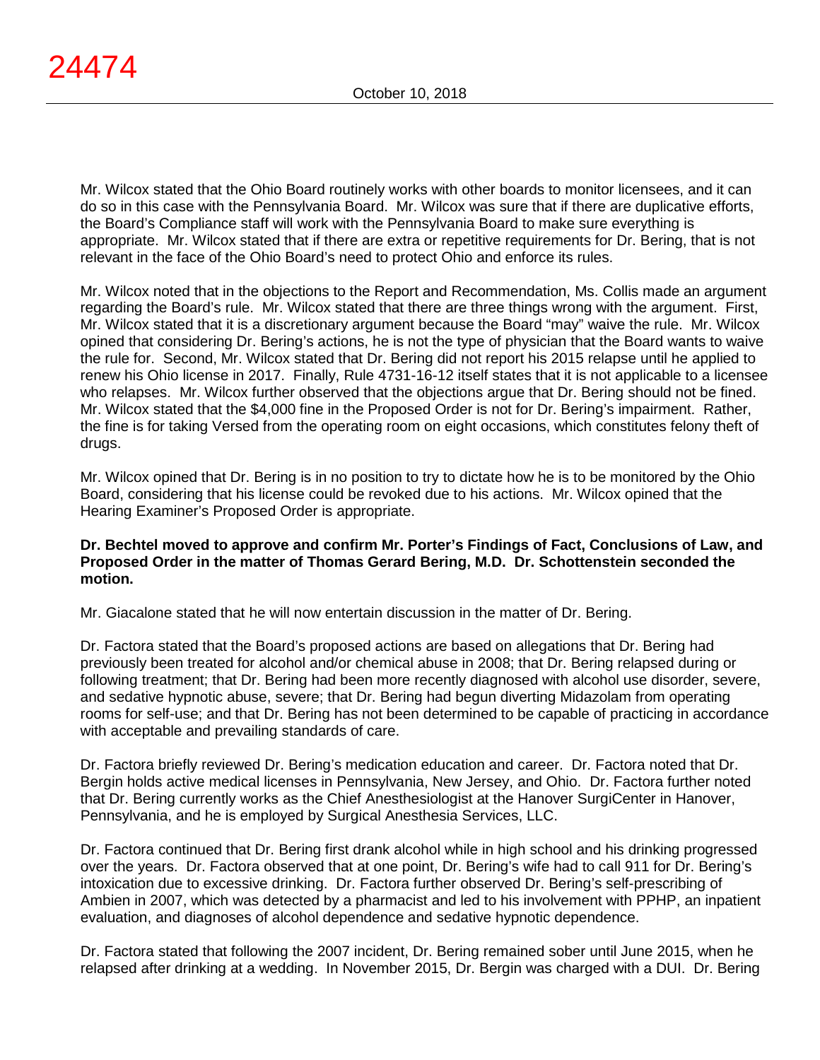Mr. Wilcox stated that the Ohio Board routinely works with other boards to monitor licensees, and it can do so in this case with the Pennsylvania Board. Mr. Wilcox was sure that if there are duplicative efforts, the Board's Compliance staff will work with the Pennsylvania Board to make sure everything is appropriate. Mr. Wilcox stated that if there are extra or repetitive requirements for Dr. Bering, that is not relevant in the face of the Ohio Board's need to protect Ohio and enforce its rules.

Mr. Wilcox noted that in the objections to the Report and Recommendation, Ms. Collis made an argument regarding the Board's rule. Mr. Wilcox stated that there are three things wrong with the argument. First, Mr. Wilcox stated that it is a discretionary argument because the Board "may" waive the rule. Mr. Wilcox opined that considering Dr. Bering's actions, he is not the type of physician that the Board wants to waive the rule for. Second, Mr. Wilcox stated that Dr. Bering did not report his 2015 relapse until he applied to renew his Ohio license in 2017. Finally, Rule 4731-16-12 itself states that it is not applicable to a licensee who relapses. Mr. Wilcox further observed that the objections argue that Dr. Bering should not be fined. Mr. Wilcox stated that the $4,000 fine in the Proposed Order is not for Dr. Bering's impairment. Rather, the fine is for taking Versed from the operating room on eight occasions, which constitutes felony theft of drugs.

Mr. Wilcox opined that Dr. Bering is in no position to try to dictate how he is to be monitored by the Ohio Board, considering that his license could be revoked due to his actions. Mr. Wilcox opined that the Hearing Examiner's Proposed Order is appropriate.

**Dr. Bechtel moved to approve and confirm Mr. Porter's Findings of Fact, Conclusions of Law, and Proposed Order in the matter of Thomas Gerard Bering, M.D. Dr. Schottenstein seconded the motion.**

Mr. Giacalone stated that he will now entertain discussion in the matter of Dr. Bering.

Dr. Factora stated that the Board's proposed actions are based on allegations that Dr. Bering had previously been treated for alcohol and/or chemical abuse in 2008; that Dr. Bering relapsed during or following treatment; that Dr. Bering had been more recently diagnosed with alcohol use disorder, severe, and sedative hypnotic abuse, severe; that Dr. Bering had begun diverting Midazolam from operating rooms for self-use; and that Dr. Bering has not been determined to be capable of practicing in accordance with acceptable and prevailing standards of care.

Dr. Factora briefly reviewed Dr. Bering's medication education and career. Dr. Factora noted that Dr. Bergin holds active medical licenses in Pennsylvania, New Jersey, and Ohio. Dr. Factora further noted that Dr. Bering currently works as the Chief Anesthesiologist at the Hanover SurgiCenter in Hanover, Pennsylvania, and he is employed by Surgical Anesthesia Services, LLC.

Dr. Factora continued that Dr. Bering first drank alcohol while in high school and his drinking progressed over the years. Dr. Factora observed that at one point, Dr. Bering's wife had to call 911 for Dr. Bering's intoxication due to excessive drinking. Dr. Factora further observed Dr. Bering's self-prescribing of Ambien in 2007, which was detected by a pharmacist and led to his involvement with PPHP, an inpatient evaluation, and diagnoses of alcohol dependence and sedative hypnotic dependence.

Dr. Factora stated that following the 2007 incident, Dr. Bering remained sober until June 2015, when he relapsed after drinking at a wedding. In November 2015, Dr. Bergin was charged with a DUI. Dr. Bering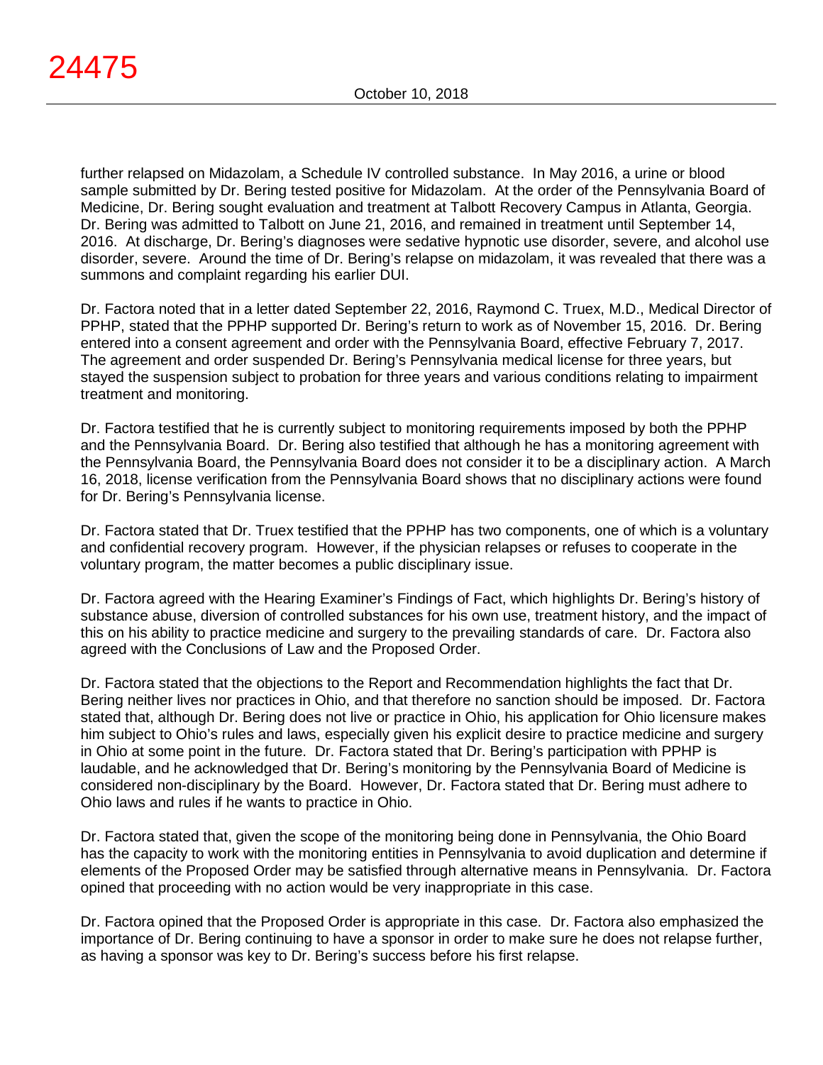further relapsed on Midazolam, a Schedule IV controlled substance. In May 2016, a urine or blood sample submitted by Dr. Bering tested positive for Midazolam. At the order of the Pennsylvania Board of Medicine, Dr. Bering sought evaluation and treatment at Talbott Recovery Campus in Atlanta, Georgia. Dr. Bering was admitted to Talbott on June 21, 2016, and remained in treatment until September 14, 2016. At discharge, Dr. Bering's diagnoses were sedative hypnotic use disorder, severe, and alcohol use disorder, severe. Around the time of Dr. Bering's relapse on midazolam, it was revealed that there was a summons and complaint regarding his earlier DUI.

Dr. Factora noted that in a letter dated September 22, 2016, Raymond C. Truex, M.D., Medical Director of PPHP, stated that the PPHP supported Dr. Bering's return to work as of November 15, 2016. Dr. Bering entered into a consent agreement and order with the Pennsylvania Board, effective February 7, 2017. The agreement and order suspended Dr. Bering's Pennsylvania medical license for three years, but stayed the suspension subject to probation for three years and various conditions relating to impairment treatment and monitoring.

Dr. Factora testified that he is currently subject to monitoring requirements imposed by both the PPHP and the Pennsylvania Board. Dr. Bering also testified that although he has a monitoring agreement with the Pennsylvania Board, the Pennsylvania Board does not consider it to be a disciplinary action. A March 16, 2018, license verification from the Pennsylvania Board shows that no disciplinary actions were found for Dr. Bering's Pennsylvania license.

Dr. Factora stated that Dr. Truex testified that the PPHP has two components, one of which is a voluntary and confidential recovery program. However, if the physician relapses or refuses to cooperate in the voluntary program, the matter becomes a public disciplinary issue.

Dr. Factora agreed with the Hearing Examiner's Findings of Fact, which highlights Dr. Bering's history of substance abuse, diversion of controlled substances for his own use, treatment history, and the impact of this on his ability to practice medicine and surgery to the prevailing standards of care. Dr. Factora also agreed with the Conclusions of Law and the Proposed Order.

Dr. Factora stated that the objections to the Report and Recommendation highlights the fact that Dr. Bering neither lives nor practices in Ohio, and that therefore no sanction should be imposed. Dr. Factora stated that, although Dr. Bering does not live or practice in Ohio, his application for Ohio licensure makes him subject to Ohio's rules and laws, especially given his explicit desire to practice medicine and surgery in Ohio at some point in the future. Dr. Factora stated that Dr. Bering's participation with PPHP is laudable, and he acknowledged that Dr. Bering's monitoring by the Pennsylvania Board of Medicine is considered non-disciplinary by the Board. However, Dr. Factora stated that Dr. Bering must adhere to Ohio laws and rules if he wants to practice in Ohio.

Dr. Factora stated that, given the scope of the monitoring being done in Pennsylvania, the Ohio Board has the capacity to work with the monitoring entities in Pennsylvania to avoid duplication and determine if elements of the Proposed Order may be satisfied through alternative means in Pennsylvania. Dr. Factora opined that proceeding with no action would be very inappropriate in this case.

Dr. Factora opined that the Proposed Order is appropriate in this case. Dr. Factora also emphasized the importance of Dr. Bering continuing to have a sponsor in order to make sure he does not relapse further, as having a sponsor was key to Dr. Bering's success before his first relapse.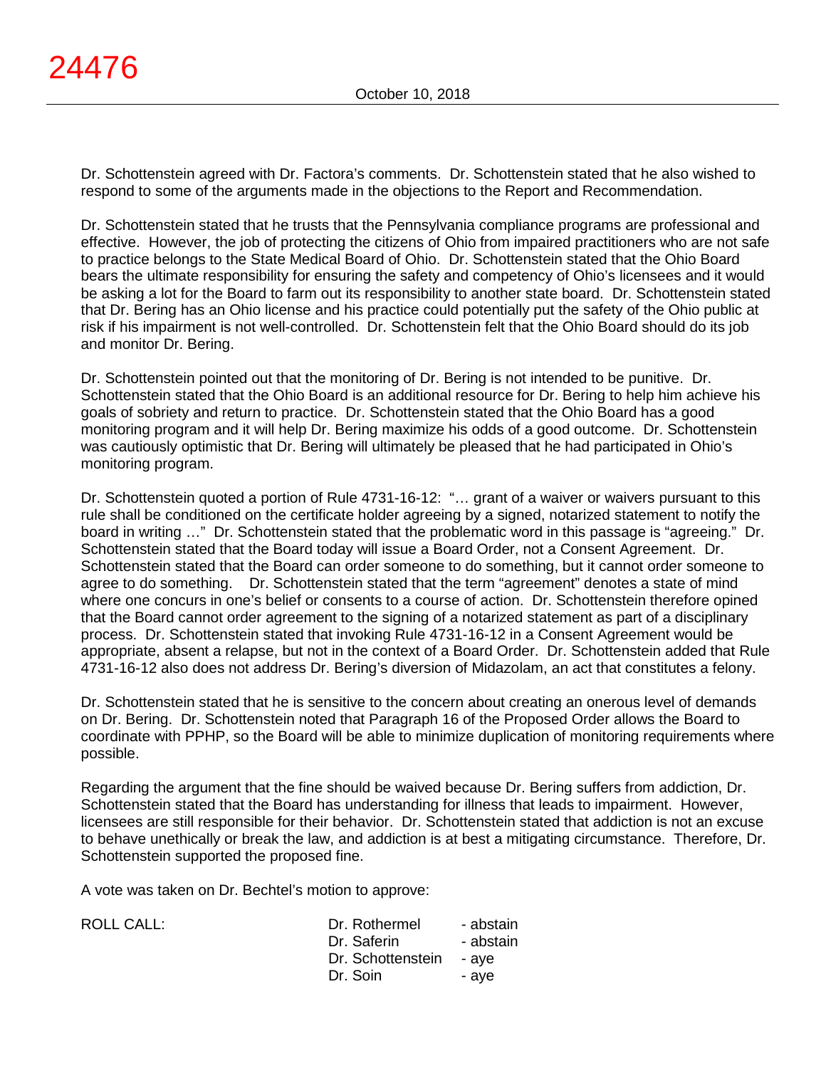Dr. Schottenstein agreed with Dr. Factora's comments. Dr. Schottenstein stated that he also wished to respond to some of the arguments made in the objections to the Report and Recommendation.

Dr. Schottenstein stated that he trusts that the Pennsylvania compliance programs are professional and effective. However, the job of protecting the citizens of Ohio from impaired practitioners who are not safe to practice belongs to the State Medical Board of Ohio. Dr. Schottenstein stated that the Ohio Board bears the ultimate responsibility for ensuring the safety and competency of Ohio's licensees and it would be asking a lot for the Board to farm out its responsibility to another state board. Dr. Schottenstein stated that Dr. Bering has an Ohio license and his practice could potentially put the safety of the Ohio public at risk if his impairment is not well-controlled. Dr. Schottenstein felt that the Ohio Board should do its job and monitor Dr. Bering.

Dr. Schottenstein pointed out that the monitoring of Dr. Bering is not intended to be punitive. Dr. Schottenstein stated that the Ohio Board is an additional resource for Dr. Bering to help him achieve his goals of sobriety and return to practice. Dr. Schottenstein stated that the Ohio Board has a good monitoring program and it will help Dr. Bering maximize his odds of a good outcome. Dr. Schottenstein was cautiously optimistic that Dr. Bering will ultimately be pleased that he had participated in Ohio's monitoring program.

Dr. Schottenstein quoted a portion of Rule 4731-16-12: "… grant of a waiver or waivers pursuant to this rule shall be conditioned on the certificate holder agreeing by a signed, notarized statement to notify the board in writing …" Dr. Schottenstein stated that the problematic word in this passage is "agreeing." Dr. Schottenstein stated that the Board today will issue a Board Order, not a Consent Agreement. Dr. Schottenstein stated that the Board can order someone to do something, but it cannot order someone to agree to do something. Dr. Schottenstein stated that the term "agreement" denotes a state of mind where one concurs in one's belief or consents to a course of action. Dr. Schottenstein therefore opined that the Board cannot order agreement to the signing of a notarized statement as part of a disciplinary process. Dr. Schottenstein stated that invoking Rule 4731-16-12 in a Consent Agreement would be appropriate, absent a relapse, but not in the context of a Board Order. Dr. Schottenstein added that Rule 4731-16-12 also does not address Dr. Bering's diversion of Midazolam, an act that constitutes a felony.

Dr. Schottenstein stated that he is sensitive to the concern about creating an onerous level of demands on Dr. Bering. Dr. Schottenstein noted that Paragraph 16 of the Proposed Order allows the Board to coordinate with PPHP, so the Board will be able to minimize duplication of monitoring requirements where possible.

Regarding the argument that the fine should be waived because Dr. Bering suffers from addiction, Dr. Schottenstein stated that the Board has understanding for illness that leads to impairment. However, licensees are still responsible for their behavior. Dr. Schottenstein stated that addiction is not an excuse to behave unethically or break the law, and addiction is at best a mitigating circumstance. Therefore, Dr. Schottenstein supported the proposed fine.

A vote was taken on Dr. Bechtel's motion to approve:

| ROLL CALL: | | |
|---|---|---|
| | Dr. Rothermel | - abstain |
| | Dr. Saferin | - abstain |
| | Dr. Schottenstein | - aye |
| | Dr. Soin | - aye |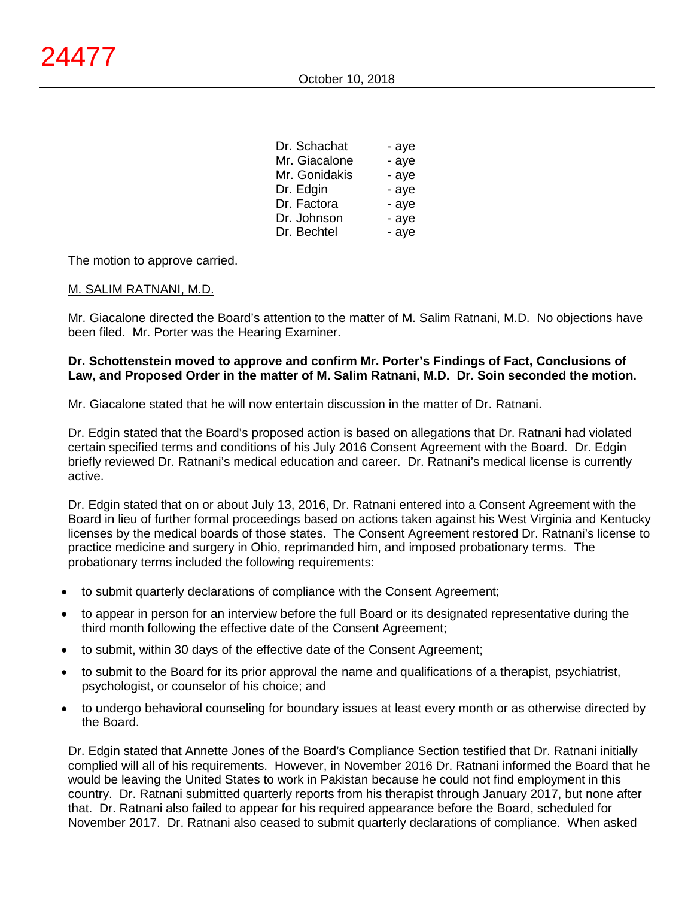| | |
|---|---|
| Dr. Schachat | - aye |
| Mr. Giacalone | - aye |
| Mr. Gonidakis | - aye |
| Dr. Edgin | - aye |
| Dr. Factora | - aye |
| Dr. Johnson | - aye |
| Dr. Bechtel | - aye |

The motion to approve carried.

M. SALIM RATNANI, M.D.

Mr. Giacalone directed the Board's attention to the matter of M. Salim Ratnani, M.D. No objections have been filed. Mr. Porter was the Hearing Examiner.

**Dr. Schottenstein moved to approve and confirm Mr. Porter's Findings of Fact, Conclusions of Law, and Proposed Order in the matter of M. Salim Ratnani, M.D. Dr. Soin seconded the motion.**

Mr. Giacalone stated that he will now entertain discussion in the matter of Dr. Ratnani.

Dr. Edgin stated that the Board's proposed action is based on allegations that Dr. Ratnani had violated certain specified terms and conditions of his July 2016 Consent Agreement with the Board. Dr. Edgin briefly reviewed Dr. Ratnani's medical education and career. Dr. Ratnani's medical license is currently active.

Dr. Edgin stated that on or about July 13, 2016, Dr. Ratnani entered into a Consent Agreement with the Board in lieu of further formal proceedings based on actions taken against his West Virginia and Kentucky licenses by the medical boards of those states. The Consent Agreement restored Dr. Ratnani's license to practice medicine and surgery in Ohio, reprimanded him, and imposed probationary terms. The probationary terms included the following requirements:

- to submit quarterly declarations of compliance with the Consent Agreement;
- to appear in person for an interview before the full Board or its designated representative during the third month following the effective date of the Consent Agreement;
- to submit, within 30 days of the effective date of the Consent Agreement;
- to submit to the Board for its prior approval the name and qualifications of a therapist, psychiatrist, psychologist, or counselor of his choice; and
- to undergo behavioral counseling for boundary issues at least every month or as otherwise directed by the Board.

Dr. Edgin stated that Annette Jones of the Board's Compliance Section testified that Dr. Ratnani initially complied will all of his requirements. However, in November 2016 Dr. Ratnani informed the Board that he would be leaving the United States to work in Pakistan because he could not find employment in this country. Dr. Ratnani submitted quarterly reports from his therapist through January 2017, but none after that. Dr. Ratnani also failed to appear for his required appearance before the Board, scheduled for November 2017. Dr. Ratnani also ceased to submit quarterly declarations of compliance. When asked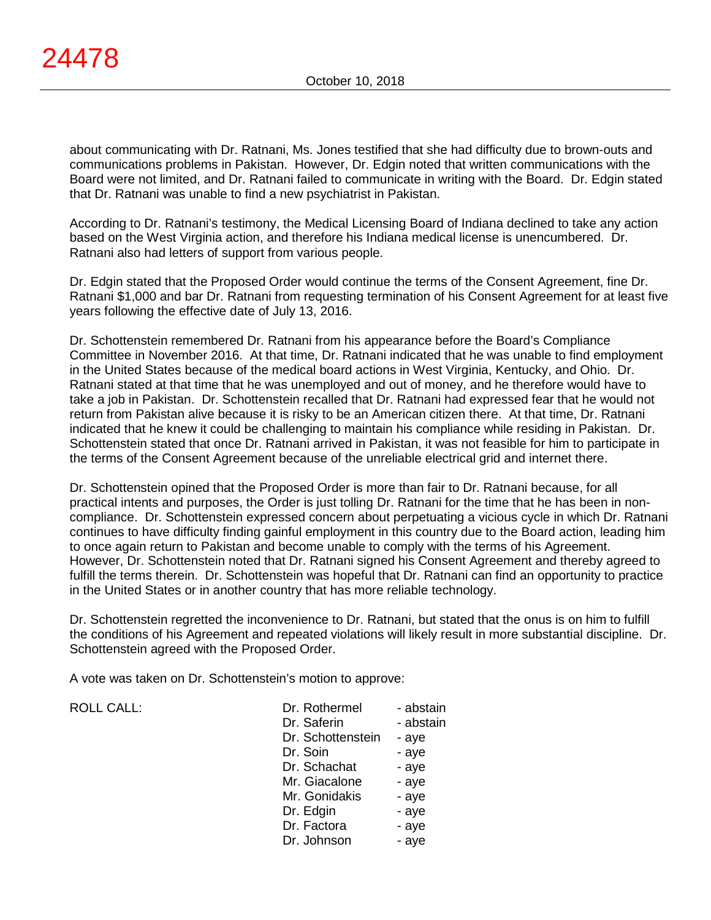about communicating with Dr. Ratnani, Ms. Jones testified that she had difficulty due to brown-outs and communications problems in Pakistan. However, Dr. Edgin noted that written communications with the Board were not limited, and Dr. Ratnani failed to communicate in writing with the Board. Dr. Edgin stated that Dr. Ratnani was unable to find a new psychiatrist in Pakistan.

According to Dr. Ratnani's testimony, the Medical Licensing Board of Indiana declined to take any action based on the West Virginia action, and therefore his Indiana medical license is unencumbered. Dr. Ratnani also had letters of support from various people.

Dr. Edgin stated that the Proposed Order would continue the terms of the Consent Agreement, fine Dr. Ratnani $1,000 and bar Dr. Ratnani from requesting termination of his Consent Agreement for at least five years following the effective date of July 13, 2016.

Dr. Schottenstein remembered Dr. Ratnani from his appearance before the Board's Compliance Committee in November 2016. At that time, Dr. Ratnani indicated that he was unable to find employment in the United States because of the medical board actions in West Virginia, Kentucky, and Ohio. Dr. Ratnani stated at that time that he was unemployed and out of money, and he therefore would have to take a job in Pakistan. Dr. Schottenstein recalled that Dr. Ratnani had expressed fear that he would not return from Pakistan alive because it is risky to be an American citizen there. At that time, Dr. Ratnani indicated that he knew it could be challenging to maintain his compliance while residing in Pakistan. Dr. Schottenstein stated that once Dr. Ratnani arrived in Pakistan, it was not feasible for him to participate in the terms of the Consent Agreement because of the unreliable electrical grid and internet there.

Dr. Schottenstein opined that the Proposed Order is more than fair to Dr. Ratnani because, for all practical intents and purposes, the Order is just tolling Dr. Ratnani for the time that he has been in non-compliance. Dr. Schottenstein expressed concern about perpetuating a vicious cycle in which Dr. Ratnani continues to have difficulty finding gainful employment in this country due to the Board action, leading him to once again return to Pakistan and become unable to comply with the terms of his Agreement. However, Dr. Schottenstein noted that Dr. Ratnani signed his Consent Agreement and thereby agreed to fulfill the terms therein. Dr. Schottenstein was hopeful that Dr. Ratnani can find an opportunity to practice in the United States or in another country that has more reliable technology.

Dr. Schottenstein regretted the inconvenience to Dr. Ratnani, but stated that the onus is on him to fulfill the conditions of his Agreement and repeated violations will likely result in more substantial discipline. Dr. Schottenstein agreed with the Proposed Order.

A vote was taken on Dr. Schottenstein's motion to approve:

| ROLL CALL: | | |
|---|---|---|
| | Dr. Rothermel | - abstain |
| | Dr. Saferin | - abstain |
| | Dr. Schottenstein | - aye |
| | Dr. Soin | - aye |
| | Dr. Schachat | - aye |
| | Mr. Giacalone | - aye |
| | Mr. Gonidakis | - aye |
| | Dr. Edgin | - aye |
| | Dr. Factora | - aye |
| | Dr. Johnson | - aye |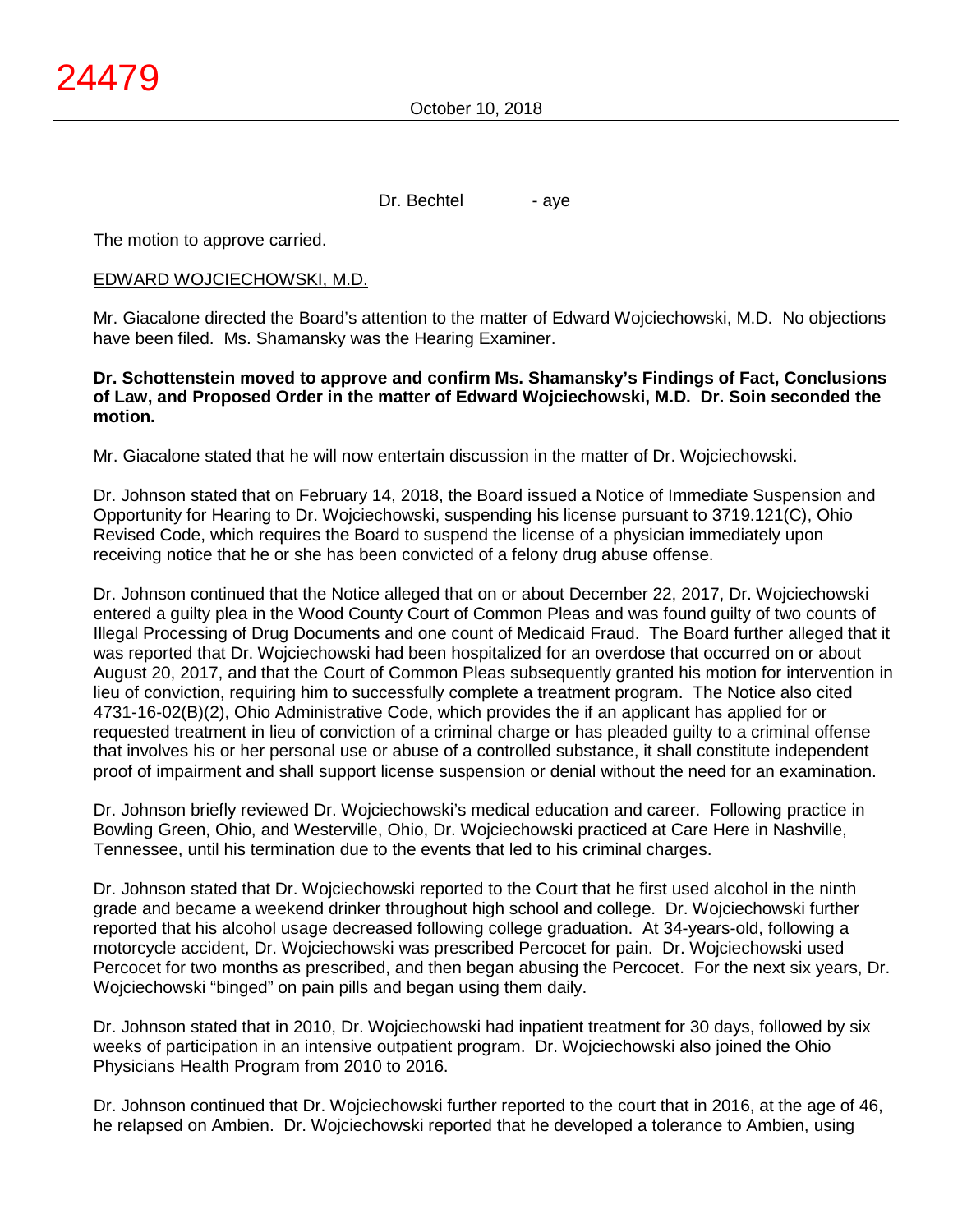Dr. Bechtel - aye

The motion to approve carried.

EDWARD WOJCIECHOWSKI, M.D.

Mr. Giacalone directed the Board's attention to the matter of Edward Wojciechowski, M.D. No objections have been filed. Ms. Shamansky was the Hearing Examiner.

**Dr. Schottenstein moved to approve and confirm Ms. Shamansky's Findings of Fact, Conclusions of Law, and Proposed Order in the matter of Edward Wojciechowski, M.D. Dr. Soin seconded the motion.**

Mr. Giacalone stated that he will now entertain discussion in the matter of Dr. Wojciechowski.

Dr. Johnson stated that on February 14, 2018, the Board issued a Notice of Immediate Suspension and Opportunity for Hearing to Dr. Wojciechowski, suspending his license pursuant to 3719.121(C), Ohio Revised Code, which requires the Board to suspend the license of a physician immediately upon receiving notice that he or she has been convicted of a felony drug abuse offense.

Dr. Johnson continued that the Notice alleged that on or about December 22, 2017, Dr. Wojciechowski entered a guilty plea in the Wood County Court of Common Pleas and was found guilty of two counts of Illegal Processing of Drug Documents and one count of Medicaid Fraud. The Board further alleged that it was reported that Dr. Wojciechowski had been hospitalized for an overdose that occurred on or about August 20, 2017, and that the Court of Common Pleas subsequently granted his motion for intervention in lieu of conviction, requiring him to successfully complete a treatment program. The Notice also cited 4731-16-02(B)(2), Ohio Administrative Code, which provides the if an applicant has applied for or requested treatment in lieu of conviction of a criminal charge or has pleaded guilty to a criminal offense that involves his or her personal use or abuse of a controlled substance, it shall constitute independent proof of impairment and shall support license suspension or denial without the need for an examination.

Dr. Johnson briefly reviewed Dr. Wojciechowski's medical education and career. Following practice in Bowling Green, Ohio, and Westerville, Ohio, Dr. Wojciechowski practiced at Care Here in Nashville, Tennessee, until his termination due to the events that led to his criminal charges.

Dr. Johnson stated that Dr. Wojciechowski reported to the Court that he first used alcohol in the ninth grade and became a weekend drinker throughout high school and college. Dr. Wojciechowski further reported that his alcohol usage decreased following college graduation. At 34-years-old, following a motorcycle accident, Dr. Wojciechowski was prescribed Percocet for pain. Dr. Wojciechowski used Percocet for two months as prescribed, and then began abusing the Percocet. For the next six years, Dr. Wojciechowski "binged" on pain pills and began using them daily.

Dr. Johnson stated that in 2010, Dr. Wojciechowski had inpatient treatment for 30 days, followed by six weeks of participation in an intensive outpatient program. Dr. Wojciechowski also joined the Ohio Physicians Health Program from 2010 to 2016.

Dr. Johnson continued that Dr. Wojciechowski further reported to the court that in 2016, at the age of 46, he relapsed on Ambien. Dr. Wojciechowski reported that he developed a tolerance to Ambien, using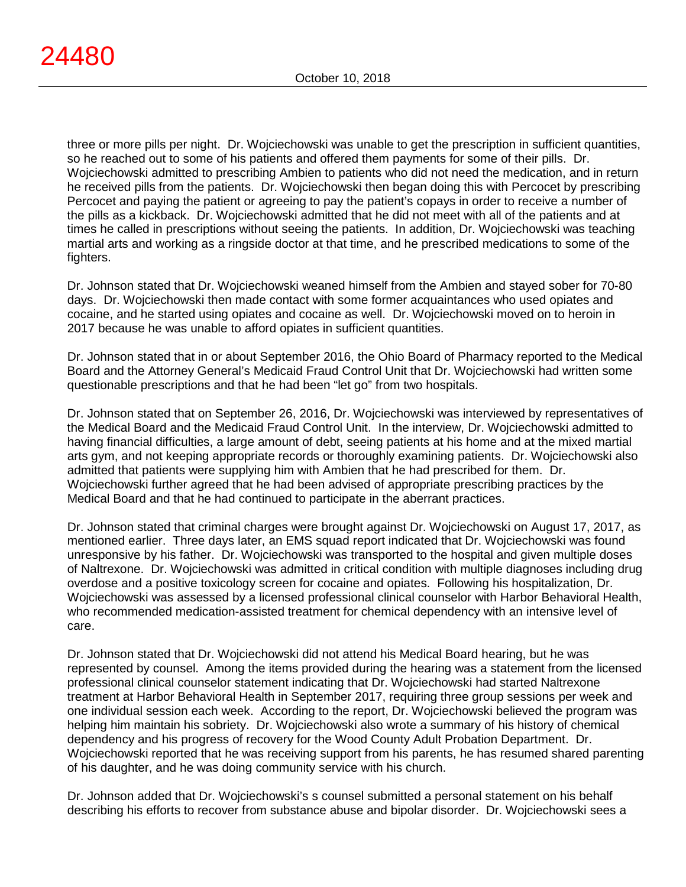three or more pills per night. Dr. Wojciechowski was unable to get the prescription in sufficient quantities, so he reached out to some of his patients and offered them payments for some of their pills. Dr. Wojciechowski admitted to prescribing Ambien to patients who did not need the medication, and in return he received pills from the patients. Dr. Wojciechowski then began doing this with Percocet by prescribing Percocet and paying the patient or agreeing to pay the patient's copays in order to receive a number of the pills as a kickback. Dr. Wojciechowski admitted that he did not meet with all of the patients and at times he called in prescriptions without seeing the patients. In addition, Dr. Wojciechowski was teaching martial arts and working as a ringside doctor at that time, and he prescribed medications to some of the fighters.

Dr. Johnson stated that Dr. Wojciechowski weaned himself from the Ambien and stayed sober for 70-80 days. Dr. Wojciechowski then made contact with some former acquaintances who used opiates and cocaine, and he started using opiates and cocaine as well. Dr. Wojciechowski moved on to heroin in 2017 because he was unable to afford opiates in sufficient quantities.

Dr. Johnson stated that in or about September 2016, the Ohio Board of Pharmacy reported to the Medical Board and the Attorney General's Medicaid Fraud Control Unit that Dr. Wojciechowski had written some questionable prescriptions and that he had been "let go" from two hospitals.

Dr. Johnson stated that on September 26, 2016, Dr. Wojciechowski was interviewed by representatives of the Medical Board and the Medicaid Fraud Control Unit. In the interview, Dr. Wojciechowski admitted to having financial difficulties, a large amount of debt, seeing patients at his home and at the mixed martial arts gym, and not keeping appropriate records or thoroughly examining patients. Dr. Wojciechowski also admitted that patients were supplying him with Ambien that he had prescribed for them. Dr. Wojciechowski further agreed that he had been advised of appropriate prescribing practices by the Medical Board and that he had continued to participate in the aberrant practices.

Dr. Johnson stated that criminal charges were brought against Dr. Wojciechowski on August 17, 2017, as mentioned earlier. Three days later, an EMS squad report indicated that Dr. Wojciechowski was found unresponsive by his father. Dr. Wojciechowski was transported to the hospital and given multiple doses of Naltrexone. Dr. Wojciechowski was admitted in critical condition with multiple diagnoses including drug overdose and a positive toxicology screen for cocaine and opiates. Following his hospitalization, Dr. Wojciechowski was assessed by a licensed professional clinical counselor with Harbor Behavioral Health, who recommended medication-assisted treatment for chemical dependency with an intensive level of care.

Dr. Johnson stated that Dr. Wojciechowski did not attend his Medical Board hearing, but he was represented by counsel. Among the items provided during the hearing was a statement from the licensed professional clinical counselor statement indicating that Dr. Wojciechowski had started Naltrexone treatment at Harbor Behavioral Health in September 2017, requiring three group sessions per week and one individual session each week. According to the report, Dr. Wojciechowski believed the program was helping him maintain his sobriety. Dr. Wojciechowski also wrote a summary of his history of chemical dependency and his progress of recovery for the Wood County Adult Probation Department. Dr. Wojciechowski reported that he was receiving support from his parents, he has resumed shared parenting of his daughter, and he was doing community service with his church.

Dr. Johnson added that Dr. Wojciechowski's s counsel submitted a personal statement on his behalf describing his efforts to recover from substance abuse and bipolar disorder. Dr. Wojciechowski sees a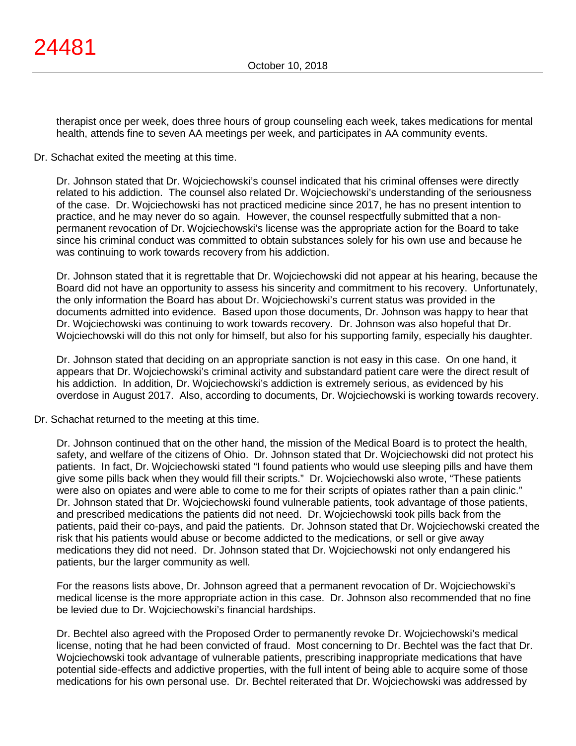therapist once per week, does three hours of group counseling each week, takes medications for mental health, attends fine to seven AA meetings per week, and participates in AA community events.

Dr. Schachat exited the meeting at this time.

Dr. Johnson stated that Dr. Wojciechowski's counsel indicated that his criminal offenses were directly related to his addiction. The counsel also related Dr. Wojciechowski's understanding of the seriousness of the case. Dr. Wojciechowski has not practiced medicine since 2017, he has no present intention to practice, and he may never do so again. However, the counsel respectfully submitted that a non-permanent revocation of Dr. Wojciechowski's license was the appropriate action for the Board to take since his criminal conduct was committed to obtain substances solely for his own use and because he was continuing to work towards recovery from his addiction.

Dr. Johnson stated that it is regrettable that Dr. Wojciechowski did not appear at his hearing, because the Board did not have an opportunity to assess his sincerity and commitment to his recovery. Unfortunately, the only information the Board has about Dr. Wojciechowski's current status was provided in the documents admitted into evidence. Based upon those documents, Dr. Johnson was happy to hear that Dr. Wojciechowski was continuing to work towards recovery. Dr. Johnson was also hopeful that Dr. Wojciechowski will do this not only for himself, but also for his supporting family, especially his daughter.

Dr. Johnson stated that deciding on an appropriate sanction is not easy in this case. On one hand, it appears that Dr. Wojciechowski's criminal activity and substandard patient care were the direct result of his addiction. In addition, Dr. Wojciechowski's addiction is extremely serious, as evidenced by his overdose in August 2017. Also, according to documents, Dr. Wojciechowski is working towards recovery.

Dr. Schachat returned to the meeting at this time.

Dr. Johnson continued that on the other hand, the mission of the Medical Board is to protect the health, safety, and welfare of the citizens of Ohio. Dr. Johnson stated that Dr. Wojciechowski did not protect his patients. In fact, Dr. Wojciechowski stated "I found patients who would use sleeping pills and have them give some pills back when they would fill their scripts." Dr. Wojciechowski also wrote, "These patients were also on opiates and were able to come to me for their scripts of opiates rather than a pain clinic." Dr. Johnson stated that Dr. Wojciechowski found vulnerable patients, took advantage of those patients, and prescribed medications the patients did not need. Dr. Wojciechowski took pills back from the patients, paid their co-pays, and paid the patients. Dr. Johnson stated that Dr. Wojciechowski created the risk that his patients would abuse or become addicted to the medications, or sell or give away medications they did not need. Dr. Johnson stated that Dr. Wojciechowski not only endangered his patients, bur the larger community as well.

For the reasons lists above, Dr. Johnson agreed that a permanent revocation of Dr. Wojciechowski's medical license is the more appropriate action in this case. Dr. Johnson also recommended that no fine be levied due to Dr. Wojciechowski's financial hardships.

Dr. Bechtel also agreed with the Proposed Order to permanently revoke Dr. Wojciechowski's medical license, noting that he had been convicted of fraud. Most concerning to Dr. Bechtel was the fact that Dr. Wojciechowski took advantage of vulnerable patients, prescribing inappropriate medications that have potential side-effects and addictive properties, with the full intent of being able to acquire some of those medications for his own personal use. Dr. Bechtel reiterated that Dr. Wojciechowski was addressed by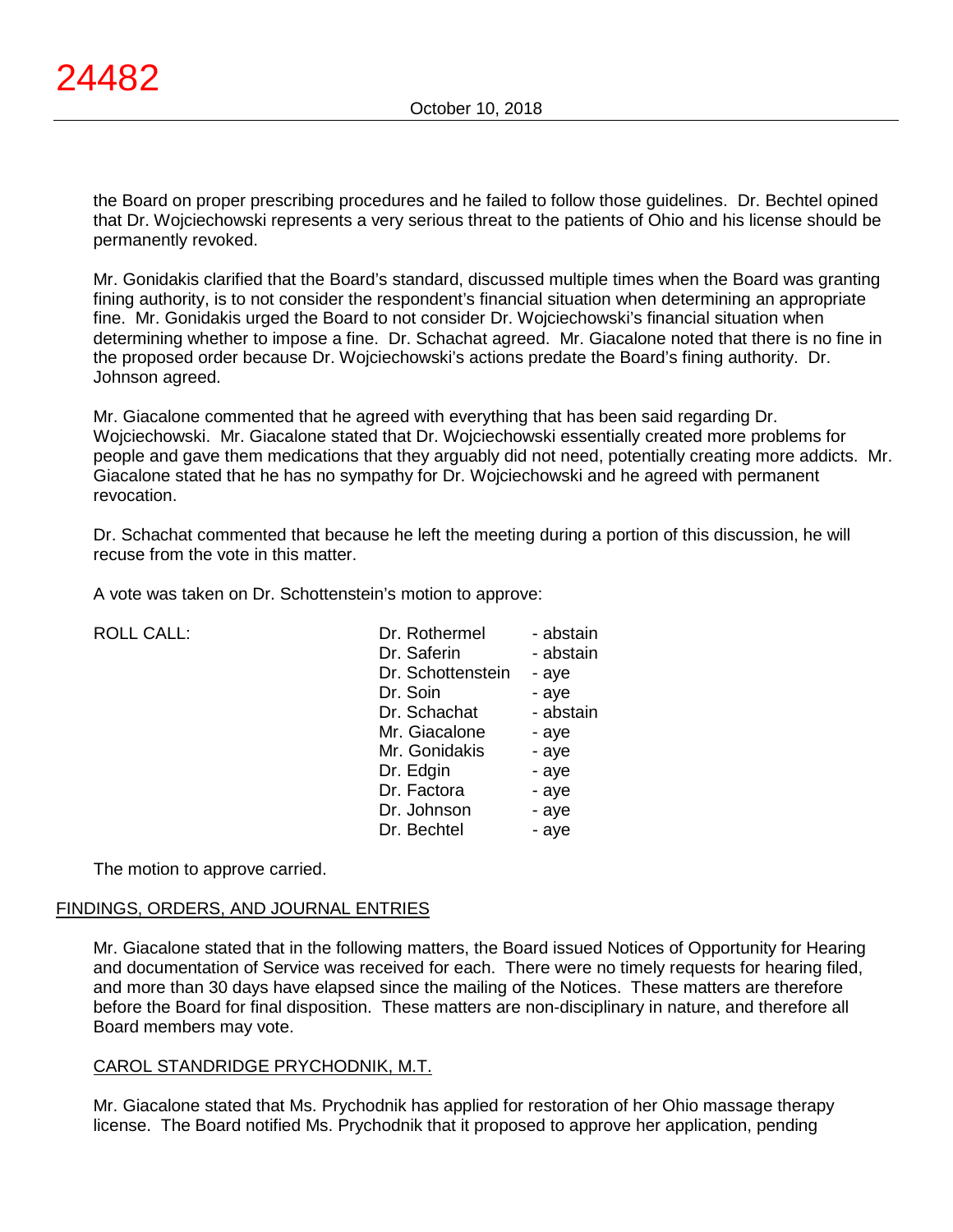the Board on proper prescribing procedures and he failed to follow those guidelines. Dr. Bechtel opined that Dr. Wojciechowski represents a very serious threat to the patients of Ohio and his license should be permanently revoked.

Mr. Gonidakis clarified that the Board's standard, discussed multiple times when the Board was granting fining authority, is to not consider the respondent's financial situation when determining an appropriate fine. Mr. Gonidakis urged the Board to not consider Dr. Wojciechowski's financial situation when determining whether to impose a fine. Dr. Schachat agreed. Mr. Giacalone noted that there is no fine in the proposed order because Dr. Wojciechowski's actions predate the Board's fining authority. Dr. Johnson agreed.

Mr. Giacalone commented that he agreed with everything that has been said regarding Dr. Wojciechowski. Mr. Giacalone stated that Dr. Wojciechowski essentially created more problems for people and gave them medications that they arguably did not need, potentially creating more addicts. Mr. Giacalone stated that he has no sympathy for Dr. Wojciechowski and he agreed with permanent revocation.

Dr. Schachat commented that because he left the meeting during a portion of this discussion, he will recuse from the vote in this matter.

A vote was taken on Dr. Schottenstein's motion to approve:

| ROLL CALL: | | |
|---|---|---|
| | Dr. Rothermel | - abstain |
| | Dr. Saferin | - abstain |
| | Dr. Schottenstein | - aye |
| | Dr. Soin | - aye |
| | Dr. Schachat | - abstain |
| | Mr. Giacalone | - aye |
| | Mr. Gonidakis | - aye |
| | Dr. Edgin | - aye |
| | Dr. Factora | - aye |
| | Dr. Johnson | - aye |
| | Dr. Bechtel | - aye |

The motion to approve carried.

FINDINGS, ORDERS, AND JOURNAL ENTRIES

Mr. Giacalone stated that in the following matters, the Board issued Notices of Opportunity for Hearing and documentation of Service was received for each. There were no timely requests for hearing filed, and more than 30 days have elapsed since the mailing of the Notices. These matters are therefore before the Board for final disposition. These matters are non-disciplinary in nature, and therefore all Board members may vote.

CAROL STANDRIDGE PRYCHODNIK, M.T.

Mr. Giacalone stated that Ms. Prychodnik has applied for restoration of her Ohio massage therapy license. The Board notified Ms. Prychodnik that it proposed to approve her application, pending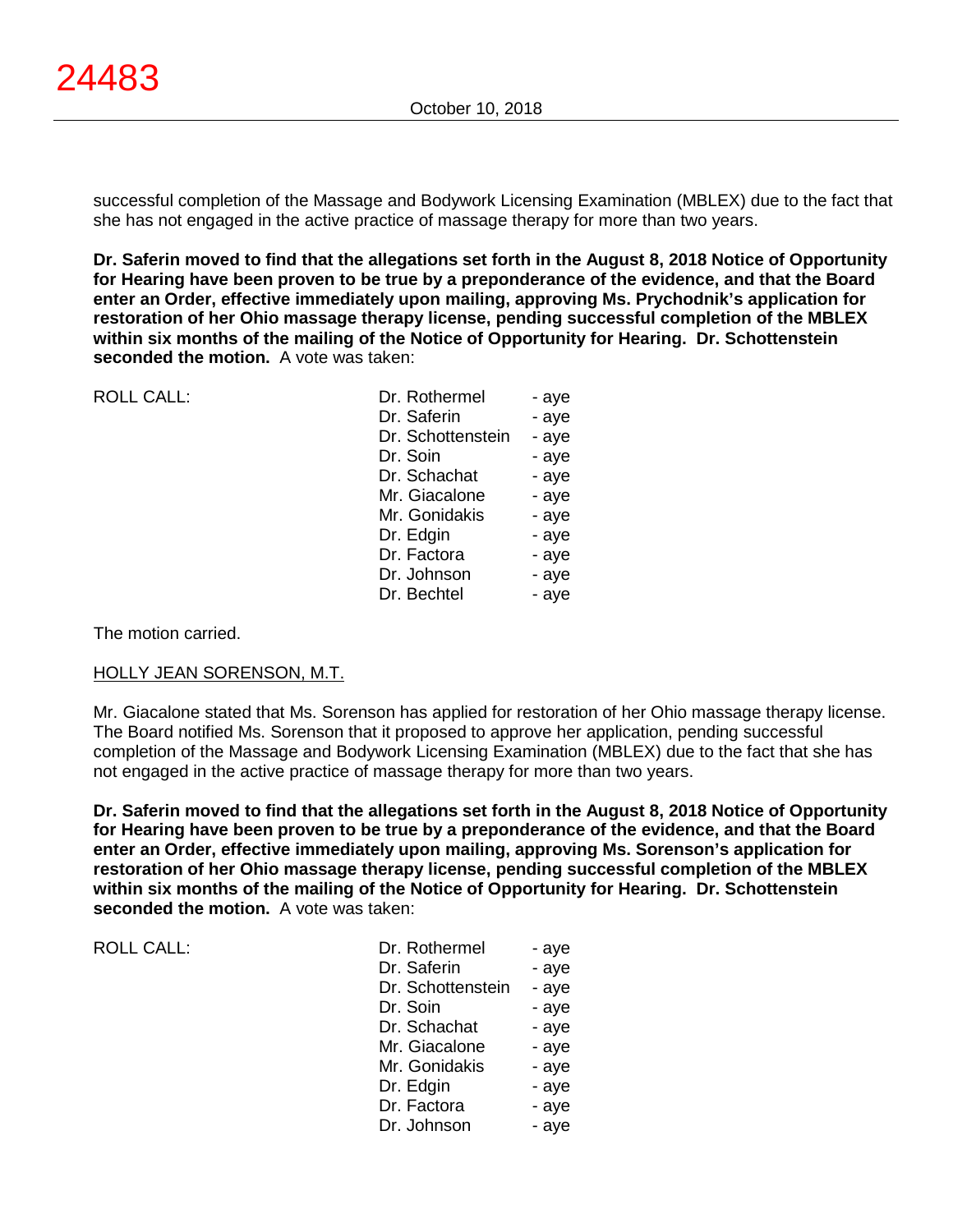successful completion of the Massage and Bodywork Licensing Examination (MBLEX) due to the fact that she has not engaged in the active practice of massage therapy for more than two years.

**Dr. Saferin moved to find that the allegations set forth in the August 8, 2018 Notice of Opportunity for Hearing have been proven to be true by a preponderance of the evidence, and that the Board enter an Order, effective immediately upon mailing, approving Ms. Prychodnik's application for restoration of her Ohio massage therapy license, pending successful completion of the MBLEX within six months of the mailing of the Notice of Opportunity for Hearing. Dr. Schottenstein seconded the motion.** A vote was taken:

| ROLL CALL: | | |
|---|---|---|
| | Dr. Rothermel | - aye |
| | Dr. Saferin | - aye |
| | Dr. Schottenstein | - aye |
| | Dr. Soin | - aye |
| | Dr. Schachat | - aye |
| | Mr. Giacalone | - aye |
| | Mr. Gonidakis | - aye |
| | Dr. Edgin | - aye |
| | Dr. Factora | - aye |
| | Dr. Johnson | - aye |
| | Dr. Bechtel | - aye |

The motion carried.

HOLLY JEAN SORENSON, M.T.

Mr. Giacalone stated that Ms. Sorenson has applied for restoration of her Ohio massage therapy license. The Board notified Ms. Sorenson that it proposed to approve her application, pending successful completion of the Massage and Bodywork Licensing Examination (MBLEX) due to the fact that she has not engaged in the active practice of massage therapy for more than two years.

**Dr. Saferin moved to find that the allegations set forth in the August 8, 2018 Notice of Opportunity for Hearing have been proven to be true by a preponderance of the evidence, and that the Board enter an Order, effective immediately upon mailing, approving Ms. Sorenson's application for restoration of her Ohio massage therapy license, pending successful completion of the MBLEX within six months of the mailing of the Notice of Opportunity for Hearing. Dr. Schottenstein seconded the motion.** A vote was taken:

| ROLL CALL: | | |
|---|---|---|
| | Dr. Rothermel | - aye |
| | Dr. Saferin | - aye |
| | Dr. Schottenstein | - aye |
| | Dr. Soin | - aye |
| | Dr. Schachat | - aye |
| | Mr. Giacalone | - aye |
| | Mr. Gonidakis | - aye |
| | Dr. Edgin | - aye |
| | Dr. Factora | - aye |
| | Dr. Johnson | - aye |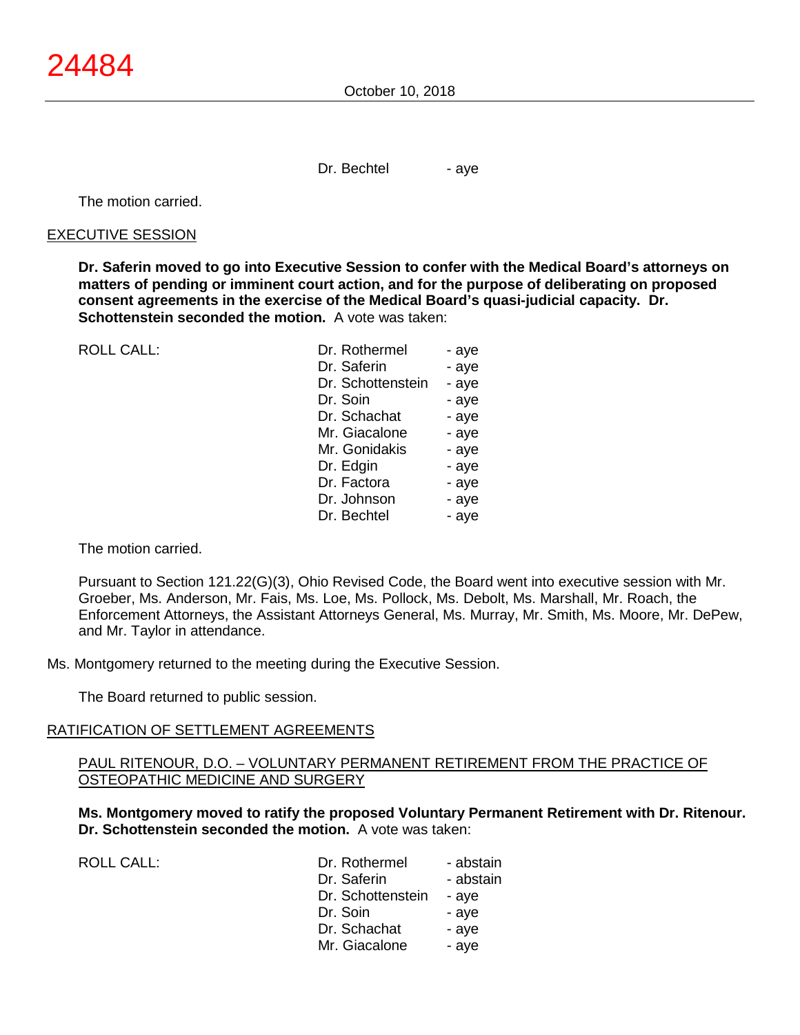Dr. Bechtel - aye

The motion carried.

EXECUTIVE SESSION

**Dr. Saferin moved to go into Executive Session to confer with the Medical Board's attorneys on matters of pending or imminent court action, and for the purpose of deliberating on proposed consent agreements in the exercise of the Medical Board's quasi-judicial capacity. Dr. Schottenstein seconded the motion.** A vote was taken:

| ROLL CALL: | | |
|---|---|---|
| | Dr. Rothermel | - aye |
| | Dr. Saferin | - aye |
| | Dr. Schottenstein | - aye |
| | Dr. Soin | - aye |
| | Dr. Schachat | - aye |
| | Mr. Giacalone | - aye |
| | Mr. Gonidakis | - aye |
| | Dr. Edgin | - aye |
| | Dr. Factora | - aye |
| | Dr. Johnson | - aye |
| | Dr. Bechtel | - aye |

The motion carried.

Pursuant to Section 121.22(G)(3), Ohio Revised Code, the Board went into executive session with Mr. Groeber, Ms. Anderson, Mr. Fais, Ms. Loe, Ms. Pollock, Ms. Debolt, Ms. Marshall, Mr. Roach, the Enforcement Attorneys, the Assistant Attorneys General, Ms. Murray, Mr. Smith, Ms. Moore, Mr. DePew, and Mr. Taylor in attendance.

Ms. Montgomery returned to the meeting during the Executive Session.

The Board returned to public session.

RATIFICATION OF SETTLEMENT AGREEMENTS

PAUL RITENOUR, D.O. – VOLUNTARY PERMANENT RETIREMENT FROM THE PRACTICE OF OSTEOPATHIC MEDICINE AND SURGERY

**Ms. Montgomery moved to ratify the proposed Voluntary Permanent Retirement with Dr. Ritenour. Dr. Schottenstein seconded the motion.** A vote was taken:

| ROLL CALL: | | |
|---|---|---|
| | Dr. Rothermel | - abstain |
| | Dr. Saferin | - abstain |
| | Dr. Schottenstein | - aye |
| | Dr. Soin | - aye |
| | Dr. Schachat | - aye |
| | Mr. Giacalone | - aye |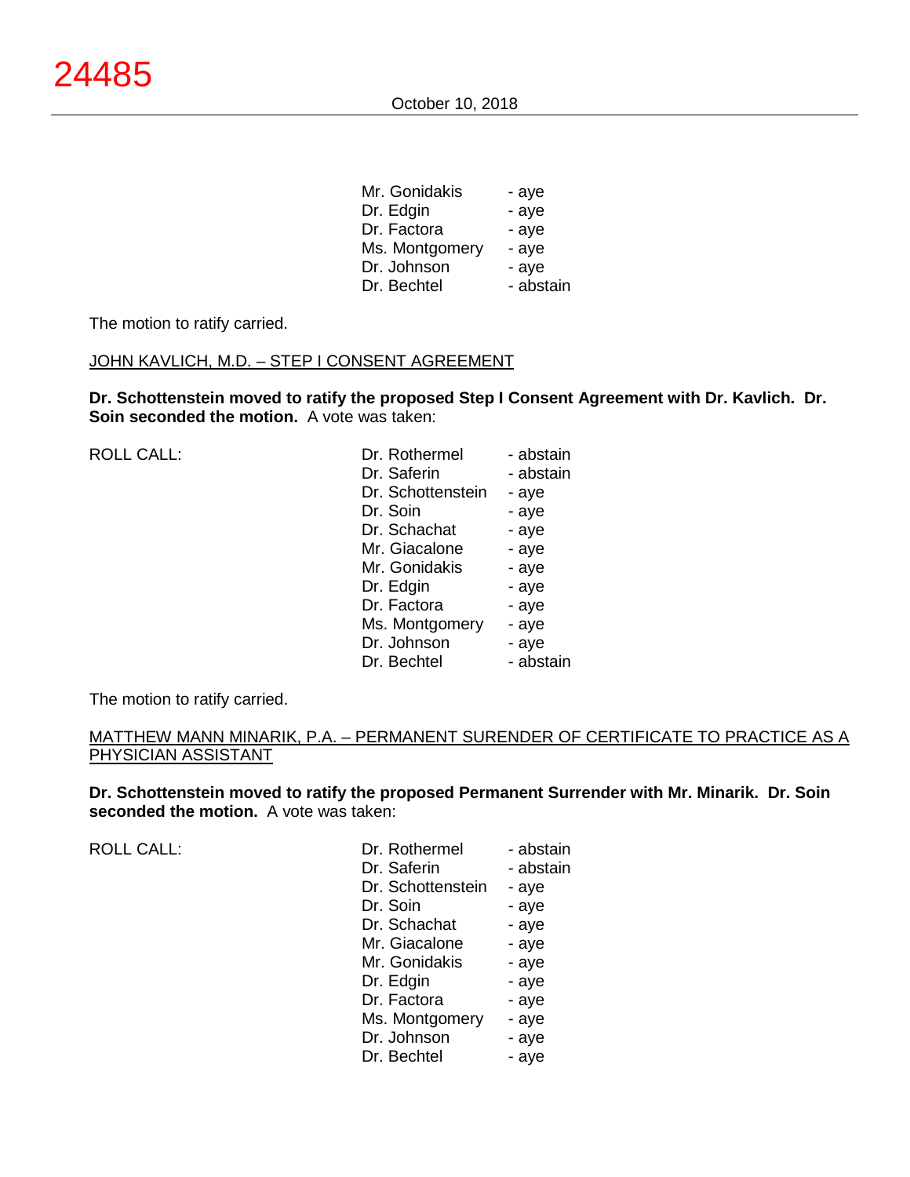| | |
|---|---|
| Mr. Gonidakis | - aye |
| Dr. Edgin | - aye |
| Dr. Factora | - aye |
| Ms. Montgomery | - aye |
| Dr. Johnson | - aye |
| Dr. Bechtel | - abstain |

The motion to ratify carried.

JOHN KAVLICH, M.D. – STEP I CONSENT AGREEMENT

**Dr. Schottenstein moved to ratify the proposed Step I Consent Agreement with Dr. Kavlich. Dr. Soin seconded the motion.** A vote was taken:

ROLL CALL:

| | |
|---|---|
| Dr. Rothermel | - abstain |
| Dr. Saferin | - abstain |
| Dr. Schottenstein | - aye |
| Dr. Soin | - aye |
| Dr. Schachat | - aye |
| Mr. Giacalone | - aye |
| Mr. Gonidakis | - aye |
| Dr. Edgin | - aye |
| Dr. Factora | - aye |
| Ms. Montgomery | - aye |
| Dr. Johnson | - aye |
| Dr. Bechtel | - abstain |

The motion to ratify carried.

MATTHEW MANN MINARIK, P.A. – PERMANENT SURENDER OF CERTIFICATE TO PRACTICE AS A PHYSICIAN ASSISTANT

**Dr. Schottenstein moved to ratify the proposed Permanent Surrender with Mr. Minarik. Dr. Soin seconded the motion.** A vote was taken:

ROLL CALL:

| | |
|---|---|
| Dr. Rothermel | - abstain |
| Dr. Saferin | - abstain |
| Dr. Schottenstein | - aye |
| Dr. Soin | - aye |
| Dr. Schachat | - aye |
| Mr. Giacalone | - aye |
| Mr. Gonidakis | - aye |
| Dr. Edgin | - aye |
| Dr. Factora | - aye |
| Ms. Montgomery | - aye |
| Dr. Johnson | - aye |
| Dr. Bechtel | - aye |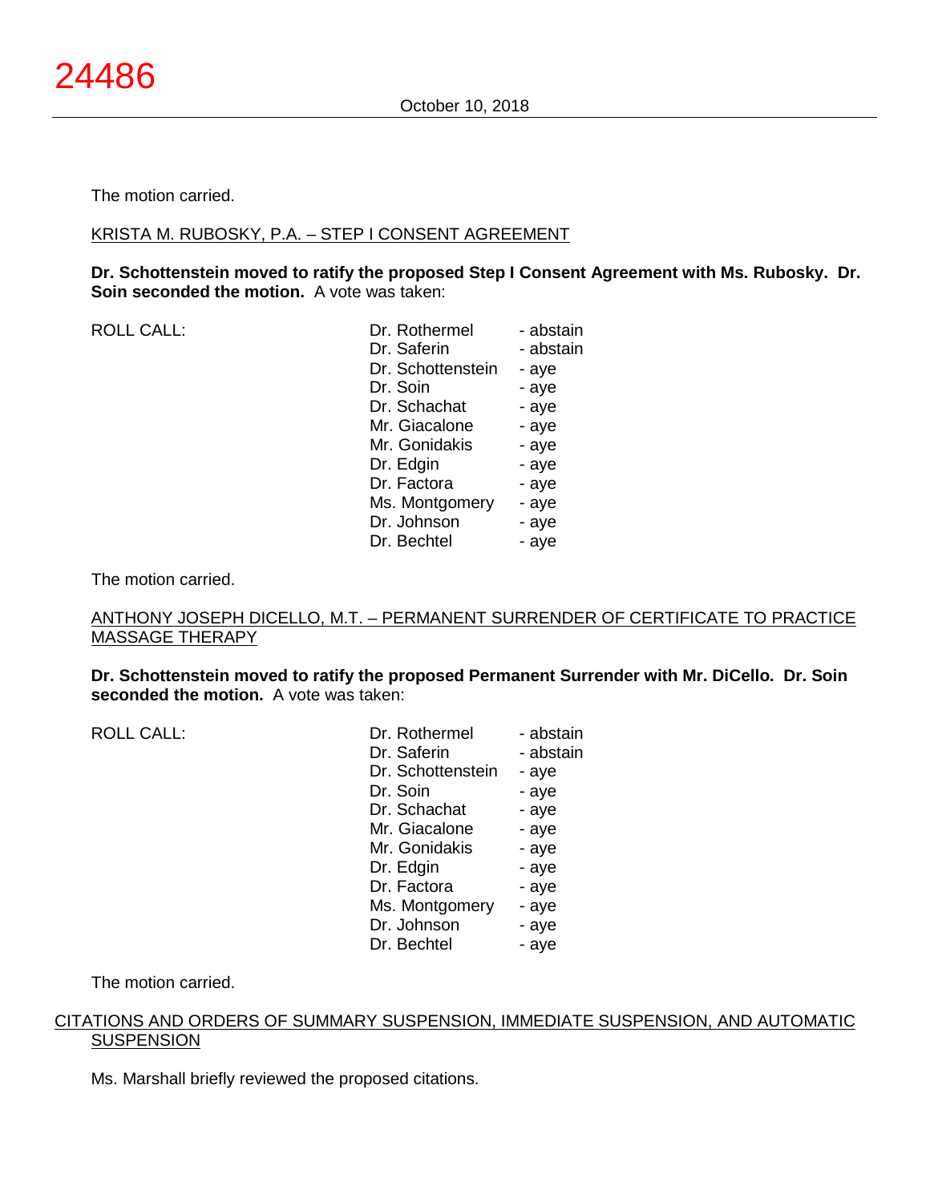The motion carried.

KRISTA M. RUBOSKY, P.A. – STEP I CONSENT AGREEMENT

**Dr. Schottenstein moved to ratify the proposed Step I Consent Agreement with Ms. Rubosky. Dr. Soin seconded the motion.** A vote was taken:

| ROLL CALL: | | |
|---|---|---|
| | Dr. Rothermel | - abstain |
| | Dr. Saferin | - abstain |
| | Dr. Schottenstein | - aye |
| | Dr. Soin | - aye |
| | Dr. Schachat | - aye |
| | Mr. Giacalone | - aye |
| | Mr. Gonidakis | - aye |
| | Dr. Edgin | - aye |
| | Dr. Factora | - aye |
| | Ms. Montgomery | - aye |
| | Dr. Johnson | - aye |
| | Dr. Bechtel | - aye |

The motion carried.

ANTHONY JOSEPH DICELLO, M.T. – PERMANENT SURRENDER OF CERTIFICATE TO PRACTICE MASSAGE THERAPY

**Dr. Schottenstein moved to ratify the proposed Permanent Surrender with Mr. DiCello. Dr. Soin seconded the motion.** A vote was taken:

| ROLL CALL: | | |
|---|---|---|
| | Dr. Rothermel | - abstain |
| | Dr. Saferin | - abstain |
| | Dr. Schottenstein | - aye |
| | Dr. Soin | - aye |
| | Dr. Schachat | - aye |
| | Mr. Giacalone | - aye |
| | Mr. Gonidakis | - aye |
| | Dr. Edgin | - aye |
| | Dr. Factora | - aye |
| | Ms. Montgomery | - aye |
| | Dr. Johnson | - aye |
| | Dr. Bechtel | - aye |

The motion carried.

CITATIONS AND ORDERS OF SUMMARY SUSPENSION, IMMEDIATE SUSPENSION, AND AUTOMATIC SUSPENSION

Ms. Marshall briefly reviewed the proposed citations.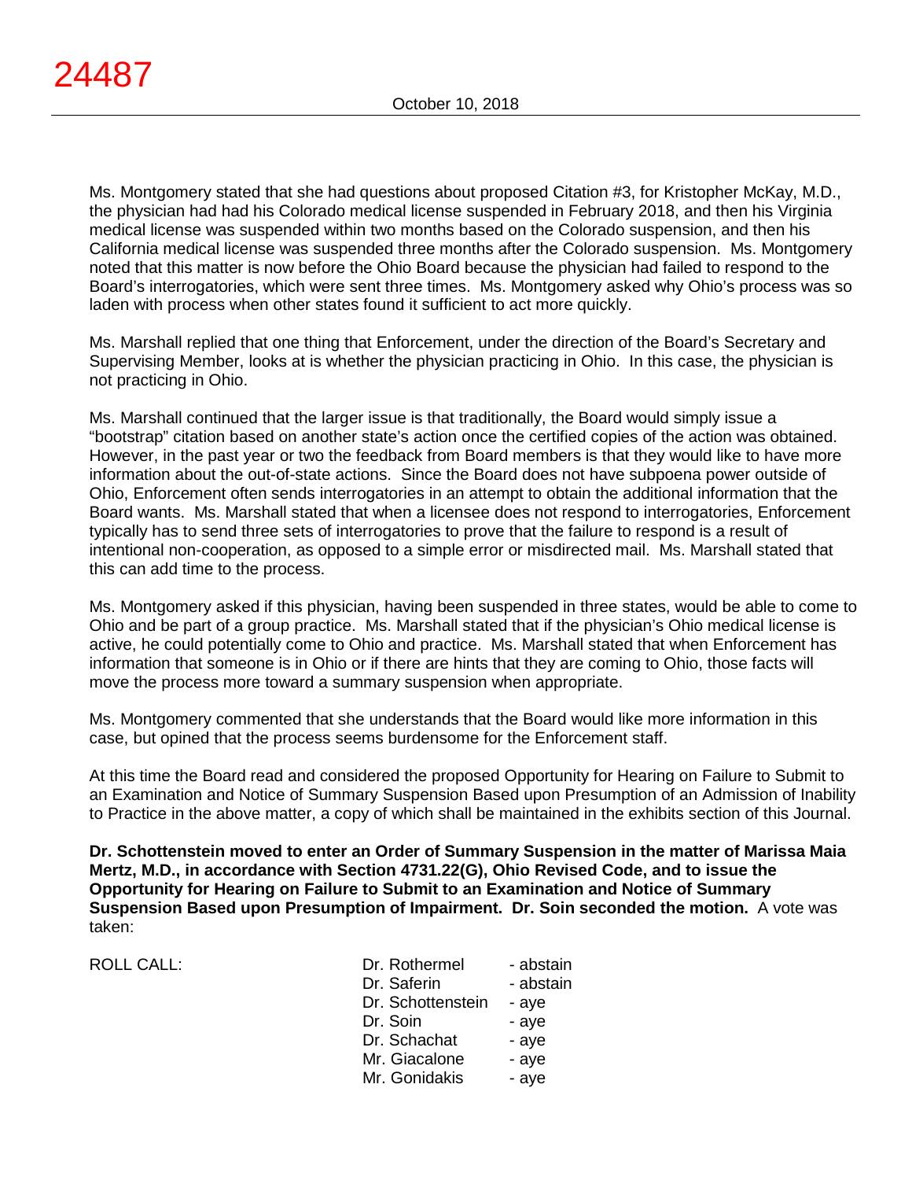Ms. Montgomery stated that she had questions about proposed Citation #3, for Kristopher McKay, M.D., the physician had had his Colorado medical license suspended in February 2018, and then his Virginia medical license was suspended within two months based on the Colorado suspension, and then his California medical license was suspended three months after the Colorado suspension. Ms. Montgomery noted that this matter is now before the Ohio Board because the physician had failed to respond to the Board's interrogatories, which were sent three times. Ms. Montgomery asked why Ohio's process was so laden with process when other states found it sufficient to act more quickly.

Ms. Marshall replied that one thing that Enforcement, under the direction of the Board's Secretary and Supervising Member, looks at is whether the physician practicing in Ohio. In this case, the physician is not practicing in Ohio.

Ms. Marshall continued that the larger issue is that traditionally, the Board would simply issue a "bootstrap" citation based on another state's action once the certified copies of the action was obtained. However, in the past year or two the feedback from Board members is that they would like to have more information about the out-of-state actions. Since the Board does not have subpoena power outside of Ohio, Enforcement often sends interrogatories in an attempt to obtain the additional information that the Board wants. Ms. Marshall stated that when a licensee does not respond to interrogatories, Enforcement typically has to send three sets of interrogatories to prove that the failure to respond is a result of intentional non-cooperation, as opposed to a simple error or misdirected mail. Ms. Marshall stated that this can add time to the process.

Ms. Montgomery asked if this physician, having been suspended in three states, would be able to come to Ohio and be part of a group practice. Ms. Marshall stated that if the physician's Ohio medical license is active, he could potentially come to Ohio and practice. Ms. Marshall stated that when Enforcement has information that someone is in Ohio or if there are hints that they are coming to Ohio, those facts will move the process more toward a summary suspension when appropriate.

Ms. Montgomery commented that she understands that the Board would like more information in this case, but opined that the process seems burdensome for the Enforcement staff.

At this time the Board read and considered the proposed Opportunity for Hearing on Failure to Submit to an Examination and Notice of Summary Suspension Based upon Presumption of an Admission of Inability to Practice in the above matter, a copy of which shall be maintained in the exhibits section of this Journal.

**Dr. Schottenstein moved to enter an Order of Summary Suspension in the matter of Marissa Maia Mertz, M.D., in accordance with Section 4731.22(G), Ohio Revised Code, and to issue the Opportunity for Hearing on Failure to Submit to an Examination and Notice of Summary Suspension Based upon Presumption of Impairment. Dr. Soin seconded the motion.** A vote was taken:

| ROLL CALL: | Dr. Rothermel | - abstain |
|---|---|---|
| | Dr. Saferin | - abstain |
| | Dr. Schottenstein | - aye |
| | Dr. Soin | - aye |
| | Dr. Schachat | - aye |
| | Mr. Giacalone | - aye |
| | Mr. Gonidakis | - aye |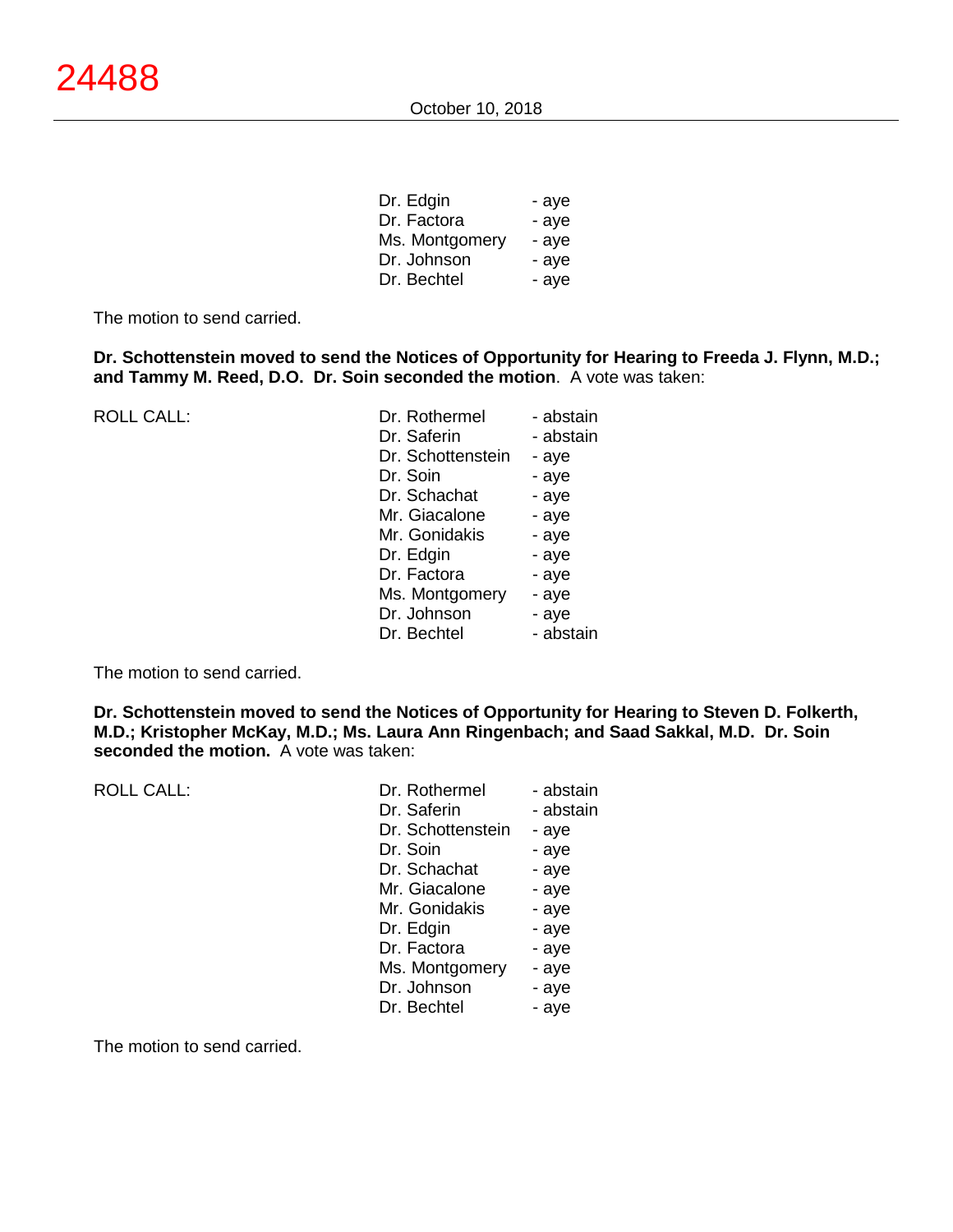| | |
|---|---|
| Dr. Edgin | - aye |
| Dr. Factora | - aye |
| Ms. Montgomery | - aye |
| Dr. Johnson | - aye |
| Dr. Bechtel | - aye |

The motion to send carried.

**Dr. Schottenstein moved to send the Notices of Opportunity for Hearing to Freeda J. Flynn, M.D.; and Tammy M. Reed, D.O. Dr. Soin seconded the motion**. A vote was taken:

| ROLL CALL: | | |
|---|---|---|
| | Dr. Rothermel | - abstain |
| | Dr. Saferin | - abstain |
| | Dr. Schottenstein | - aye |
| | Dr. Soin | - aye |
| | Dr. Schachat | - aye |
| | Mr. Giacalone | - aye |
| | Mr. Gonidakis | - aye |
| | Dr. Edgin | - aye |
| | Dr. Factora | - aye |
| | Ms. Montgomery | - aye |
| | Dr. Johnson | - aye |
| | Dr. Bechtel | - abstain |

The motion to send carried.

**Dr. Schottenstein moved to send the Notices of Opportunity for Hearing to Steven D. Folkerth, M.D.; Kristopher McKay, M.D.; Ms. Laura Ann Ringenbach; and Saad Sakkal, M.D. Dr. Soin seconded the motion.** A vote was taken:

| ROLL CALL: | | |
|---|---|---|
| | Dr. Rothermel | - abstain |
| | Dr. Saferin | - abstain |
| | Dr. Schottenstein | - aye |
| | Dr. Soin | - aye |
| | Dr. Schachat | - aye |
| | Mr. Giacalone | - aye |
| | Mr. Gonidakis | - aye |
| | Dr. Edgin | - aye |
| | Dr. Factora | - aye |
| | Ms. Montgomery | - aye |
| | Dr. Johnson | - aye |
| | Dr. Bechtel | - aye |

The motion to send carried.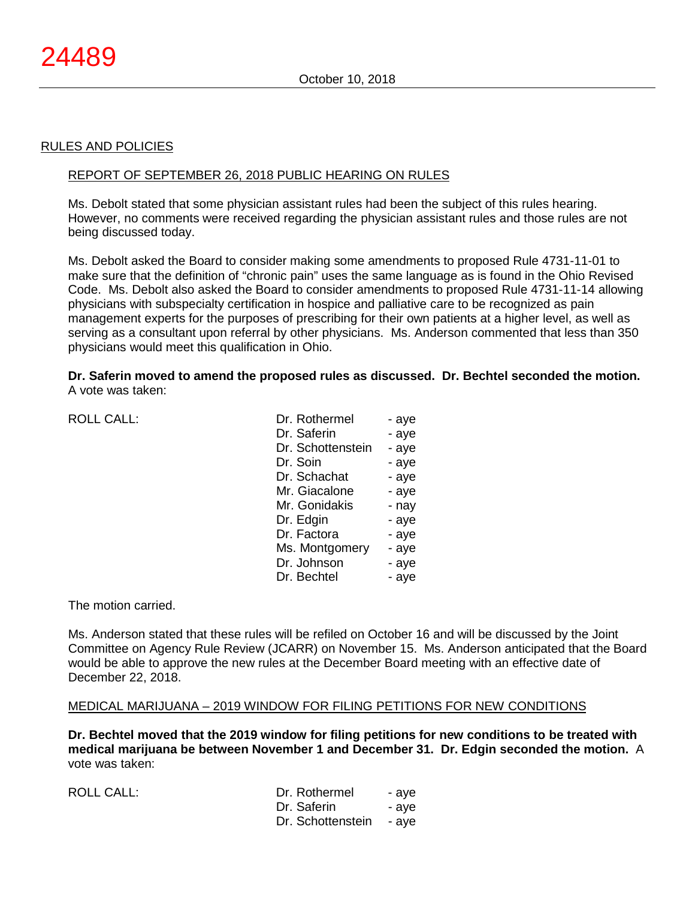## RULES AND POLICIES

### REPORT OF SEPTEMBER 26, 2018 PUBLIC HEARING ON RULES

Ms. Debolt stated that some physician assistant rules had been the subject of this rules hearing. However, no comments were received regarding the physician assistant rules and those rules are not being discussed today.

Ms. Debolt asked the Board to consider making some amendments to proposed Rule 4731-11-01 to make sure that the definition of "chronic pain" uses the same language as is found in the Ohio Revised Code. Ms. Debolt also asked the Board to consider amendments to proposed Rule 4731-11-14 allowing physicians with subspecialty certification in hospice and palliative care to be recognized as pain management experts for the purposes of prescribing for their own patients at a higher level, as well as serving as a consultant upon referral by other physicians. Ms. Anderson commented that less than 350 physicians would meet this qualification in Ohio.

**Dr. Saferin moved to amend the proposed rules as discussed. Dr. Bechtel seconded the motion.** A vote was taken:

| ROLL CALL: | | |
|---|---|---|
| | Dr. Rothermel | - aye |
| | Dr. Saferin | - aye |
| | Dr. Schottenstein | - aye |
| | Dr. Soin | - aye |
| | Dr. Schachat | - aye |
| | Mr. Giacalone | - aye |
| | Mr. Gonidakis | - nay |
| | Dr. Edgin | - aye |
| | Dr. Factora | - aye |
| | Ms. Montgomery | - aye |
| | Dr. Johnson | - aye |
| | Dr. Bechtel | - aye |

The motion carried.

Ms. Anderson stated that these rules will be refiled on October 16 and will be discussed by the Joint Committee on Agency Rule Review (JCARR) on November 15. Ms. Anderson anticipated that the Board would be able to approve the new rules at the December Board meeting with an effective date of December 22, 2018.

### MEDICAL MARIJUANA – 2019 WINDOW FOR FILING PETITIONS FOR NEW CONDITIONS

**Dr. Bechtel moved that the 2019 window for filing petitions for new conditions to be treated with medical marijuana be between November 1 and December 31. Dr. Edgin seconded the motion.** A vote was taken:

| ROLL CALL: | | |
|---|---|---|
| | Dr. Rothermel | - aye |
| | Dr. Saferin | - aye |
| | Dr. Schottenstein | - aye |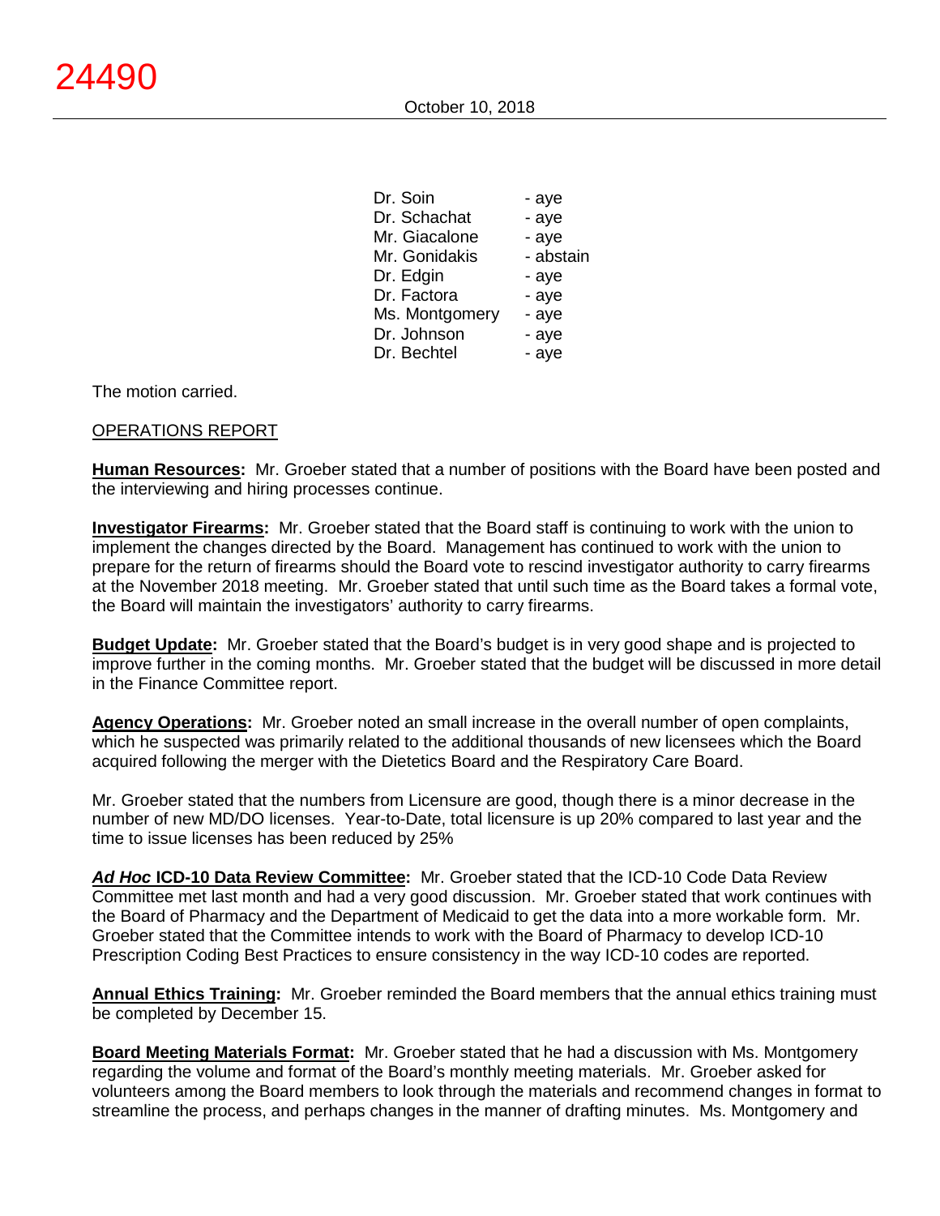| | |
|---|---|
| Dr. Soin | - aye |
| Dr. Schachat | - aye |
| Mr. Giacalone | - aye |
| Mr. Gonidakis | - abstain |
| Dr. Edgin | - aye |
| Dr. Factora | - aye |
| Ms. Montgomery | - aye |
| Dr. Johnson | - aye |
| Dr. Bechtel | - aye |

The motion carried.

OPERATIONS REPORT

**Human Resources:** Mr. Groeber stated that a number of positions with the Board have been posted and the interviewing and hiring processes continue.

**Investigator Firearms:** Mr. Groeber stated that the Board staff is continuing to work with the union to implement the changes directed by the Board. Management has continued to work with the union to prepare for the return of firearms should the Board vote to rescind investigator authority to carry firearms at the November 2018 meeting. Mr. Groeber stated that until such time as the Board takes a formal vote, the Board will maintain the investigators' authority to carry firearms.

**Budget Update:** Mr. Groeber stated that the Board's budget is in very good shape and is projected to improve further in the coming months. Mr. Groeber stated that the budget will be discussed in more detail in the Finance Committee report.

**Agency Operations:** Mr. Groeber noted an small increase in the overall number of open complaints, which he suspected was primarily related to the additional thousands of new licensees which the Board acquired following the merger with the Dietetics Board and the Respiratory Care Board.

Mr. Groeber stated that the numbers from Licensure are good, though there is a minor decrease in the number of new MD/DO licenses. Year-to-Date, total licensure is up 20% compared to last year and the time to issue licenses has been reduced by 25%

***Ad Hoc* ICD-10 Data Review Committee:** Mr. Groeber stated that the ICD-10 Code Data Review Committee met last month and had a very good discussion. Mr. Groeber stated that work continues with the Board of Pharmacy and the Department of Medicaid to get the data into a more workable form. Mr. Groeber stated that the Committee intends to work with the Board of Pharmacy to develop ICD-10 Prescription Coding Best Practices to ensure consistency in the way ICD-10 codes are reported.

**Annual Ethics Training:** Mr. Groeber reminded the Board members that the annual ethics training must be completed by December 15.

**Board Meeting Materials Format:** Mr. Groeber stated that he had a discussion with Ms. Montgomery regarding the volume and format of the Board's monthly meeting materials. Mr. Groeber asked for volunteers among the Board members to look through the materials and recommend changes in format to streamline the process, and perhaps changes in the manner of drafting minutes. Ms. Montgomery and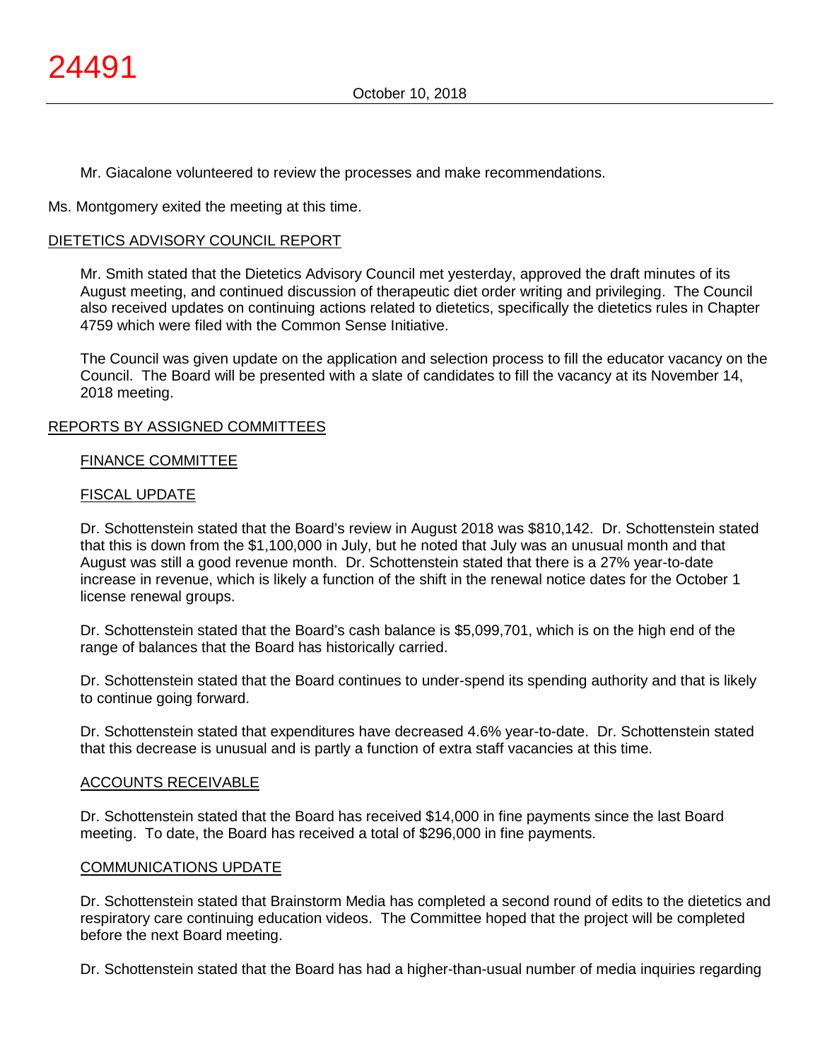Mr. Giacalone volunteered to review the processes and make recommendations.

Ms. Montgomery exited the meeting at this time.

## DIETETICS ADVISORY COUNCIL REPORT

Mr. Smith stated that the Dietetics Advisory Council met yesterday, approved the draft minutes of its August meeting, and continued discussion of therapeutic diet order writing and privileging. The Council also received updates on continuing actions related to dietetics, specifically the dietetics rules in Chapter 4759 which were filed with the Common Sense Initiative.

The Council was given update on the application and selection process to fill the educator vacancy on the Council. The Board will be presented with a slate of candidates to fill the vacancy at its November 14, 2018 meeting.

## REPORTS BY ASSIGNED COMMITTEES

### FINANCE COMMITTEE

### FISCAL UPDATE

Dr. Schottenstein stated that the Board's review in August 2018 was $810,142. Dr. Schottenstein stated that this is down from the $1,100,000 in July, but he noted that July was an unusual month and that August was still a good revenue month. Dr. Schottenstein stated that there is a 27% year-to-date increase in revenue, which is likely a function of the shift in the renewal notice dates for the October 1 license renewal groups.

Dr. Schottenstein stated that the Board's cash balance is $5,099,701, which is on the high end of the range of balances that the Board has historically carried.

Dr. Schottenstein stated that the Board continues to under-spend its spending authority and that is likely to continue going forward.

Dr. Schottenstein stated that expenditures have decreased 4.6% year-to-date. Dr. Schottenstein stated that this decrease is unusual and is partly a function of extra staff vacancies at this time.

### ACCOUNTS RECEIVABLE

Dr. Schottenstein stated that the Board has received $14,000 in fine payments since the last Board meeting. To date, the Board has received a total of $296,000 in fine payments.

### COMMUNICATIONS UPDATE

Dr. Schottenstein stated that Brainstorm Media has completed a second round of edits to the dietetics and respiratory care continuing education videos. The Committee hoped that the project will be completed before the next Board meeting.

Dr. Schottenstein stated that the Board has had a higher-than-usual number of media inquiries regarding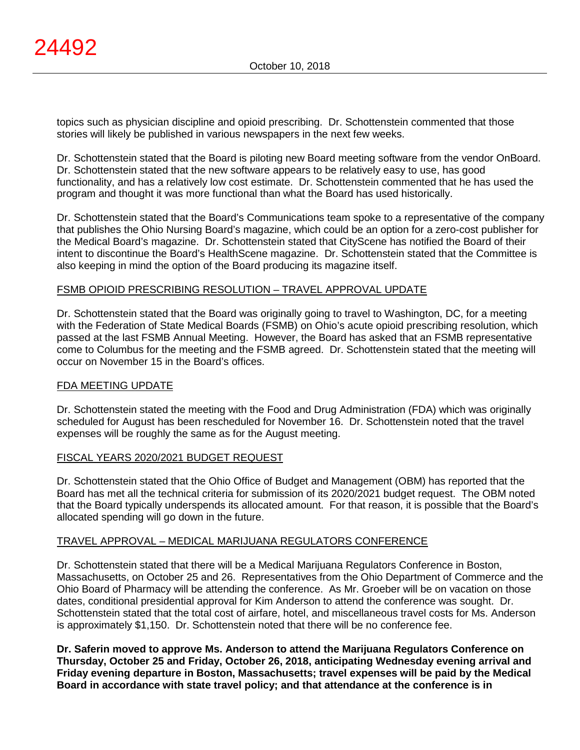topics such as physician discipline and opioid prescribing. Dr. Schottenstein commented that those stories will likely be published in various newspapers in the next few weeks.

Dr. Schottenstein stated that the Board is piloting new Board meeting software from the vendor OnBoard. Dr. Schottenstein stated that the new software appears to be relatively easy to use, has good functionality, and has a relatively low cost estimate. Dr. Schottenstein commented that he has used the program and thought it was more functional than what the Board has used historically.

Dr. Schottenstein stated that the Board's Communications team spoke to a representative of the company that publishes the Ohio Nursing Board's magazine, which could be an option for a zero-cost publisher for the Medical Board's magazine. Dr. Schottenstein stated that CityScene has notified the Board of their intent to discontinue the Board's HealthScene magazine. Dr. Schottenstein stated that the Committee is also keeping in mind the option of the Board producing its magazine itself.

## FSMB OPIOID PRESCRIBING RESOLUTION – TRAVEL APPROVAL UPDATE

Dr. Schottenstein stated that the Board was originally going to travel to Washington, DC, for a meeting with the Federation of State Medical Boards (FSMB) on Ohio's acute opioid prescribing resolution, which passed at the last FSMB Annual Meeting. However, the Board has asked that an FSMB representative come to Columbus for the meeting and the FSMB agreed. Dr. Schottenstein stated that the meeting will occur on November 15 in the Board's offices.

## FDA MEETING UPDATE

Dr. Schottenstein stated the meeting with the Food and Drug Administration (FDA) which was originally scheduled for August has been rescheduled for November 16. Dr. Schottenstein noted that the travel expenses will be roughly the same as for the August meeting.

## FISCAL YEARS 2020/2021 BUDGET REQUEST

Dr. Schottenstein stated that the Ohio Office of Budget and Management (OBM) has reported that the Board has met all the technical criteria for submission of its 2020/2021 budget request. The OBM noted that the Board typically underspends its allocated amount. For that reason, it is possible that the Board's allocated spending will go down in the future.

## TRAVEL APPROVAL – MEDICAL MARIJUANA REGULATORS CONFERENCE

Dr. Schottenstein stated that there will be a Medical Marijuana Regulators Conference in Boston, Massachusetts, on October 25 and 26. Representatives from the Ohio Department of Commerce and the Ohio Board of Pharmacy will be attending the conference. As Mr. Groeber will be on vacation on those dates, conditional presidential approval for Kim Anderson to attend the conference was sought. Dr. Schottenstein stated that the total cost of airfare, hotel, and miscellaneous travel costs for Ms. Anderson is approximately $1,150. Dr. Schottenstein noted that there will be no conference fee.

**Dr. Saferin moved to approve Ms. Anderson to attend the Marijuana Regulators Conference on Thursday, October 25 and Friday, October 26, 2018, anticipating Wednesday evening arrival and Friday evening departure in Boston, Massachusetts; travel expenses will be paid by the Medical Board in accordance with state travel policy; and that attendance at the conference is in**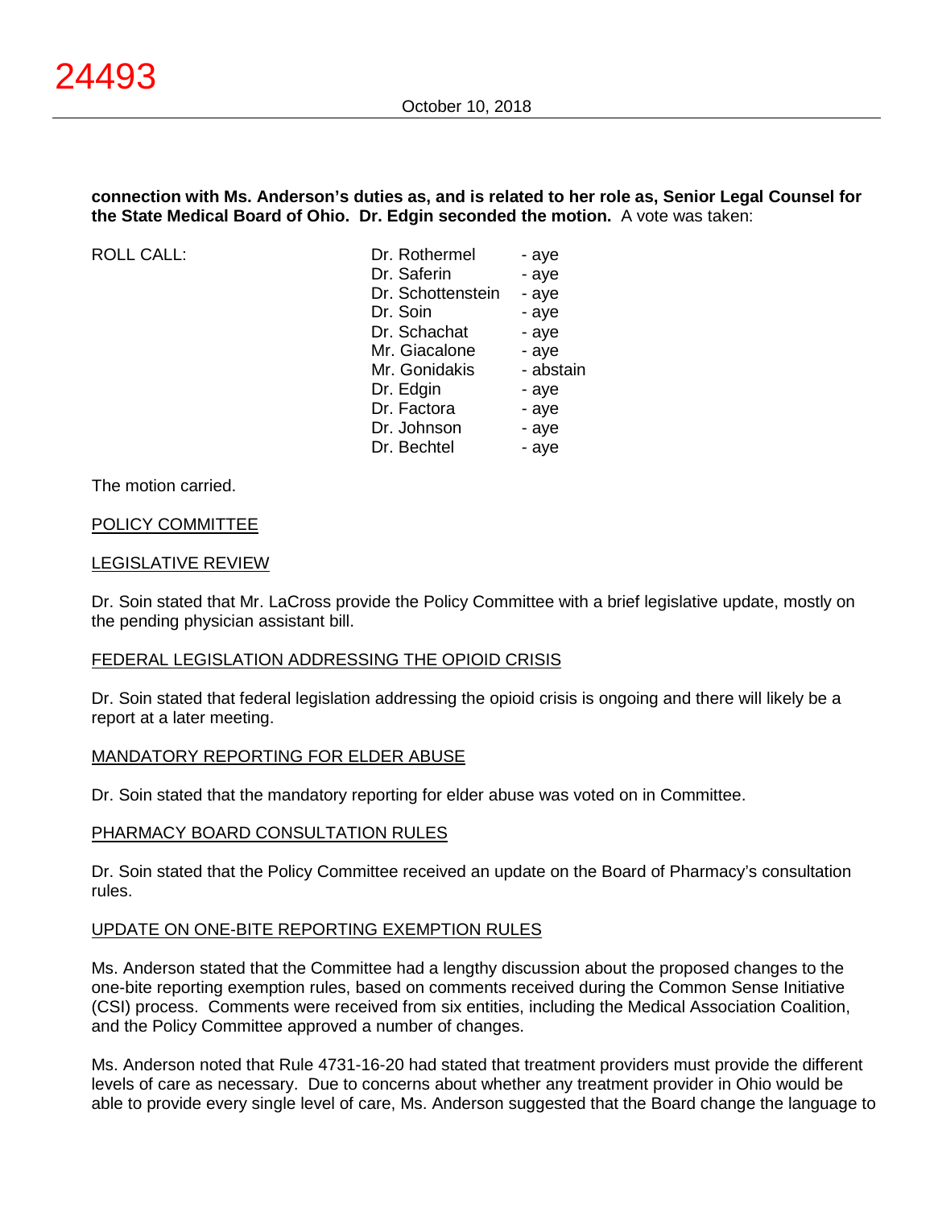**connection with Ms. Anderson's duties as, and is related to her role as, Senior Legal Counsel for the State Medical Board of Ohio. Dr. Edgin seconded the motion.** A vote was taken:

| ROLL CALL: | | |
|---|---|---|
| | Dr. Rothermel | - aye |
| | Dr. Saferin | - aye |
| | Dr. Schottenstein | - aye |
| | Dr. Soin | - aye |
| | Dr. Schachat | - aye |
| | Mr. Giacalone | - aye |
| | Mr. Gonidakis | - abstain |
| | Dr. Edgin | - aye |
| | Dr. Factora | - aye |
| | Dr. Johnson | - aye |
| | Dr. Bechtel | - aye |

The motion carried.

POLICY COMMITTEE

LEGISLATIVE REVIEW

Dr. Soin stated that Mr. LaCross provide the Policy Committee with a brief legislative update, mostly on the pending physician assistant bill.

FEDERAL LEGISLATION ADDRESSING THE OPIOID CRISIS

Dr. Soin stated that federal legislation addressing the opioid crisis is ongoing and there will likely be a report at a later meeting.

MANDATORY REPORTING FOR ELDER ABUSE

Dr. Soin stated that the mandatory reporting for elder abuse was voted on in Committee.

PHARMACY BOARD CONSULTATION RULES

Dr. Soin stated that the Policy Committee received an update on the Board of Pharmacy's consultation rules.

UPDATE ON ONE-BITE REPORTING EXEMPTION RULES

Ms. Anderson stated that the Committee had a lengthy discussion about the proposed changes to the one-bite reporting exemption rules, based on comments received during the Common Sense Initiative (CSI) process. Comments were received from six entities, including the Medical Association Coalition, and the Policy Committee approved a number of changes.

Ms. Anderson noted that Rule 4731-16-20 had stated that treatment providers must provide the different levels of care as necessary. Due to concerns about whether any treatment provider in Ohio would be able to provide every single level of care, Ms. Anderson suggested that the Board change the language to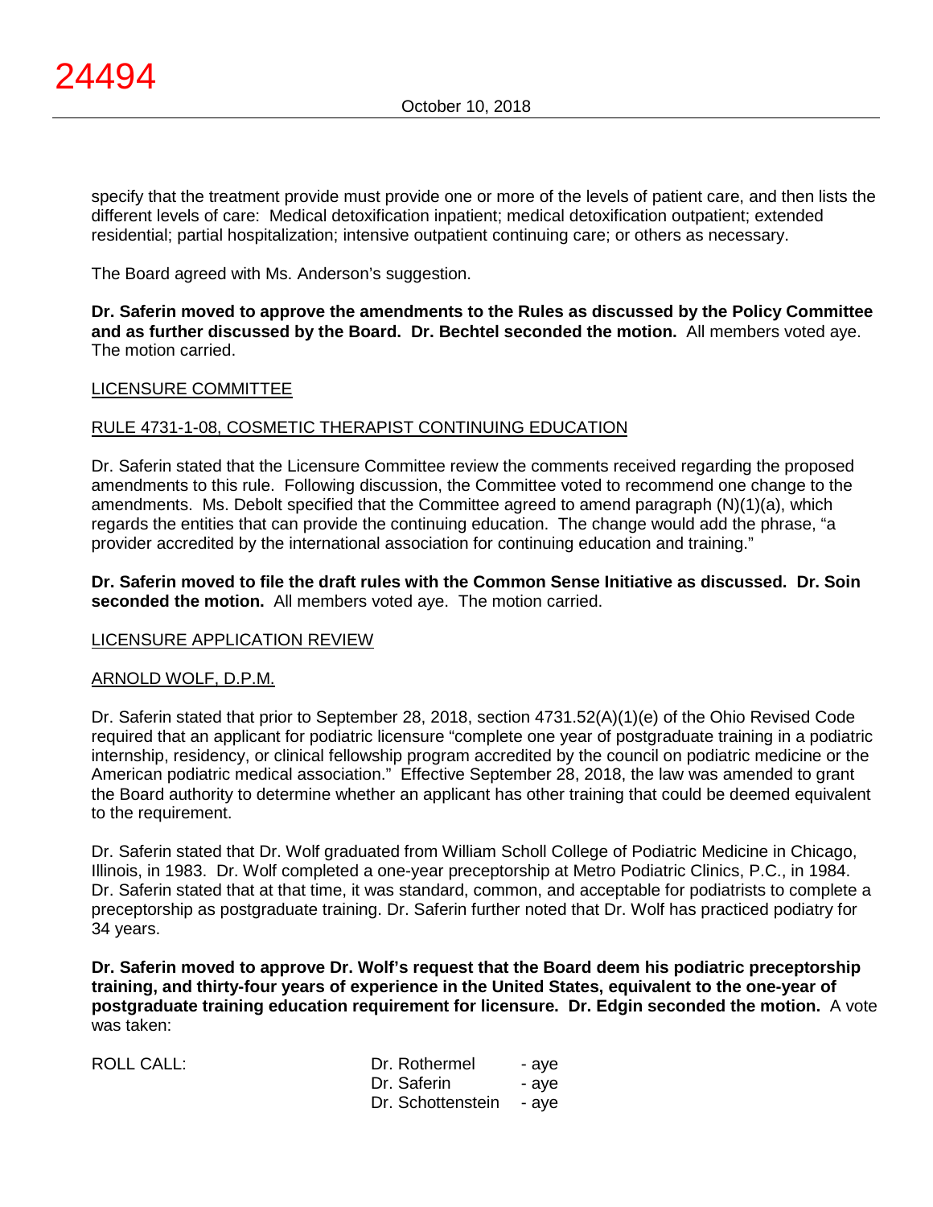specify that the treatment provide must provide one or more of the levels of patient care, and then lists the different levels of care: Medical detoxification inpatient; medical detoxification outpatient; extended residential; partial hospitalization; intensive outpatient continuing care; or others as necessary.

The Board agreed with Ms. Anderson's suggestion.

**Dr. Saferin moved to approve the amendments to the Rules as discussed by the Policy Committee and as further discussed by the Board. Dr. Bechtel seconded the motion.** All members voted aye. The motion carried.

LICENSURE COMMITTEE

RULE 4731-1-08, COSMETIC THERAPIST CONTINUING EDUCATION

Dr. Saferin stated that the Licensure Committee review the comments received regarding the proposed amendments to this rule. Following discussion, the Committee voted to recommend one change to the amendments. Ms. Debolt specified that the Committee agreed to amend paragraph (N)(1)(a), which regards the entities that can provide the continuing education. The change would add the phrase, "a provider accredited by the international association for continuing education and training."

**Dr. Saferin moved to file the draft rules with the Common Sense Initiative as discussed. Dr. Soin seconded the motion.** All members voted aye. The motion carried.

LICENSURE APPLICATION REVIEW

ARNOLD WOLF, D.P.M.

Dr. Saferin stated that prior to September 28, 2018, section 4731.52(A)(1)(e) of the Ohio Revised Code required that an applicant for podiatric licensure "complete one year of postgraduate training in a podiatric internship, residency, or clinical fellowship program accredited by the council on podiatric medicine or the American podiatric medical association." Effective September 28, 2018, the law was amended to grant the Board authority to determine whether an applicant has other training that could be deemed equivalent to the requirement.

Dr. Saferin stated that Dr. Wolf graduated from William Scholl College of Podiatric Medicine in Chicago, Illinois, in 1983. Dr. Wolf completed a one-year preceptorship at Metro Podiatric Clinics, P.C., in 1984. Dr. Saferin stated that at that time, it was standard, common, and acceptable for podiatrists to complete a preceptorship as postgraduate training. Dr. Saferin further noted that Dr. Wolf has practiced podiatry for 34 years.

**Dr. Saferin moved to approve Dr. Wolf's request that the Board deem his podiatric preceptorship training, and thirty-four years of experience in the United States, equivalent to the one-year of postgraduate training education requirement for licensure. Dr. Edgin seconded the motion.** A vote was taken:

| ROLL CALL: | Dr. Rothermel | - aye |
|---|---|---|
| | Dr. Saferin | - aye |
| | Dr. Schottenstein | - aye |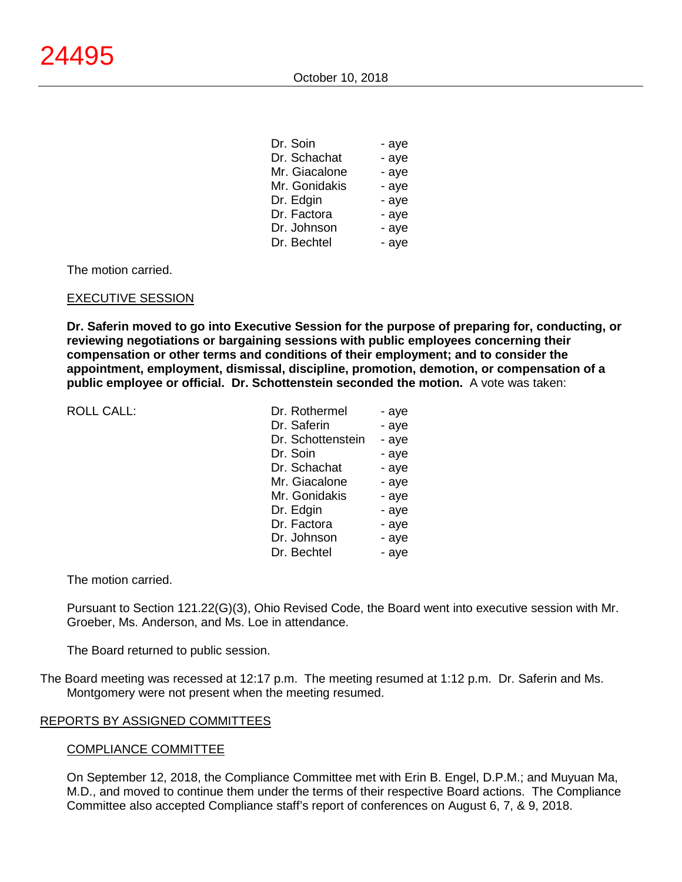| | |
|---|---|
| Dr. Soin | - aye |
| Dr. Schachat | - aye |
| Mr. Giacalone | - aye |
| Mr. Gonidakis | - aye |
| Dr. Edgin | - aye |
| Dr. Factora | - aye |
| Dr. Johnson | - aye |
| Dr. Bechtel | - aye |

The motion carried.

EXECUTIVE SESSION

**Dr. Saferin moved to go into Executive Session for the purpose of preparing for, conducting, or reviewing negotiations or bargaining sessions with public employees concerning their compensation or other terms and conditions of their employment; and to consider the appointment, employment, dismissal, discipline, promotion, demotion, or compensation of a public employee or official. Dr. Schottenstein seconded the motion.** A vote was taken:

| ROLL CALL: | | |
|---|---|---|
| | Dr. Rothermel | - aye |
| | Dr. Saferin | - aye |
| | Dr. Schottenstein | - aye |
| | Dr. Soin | - aye |
| | Dr. Schachat | - aye |
| | Mr. Giacalone | - aye |
| | Mr. Gonidakis | - aye |
| | Dr. Edgin | - aye |
| | Dr. Factora | - aye |
| | Dr. Johnson | - aye |
| | Dr. Bechtel | - aye |

The motion carried.

Pursuant to Section 121.22(G)(3), Ohio Revised Code, the Board went into executive session with Mr. Groeber, Ms. Anderson, and Ms. Loe in attendance.

The Board returned to public session.

The Board meeting was recessed at 12:17 p.m. The meeting resumed at 1:12 p.m. Dr. Saferin and Ms. Montgomery were not present when the meeting resumed.

REPORTS BY ASSIGNED COMMITTEES

COMPLIANCE COMMITTEE

On September 12, 2018, the Compliance Committee met with Erin B. Engel, D.P.M.; and Muyuan Ma, M.D., and moved to continue them under the terms of their respective Board actions. The Compliance Committee also accepted Compliance staff's report of conferences on August 6, 7, & 9, 2018.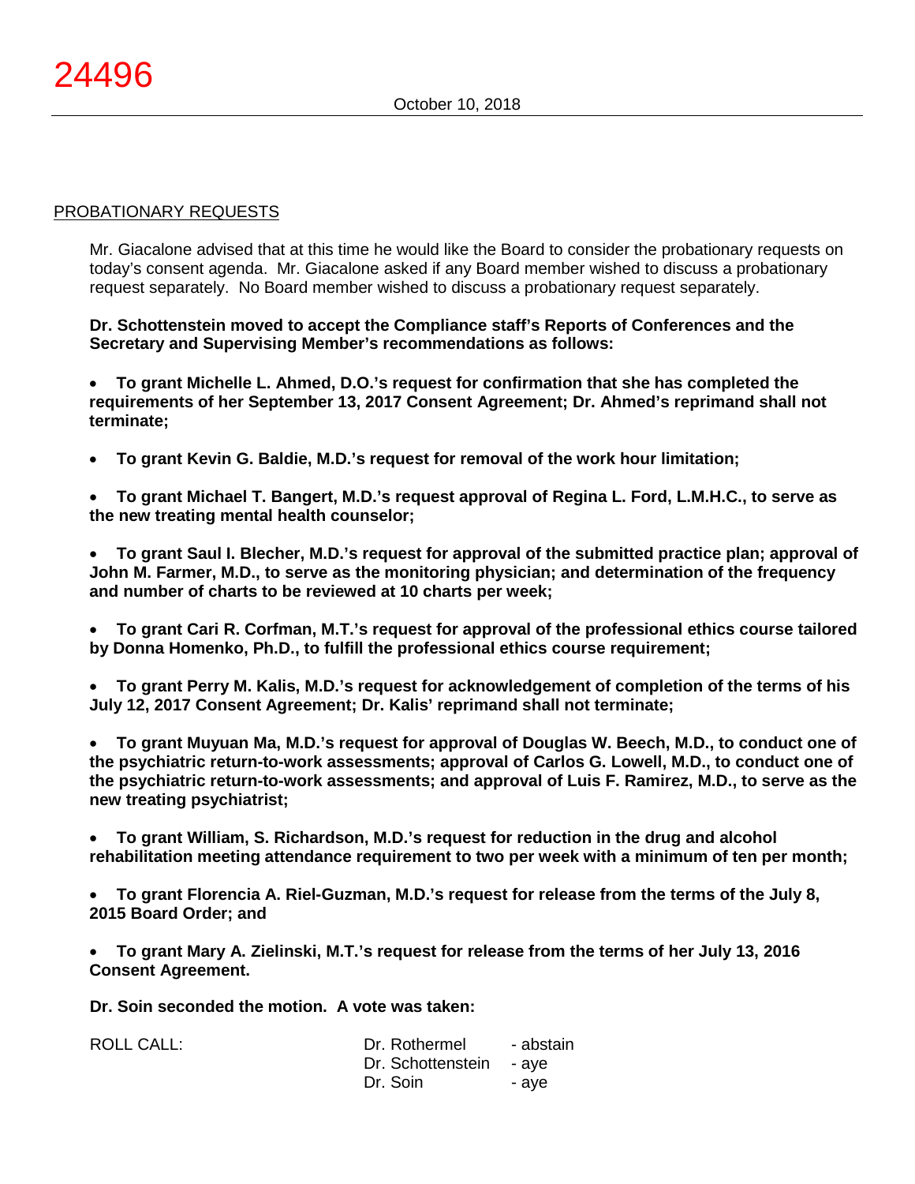PROBATIONARY REQUESTS

Mr. Giacalone advised that at this time he would like the Board to consider the probationary requests on today's consent agenda. Mr. Giacalone asked if any Board member wished to discuss a probationary request separately. No Board member wished to discuss a probationary request separately.

**Dr. Schottenstein moved to accept the Compliance staff's Reports of Conferences and the Secretary and Supervising Member's recommendations as follows:**

- **To grant Michelle L. Ahmed, D.O.'s request for confirmation that she has completed the requirements of her September 13, 2017 Consent Agreement; Dr. Ahmed's reprimand shall not terminate;**
- **To grant Kevin G. Baldie, M.D.'s request for removal of the work hour limitation;**
- **To grant Michael T. Bangert, M.D.'s request approval of Regina L. Ford, L.M.H.C., to serve as the new treating mental health counselor;**
- **To grant Saul I. Blecher, M.D.'s request for approval of the submitted practice plan; approval of John M. Farmer, M.D., to serve as the monitoring physician; and determination of the frequency and number of charts to be reviewed at 10 charts per week;**
- **To grant Cari R. Corfman, M.T.'s request for approval of the professional ethics course tailored by Donna Homenko, Ph.D., to fulfill the professional ethics course requirement;**
- **To grant Perry M. Kalis, M.D.'s request for acknowledgement of completion of the terms of his July 12, 2017 Consent Agreement; Dr. Kalis' reprimand shall not terminate;**
- **To grant Muyuan Ma, M.D.'s request for approval of Douglas W. Beech, M.D., to conduct one of the psychiatric return-to-work assessments; approval of Carlos G. Lowell, M.D., to conduct one of the psychiatric return-to-work assessments; and approval of Luis F. Ramirez, M.D., to serve as the new treating psychiatrist;**
- **To grant William, S. Richardson, M.D.'s request for reduction in the drug and alcohol rehabilitation meeting attendance requirement to two per week with a minimum of ten per month;**
- **To grant Florencia A. Riel-Guzman, M.D.'s request for release from the terms of the July 8, 2015 Board Order; and**
- **To grant Mary A. Zielinski, M.T.'s request for release from the terms of her July 13, 2016 Consent Agreement.**

**Dr. Soin seconded the motion. A vote was taken:**

| ROLL CALL: | Dr. Rothermel | - abstain |
|---|---|---|
| | Dr. Schottenstein | - aye |
| | Dr. Soin | - aye |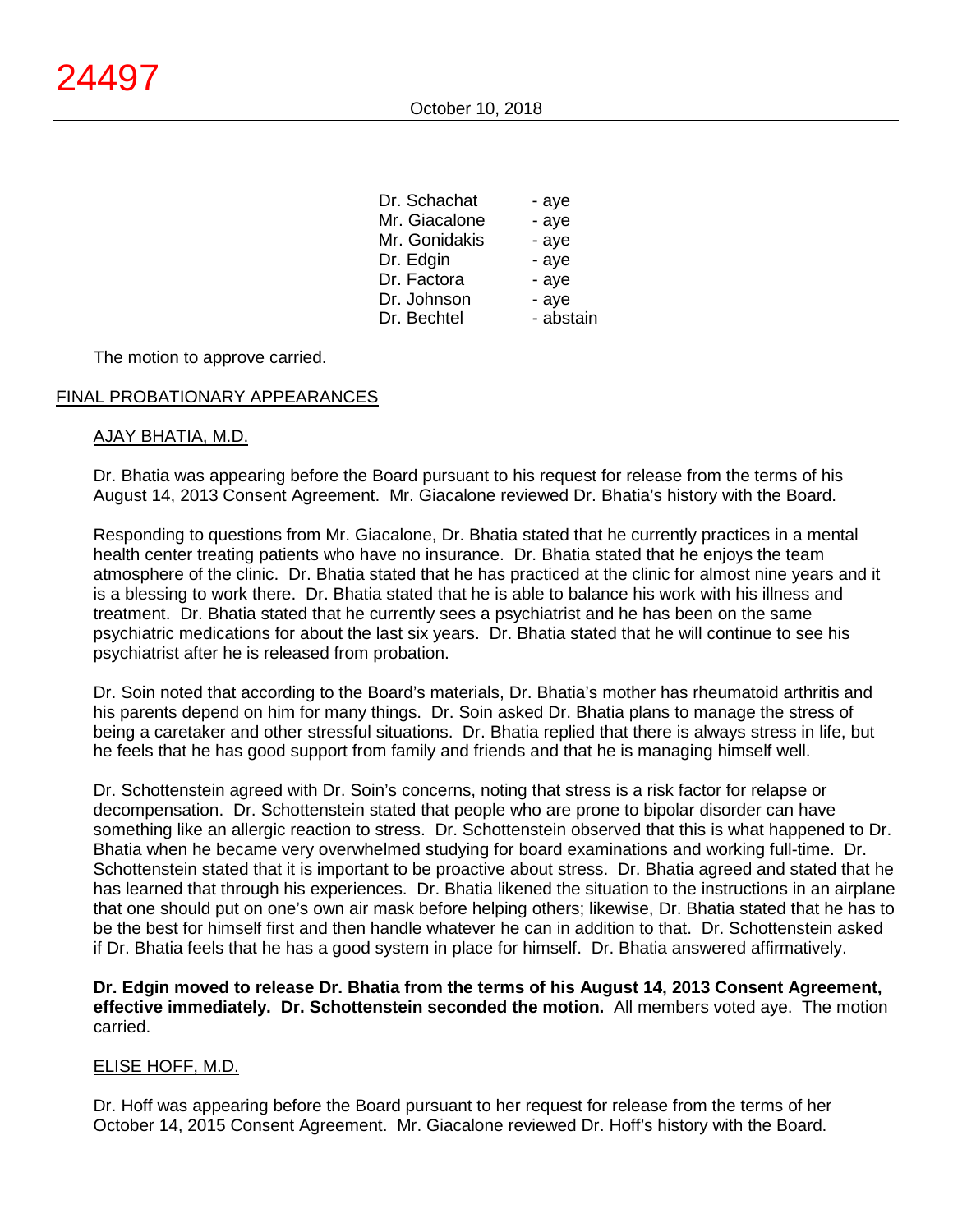| | |
|---|---|
| Dr. Schachat | - aye |
| Mr. Giacalone | - aye |
| Mr. Gonidakis | - aye |
| Dr. Edgin | - aye |
| Dr. Factora | - aye |
| Dr. Johnson | - aye |
| Dr. Bechtel | - abstain |

The motion to approve carried.

FINAL PROBATIONARY APPEARANCES

AJAY BHATIA, M.D.

Dr. Bhatia was appearing before the Board pursuant to his request for release from the terms of his August 14, 2013 Consent Agreement. Mr. Giacalone reviewed Dr. Bhatia's history with the Board.

Responding to questions from Mr. Giacalone, Dr. Bhatia stated that he currently practices in a mental health center treating patients who have no insurance. Dr. Bhatia stated that he enjoys the team atmosphere of the clinic. Dr. Bhatia stated that he has practiced at the clinic for almost nine years and it is a blessing to work there. Dr. Bhatia stated that he is able to balance his work with his illness and treatment. Dr. Bhatia stated that he currently sees a psychiatrist and he has been on the same psychiatric medications for about the last six years. Dr. Bhatia stated that he will continue to see his psychiatrist after he is released from probation.

Dr. Soin noted that according to the Board's materials, Dr. Bhatia's mother has rheumatoid arthritis and his parents depend on him for many things. Dr. Soin asked Dr. Bhatia plans to manage the stress of being a caretaker and other stressful situations. Dr. Bhatia replied that there is always stress in life, but he feels that he has good support from family and friends and that he is managing himself well.

Dr. Schottenstein agreed with Dr. Soin's concerns, noting that stress is a risk factor for relapse or decompensation. Dr. Schottenstein stated that people who are prone to bipolar disorder can have something like an allergic reaction to stress. Dr. Schottenstein observed that this is what happened to Dr. Bhatia when he became very overwhelmed studying for board examinations and working full-time. Dr. Schottenstein stated that it is important to be proactive about stress. Dr. Bhatia agreed and stated that he has learned that through his experiences. Dr. Bhatia likened the situation to the instructions in an airplane that one should put on one's own air mask before helping others; likewise, Dr. Bhatia stated that he has to be the best for himself first and then handle whatever he can in addition to that. Dr. Schottenstein asked if Dr. Bhatia feels that he has a good system in place for himself. Dr. Bhatia answered affirmatively.

**Dr. Edgin moved to release Dr. Bhatia from the terms of his August 14, 2013 Consent Agreement, effective immediately. Dr. Schottenstein seconded the motion.** All members voted aye. The motion carried.

ELISE HOFF, M.D.

Dr. Hoff was appearing before the Board pursuant to her request for release from the terms of her October 14, 2015 Consent Agreement. Mr. Giacalone reviewed Dr. Hoff's history with the Board.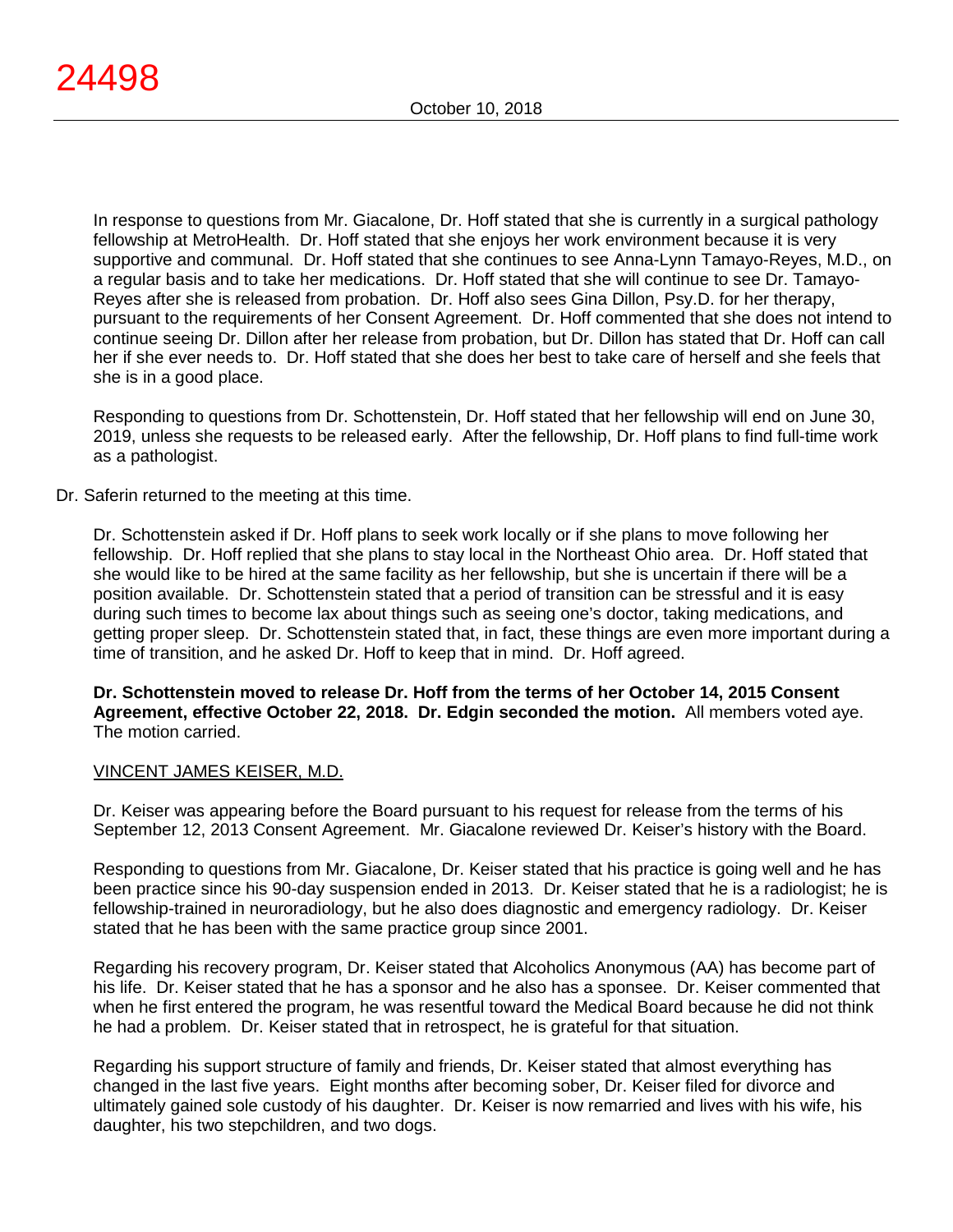In response to questions from Mr. Giacalone, Dr. Hoff stated that she is currently in a surgical pathology fellowship at MetroHealth. Dr. Hoff stated that she enjoys her work environment because it is very supportive and communal. Dr. Hoff stated that she continues to see Anna-Lynn Tamayo-Reyes, M.D., on a regular basis and to take her medications. Dr. Hoff stated that she will continue to see Dr. Tamayo-Reyes after she is released from probation. Dr. Hoff also sees Gina Dillon, Psy.D. for her therapy, pursuant to the requirements of her Consent Agreement. Dr. Hoff commented that she does not intend to continue seeing Dr. Dillon after her release from probation, but Dr. Dillon has stated that Dr. Hoff can call her if she ever needs to. Dr. Hoff stated that she does her best to take care of herself and she feels that she is in a good place.

Responding to questions from Dr. Schottenstein, Dr. Hoff stated that her fellowship will end on June 30, 2019, unless she requests to be released early. After the fellowship, Dr. Hoff plans to find full-time work as a pathologist.

Dr. Saferin returned to the meeting at this time.

Dr. Schottenstein asked if Dr. Hoff plans to seek work locally or if she plans to move following her fellowship. Dr. Hoff replied that she plans to stay local in the Northeast Ohio area. Dr. Hoff stated that she would like to be hired at the same facility as her fellowship, but she is uncertain if there will be a position available. Dr. Schottenstein stated that a period of transition can be stressful and it is easy during such times to become lax about things such as seeing one's doctor, taking medications, and getting proper sleep. Dr. Schottenstein stated that, in fact, these things are even more important during a time of transition, and he asked Dr. Hoff to keep that in mind. Dr. Hoff agreed.

**Dr. Schottenstein moved to release Dr. Hoff from the terms of her October 14, 2015 Consent Agreement, effective October 22, 2018. Dr. Edgin seconded the motion.** All members voted aye. The motion carried.

VINCENT JAMES KEISER, M.D.

Dr. Keiser was appearing before the Board pursuant to his request for release from the terms of his September 12, 2013 Consent Agreement. Mr. Giacalone reviewed Dr. Keiser's history with the Board.

Responding to questions from Mr. Giacalone, Dr. Keiser stated that his practice is going well and he has been practice since his 90-day suspension ended in 2013. Dr. Keiser stated that he is a radiologist; he is fellowship-trained in neuroradiology, but he also does diagnostic and emergency radiology. Dr. Keiser stated that he has been with the same practice group since 2001.

Regarding his recovery program, Dr. Keiser stated that Alcoholics Anonymous (AA) has become part of his life. Dr. Keiser stated that he has a sponsor and he also has a sponsee. Dr. Keiser commented that when he first entered the program, he was resentful toward the Medical Board because he did not think he had a problem. Dr. Keiser stated that in retrospect, he is grateful for that situation.

Regarding his support structure of family and friends, Dr. Keiser stated that almost everything has changed in the last five years. Eight months after becoming sober, Dr. Keiser filed for divorce and ultimately gained sole custody of his daughter. Dr. Keiser is now remarried and lives with his wife, his daughter, his two stepchildren, and two dogs.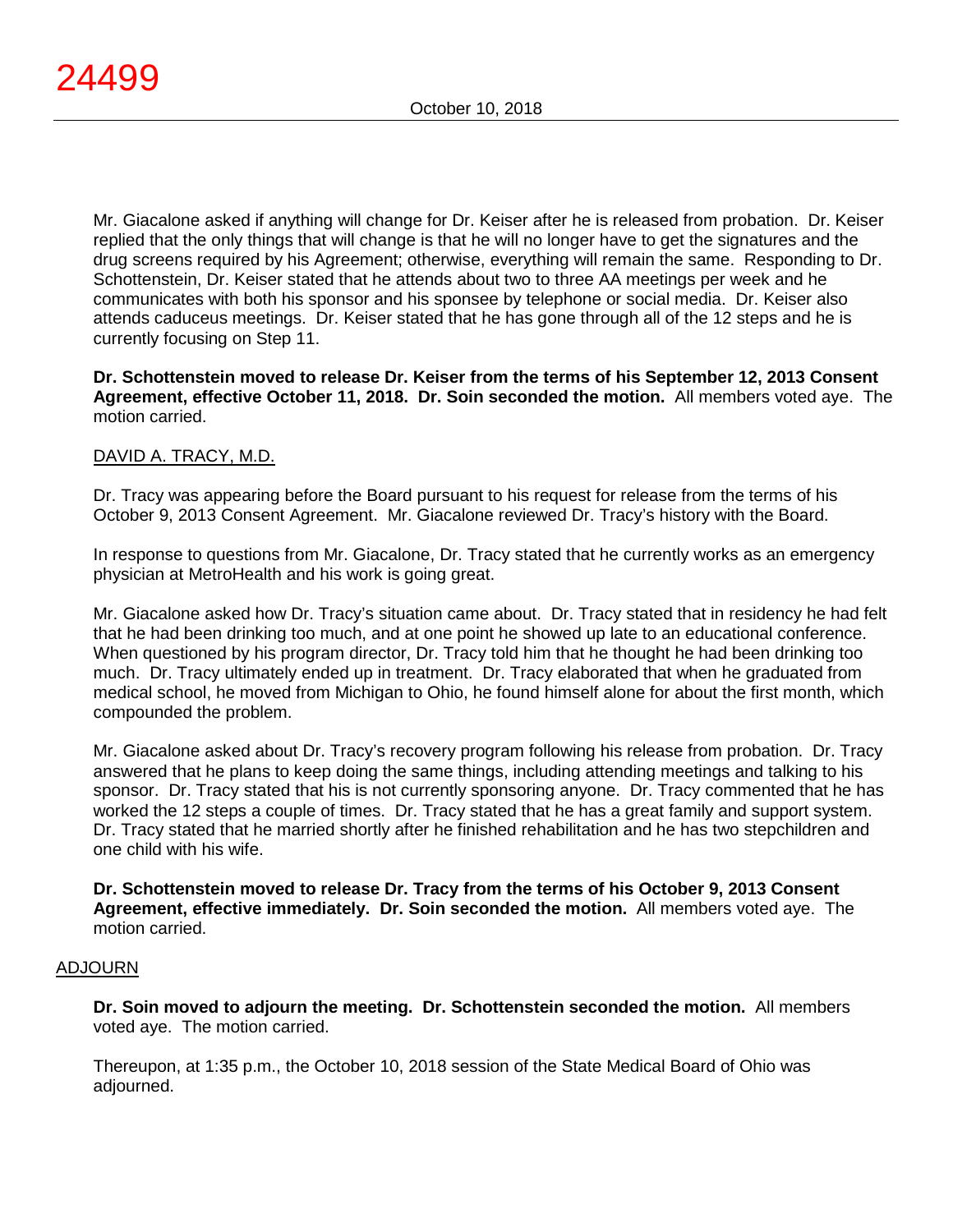Mr. Giacalone asked if anything will change for Dr. Keiser after he is released from probation. Dr. Keiser replied that the only things that will change is that he will no longer have to get the signatures and the drug screens required by his Agreement; otherwise, everything will remain the same. Responding to Dr. Schottenstein, Dr. Keiser stated that he attends about two to three AA meetings per week and he communicates with both his sponsor and his sponsee by telephone or social media. Dr. Keiser also attends caduceus meetings. Dr. Keiser stated that he has gone through all of the 12 steps and he is currently focusing on Step 11.

**Dr. Schottenstein moved to release Dr. Keiser from the terms of his September 12, 2013 Consent Agreement, effective October 11, 2018. Dr. Soin seconded the motion.** All members voted aye. The motion carried.

DAVID A. TRACY, M.D.

Dr. Tracy was appearing before the Board pursuant to his request for release from the terms of his October 9, 2013 Consent Agreement. Mr. Giacalone reviewed Dr. Tracy's history with the Board.

In response to questions from Mr. Giacalone, Dr. Tracy stated that he currently works as an emergency physician at MetroHealth and his work is going great.

Mr. Giacalone asked how Dr. Tracy's situation came about. Dr. Tracy stated that in residency he had felt that he had been drinking too much, and at one point he showed up late to an educational conference. When questioned by his program director, Dr. Tracy told him that he thought he had been drinking too much. Dr. Tracy ultimately ended up in treatment. Dr. Tracy elaborated that when he graduated from medical school, he moved from Michigan to Ohio, he found himself alone for about the first month, which compounded the problem.

Mr. Giacalone asked about Dr. Tracy's recovery program following his release from probation. Dr. Tracy answered that he plans to keep doing the same things, including attending meetings and talking to his sponsor. Dr. Tracy stated that his is not currently sponsoring anyone. Dr. Tracy commented that he has worked the 12 steps a couple of times. Dr. Tracy stated that he has a great family and support system. Dr. Tracy stated that he married shortly after he finished rehabilitation and he has two stepchildren and one child with his wife.

**Dr. Schottenstein moved to release Dr. Tracy from the terms of his October 9, 2013 Consent Agreement, effective immediately. Dr. Soin seconded the motion.** All members voted aye. The motion carried.

ADJOURN

**Dr. Soin moved to adjourn the meeting. Dr. Schottenstein seconded the motion.** All members voted aye. The motion carried.

Thereupon, at 1:35 p.m., the October 10, 2018 session of the State Medical Board of Ohio was adjourned.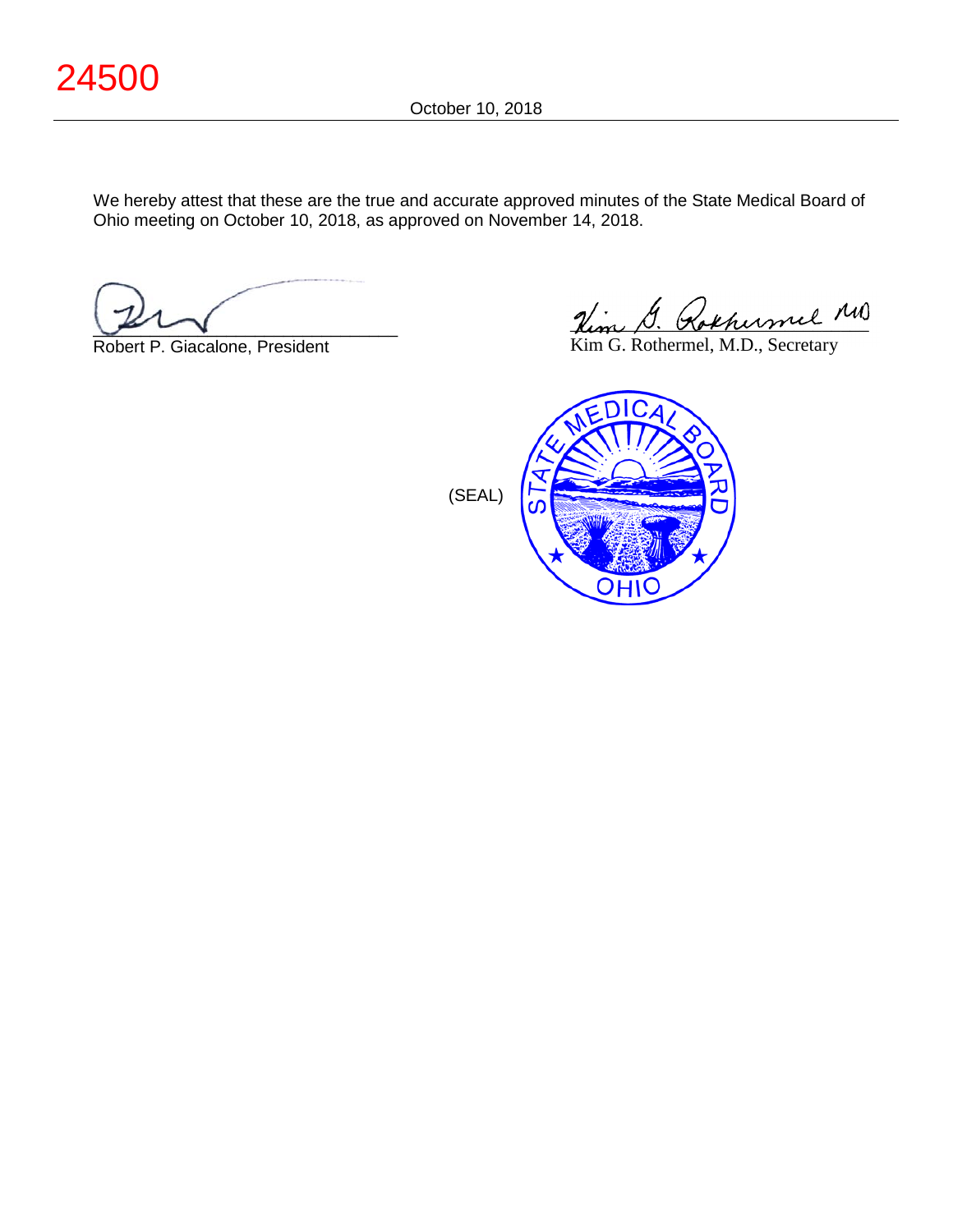We hereby attest that these are the true and accurate approved minutes of the State Medical Board of Ohio meeting on October 10, 2018, as approved on November 14, 2018.

Robert P. Giacalone, President

Kim G. Rothermel, M.D., Secretary

(SEAL)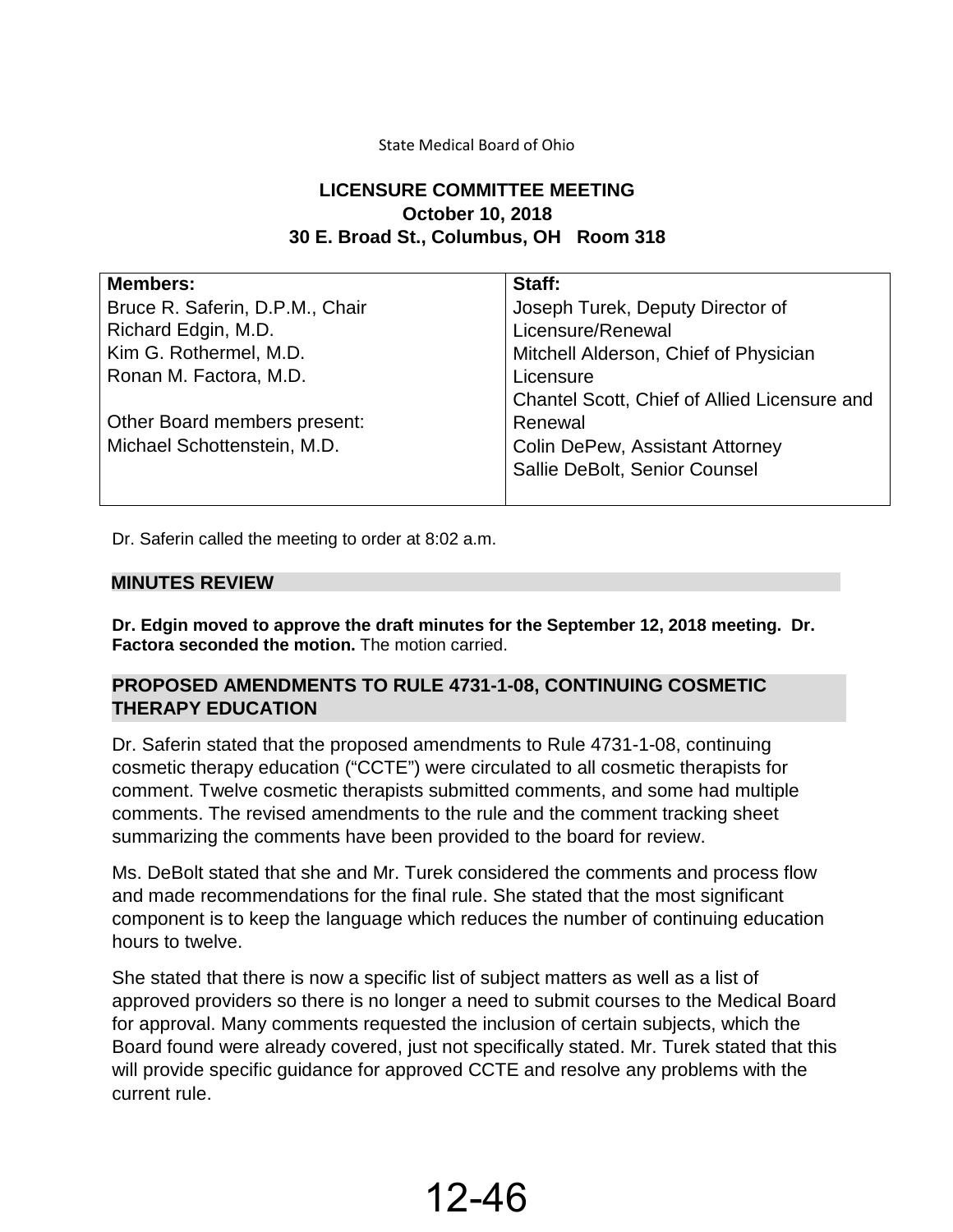State Medical Board of Ohio

**LICENSURE COMMITTEE MEETING**
**October 10, 2018**
**30 E. Broad St., Columbus, OH Room 318**

| **Members:** | **Staff:** |
|---|---|
| Bruce R. Saferin, D.P.M., Chair | Joseph Turek, Deputy Director of Licensure/Renewal |
| Richard Edgin, M.D. | Mitchell Alderson, Chief of Physician Licensure |
| Kim G. Rothermel, M.D. | Chantel Scott, Chief of Allied Licensure and Renewal |
| Ronan M. Factora, M.D. | Colin DePew, Assistant Attorney |
| | Sallie DeBolt, Senior Counsel |
| Other Board members present: | |
| Michael Schottenstein, M.D. | |

Dr. Saferin called the meeting to order at 8:02 a.m.

## MINUTES REVIEW

**Dr. Edgin moved to approve the draft minutes for the September 12, 2018 meeting. Dr. Factora seconded the motion.** The motion carried.

## PROPOSED AMENDMENTS TO RULE 4731-1-08, CONTINUING COSMETIC THERAPY EDUCATION

Dr. Saferin stated that the proposed amendments to Rule 4731-1-08, continuing cosmetic therapy education ("CCTE") were circulated to all cosmetic therapists for comment. Twelve cosmetic therapists submitted comments, and some had multiple comments. The revised amendments to the rule and the comment tracking sheet summarizing the comments have been provided to the board for review.

Ms. DeBolt stated that she and Mr. Turek considered the comments and process flow and made recommendations for the final rule. She stated that the most significant component is to keep the language which reduces the number of continuing education hours to twelve.

She stated that there is now a specific list of subject matters as well as a list of approved providers so there is no longer a need to submit courses to the Medical Board for approval. Many comments requested the inclusion of certain subjects, which the Board found were already covered, just not specifically stated. Mr. Turek stated that this will provide specific guidance for approved CCTE and resolve any problems with the current rule.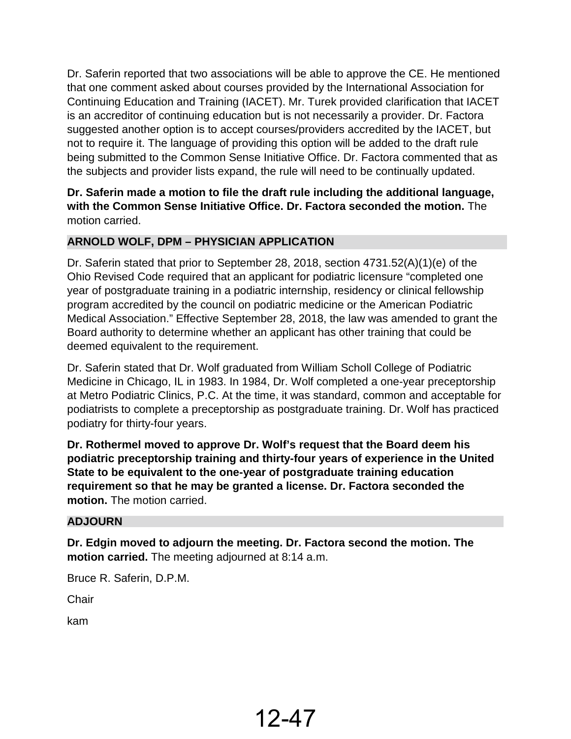Dr. Saferin reported that two associations will be able to approve the CE. He mentioned that one comment asked about courses provided by the International Association for Continuing Education and Training (IACET). Mr. Turek provided clarification that IACET is an accreditor of continuing education but is not necessarily a provider. Dr. Factora suggested another option is to accept courses/providers accredited by the IACET, but not to require it. The language of providing this option will be added to the draft rule being submitted to the Common Sense Initiative Office. Dr. Factora commented that as the subjects and provider lists expand, the rule will need to be continually updated.

**Dr. Saferin made a motion to file the draft rule including the additional language, with the Common Sense Initiative Office. Dr. Factora seconded the motion.** The motion carried.

## ARNOLD WOLF, DPM – PHYSICIAN APPLICATION

Dr. Saferin stated that prior to September 28, 2018, section 4731.52(A)(1)(e) of the Ohio Revised Code required that an applicant for podiatric licensure "completed one year of postgraduate training in a podiatric internship, residency or clinical fellowship program accredited by the council on podiatric medicine or the American Podiatric Medical Association." Effective September 28, 2018, the law was amended to grant the Board authority to determine whether an applicant has other training that could be deemed equivalent to the requirement.

Dr. Saferin stated that Dr. Wolf graduated from William Scholl College of Podiatric Medicine in Chicago, IL in 1983. In 1984, Dr. Wolf completed a one-year preceptorship at Metro Podiatric Clinics, P.C. At the time, it was standard, common and acceptable for podiatrists to complete a preceptorship as postgraduate training. Dr. Wolf has practiced podiatry for thirty-four years.

**Dr. Rothermel moved to approve Dr. Wolf's request that the Board deem his podiatric preceptorship training and thirty-four years of experience in the United State to be equivalent to the one-year of postgraduate training education requirement so that he may be granted a license. Dr. Factora seconded the motion.** The motion carried.

## ADJOURN

**Dr. Edgin moved to adjourn the meeting. Dr. Factora second the motion. The motion carried.** The meeting adjourned at 8:14 a.m.

Bruce R. Saferin, D.P.M.

Chair

kam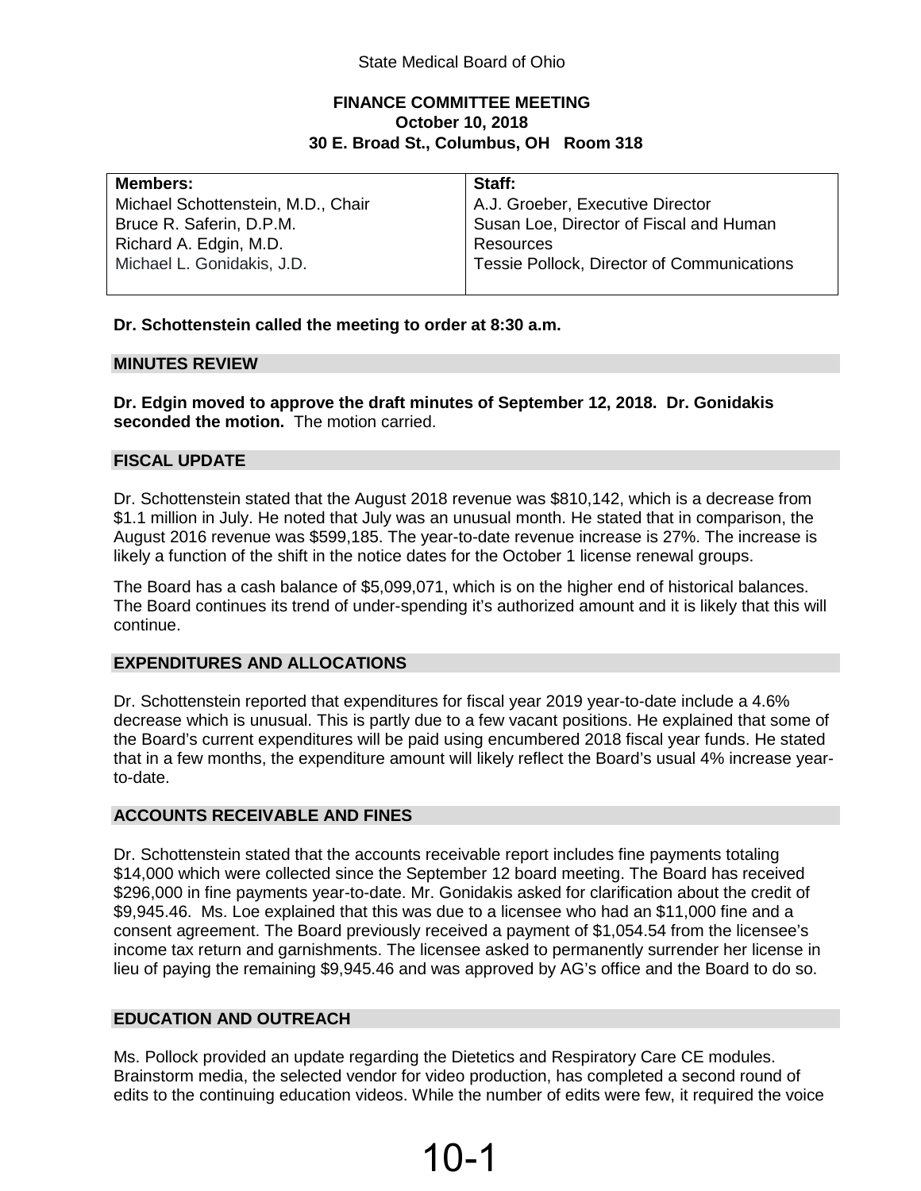State Medical Board of Ohio

**FINANCE COMMITTEE MEETING**
**October 10, 2018**
**30 E. Broad St., Columbus, OH Room 318**

| Members: | Staff: |
|---|---|
| Michael Schottenstein, M.D., Chair<br>Bruce R. Saferin, D.P.M.<br>Richard A. Edgin, M.D.<br>Michael L. Gonidakis, J.D. | A.J. Groeber, Executive Director<br>Susan Loe, Director of Fiscal and Human Resources<br>Tessie Pollock, Director of Communications |

**Dr. Schottenstein called the meeting to order at 8:30 a.m.**

## MINUTES REVIEW

**Dr. Edgin moved to approve the draft minutes of September 12, 2018. Dr. Gonidakis seconded the motion.** The motion carried.

## FISCAL UPDATE

Dr. Schottenstein stated that the August 2018 revenue was $810,142, which is a decrease from $1.1 million in July. He noted that July was an unusual month. He stated that in comparison, the August 2016 revenue was $599,185. The year-to-date revenue increase is 27%. The increase is likely a function of the shift in the notice dates for the October 1 license renewal groups.

The Board has a cash balance of $5,099,071, which is on the higher end of historical balances. The Board continues its trend of under-spending it's authorized amount and it is likely that this will continue.

## EXPENDITURES AND ALLOCATIONS

Dr. Schottenstein reported that expenditures for fiscal year 2019 year-to-date include a 4.6% decrease which is unusual. This is partly due to a few vacant positions. He explained that some of the Board's current expenditures will be paid using encumbered 2018 fiscal year funds. He stated that in a few months, the expenditure amount will likely reflect the Board's usual 4% increase year-to-date.

## ACCOUNTS RECEIVABLE AND FINES

Dr. Schottenstein stated that the accounts receivable report includes fine payments totaling $14,000 which were collected since the September 12 board meeting. The Board has received $296,000 in fine payments year-to-date. Mr. Gonidakis asked for clarification about the credit of $9,945.46. Ms. Loe explained that this was due to a licensee who had an $11,000 fine and a consent agreement. The Board previously received a payment of $1,054.54 from the licensee's income tax return and garnishments. The licensee asked to permanently surrender her license in lieu of paying the remaining $9,945.46 and was approved by AG's office and the Board to do so.

## EDUCATION AND OUTREACH

Ms. Pollock provided an update regarding the Dietetics and Respiratory Care CE modules. Brainstorm media, the selected vendor for video production, has completed a second round of edits to the continuing education videos. While the number of edits were few, it required the voice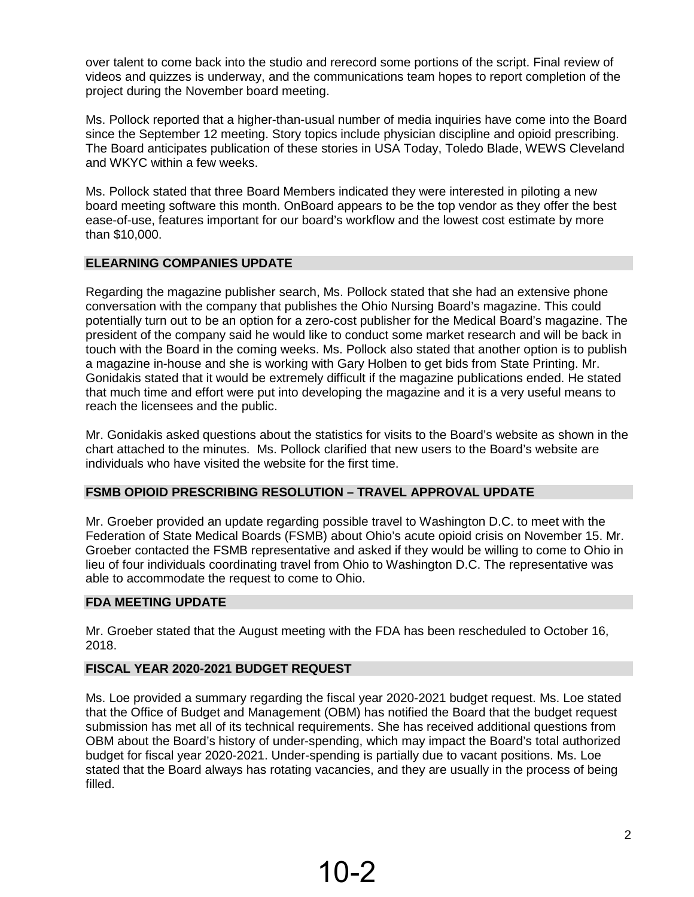over talent to come back into the studio and rerecord some portions of the script. Final review of videos and quizzes is underway, and the communications team hopes to report completion of the project during the November board meeting.

Ms. Pollock reported that a higher-than-usual number of media inquiries have come into the Board since the September 12 meeting. Story topics include physician discipline and opioid prescribing. The Board anticipates publication of these stories in USA Today, Toledo Blade, WEWS Cleveland and WKYC within a few weeks.

Ms. Pollock stated that three Board Members indicated they were interested in piloting a new board meeting software this month. OnBoard appears to be the top vendor as they offer the best ease-of-use, features important for our board's workflow and the lowest cost estimate by more than $10,000.

## ELEARNING COMPANIES UPDATE

Regarding the magazine publisher search, Ms. Pollock stated that she had an extensive phone conversation with the company that publishes the Ohio Nursing Board's magazine. This could potentially turn out to be an option for a zero-cost publisher for the Medical Board's magazine. The president of the company said he would like to conduct some market research and will be back in touch with the Board in the coming weeks. Ms. Pollock also stated that another option is to publish a magazine in-house and she is working with Gary Holben to get bids from State Printing. Mr. Gonidakis stated that it would be extremely difficult if the magazine publications ended. He stated that much time and effort were put into developing the magazine and it is a very useful means to reach the licensees and the public.

Mr. Gonidakis asked questions about the statistics for visits to the Board's website as shown in the chart attached to the minutes. Ms. Pollock clarified that new users to the Board's website are individuals who have visited the website for the first time.

## FSMB OPIOID PRESCRIBING RESOLUTION – TRAVEL APPROVAL UPDATE

Mr. Groeber provided an update regarding possible travel to Washington D.C. to meet with the Federation of State Medical Boards (FSMB) about Ohio's acute opioid crisis on November 15. Mr. Groeber contacted the FSMB representative and asked if they would be willing to come to Ohio in lieu of four individuals coordinating travel from Ohio to Washington D.C. The representative was able to accommodate the request to come to Ohio.

## FDA MEETING UPDATE

Mr. Groeber stated that the August meeting with the FDA has been rescheduled to October 16, 2018.

## FISCAL YEAR 2020-2021 BUDGET REQUEST

Ms. Loe provided a summary regarding the fiscal year 2020-2021 budget request. Ms. Loe stated that the Office of Budget and Management (OBM) has notified the Board that the budget request submission has met all of its technical requirements. She has received additional questions from OBM about the Board's history of under-spending, which may impact the Board's total authorized budget for fiscal year 2020-2021. Under-spending is partially due to vacant positions. Ms. Loe stated that the Board always has rotating vacancies, and they are usually in the process of being filled.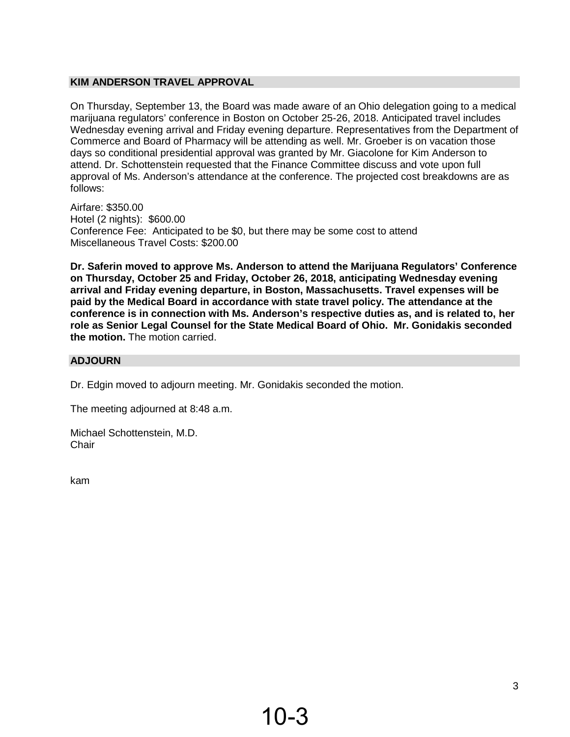## KIM ANDERSON TRAVEL APPROVAL

On Thursday, September 13, the Board was made aware of an Ohio delegation going to a medical marijuana regulators' conference in Boston on October 25-26, 2018. Anticipated travel includes Wednesday evening arrival and Friday evening departure. Representatives from the Department of Commerce and Board of Pharmacy will be attending as well. Mr. Groeber is on vacation those days so conditional presidential approval was granted by Mr. Giacolone for Kim Anderson to attend. Dr. Schottenstein requested that the Finance Committee discuss and vote upon full approval of Ms. Anderson's attendance at the conference. The projected cost breakdowns are as follows:

Airfare: $350.00
Hotel (2 nights): $600.00
Conference Fee: Anticipated to be $0, but there may be some cost to attend
Miscellaneous Travel Costs: $200.00

**Dr. Saferin moved to approve Ms. Anderson to attend the Marijuana Regulators' Conference on Thursday, October 25 and Friday, October 26, 2018, anticipating Wednesday evening arrival and Friday evening departure, in Boston, Massachusetts. Travel expenses will be paid by the Medical Board in accordance with state travel policy. The attendance at the conference is in connection with Ms. Anderson's respective duties as, and is related to, her role as Senior Legal Counsel for the State Medical Board of Ohio. Mr. Gonidakis seconded the motion.** The motion carried.

## ADJOURN

Dr. Edgin moved to adjourn meeting. Mr. Gonidakis seconded the motion.

The meeting adjourned at 8:48 a.m.

Michael Schottenstein, M.D.
Chair

kam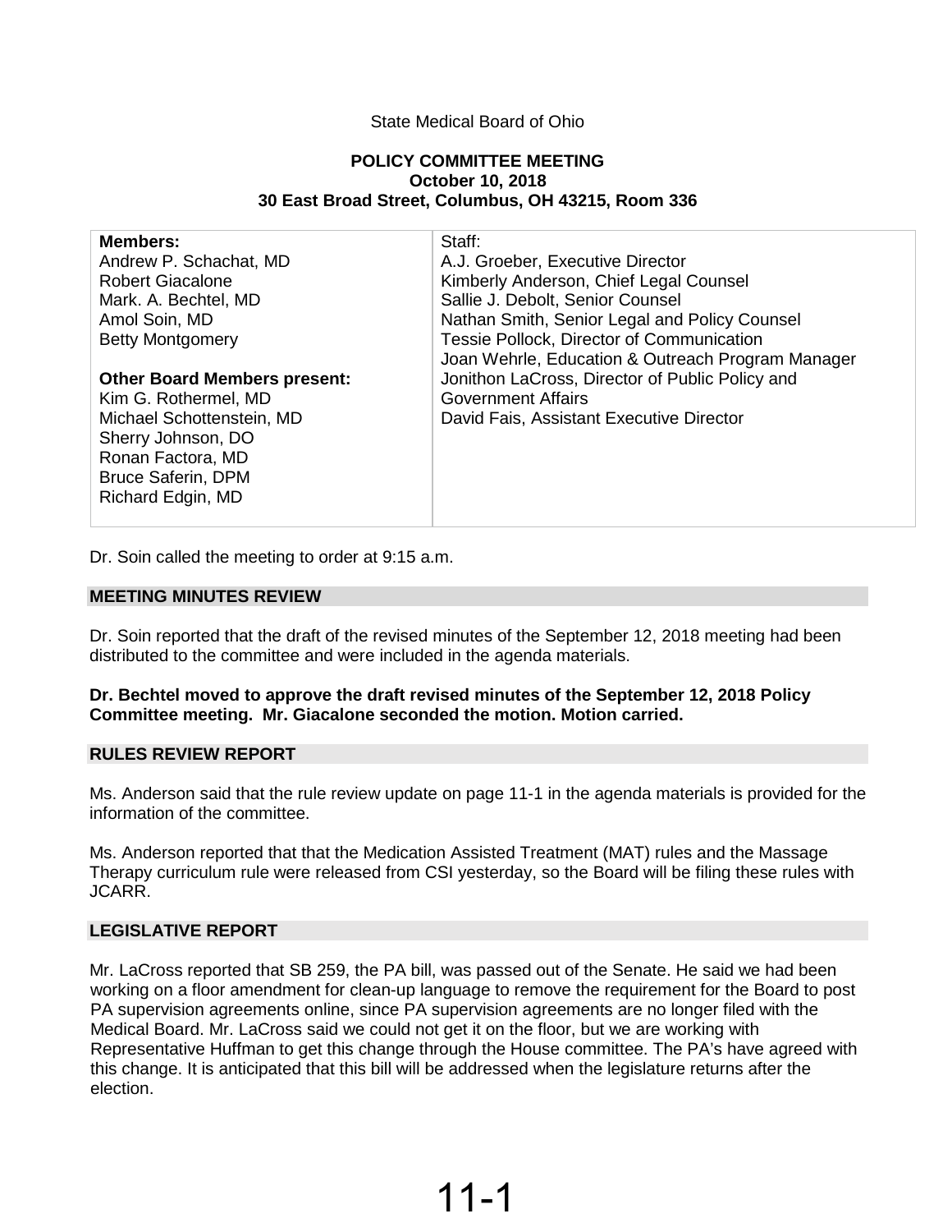State Medical Board of Ohio

**POLICY COMMITTEE MEETING**
**October 10, 2018**
**30 East Broad Street, Columbus, OH 43215, Room 336**

| **Members:** | Staff: |
|---|---|
| Andrew P. Schachat, MD | A.J. Groeber, Executive Director |
| Robert Giacalone | Kimberly Anderson, Chief Legal Counsel |
| Mark. A. Bechtel, MD | Sallie J. Debolt, Senior Counsel |
| Amol Soin, MD | Nathan Smith, Senior Legal and Policy Counsel |
| Betty Montgomery | Tessie Pollock, Director of Communication |
| | Joan Wehrle, Education & Outreach Program Manager |
| **Other Board Members present:** | Jonithon LaCross, Director of Public Policy and Government Affairs |
| Kim G. Rothermel, MD | David Fais, Assistant Executive Director |
| Michael Schottenstein, MD | |
| Sherry Johnson, DO | |
| Ronan Factora, MD | |
| Bruce Saferin, DPM | |
| Richard Edgin, MD | |

Dr. Soin called the meeting to order at 9:15 a.m.

## MEETING MINUTES REVIEW

Dr. Soin reported that the draft of the revised minutes of the September 12, 2018 meeting had been distributed to the committee and were included in the agenda materials.

**Dr. Bechtel moved to approve the draft revised minutes of the September 12, 2018 Policy Committee meeting. Mr. Giacalone seconded the motion. Motion carried.**

## RULES REVIEW REPORT

Ms. Anderson said that the rule review update on page 11-1 in the agenda materials is provided for the information of the committee.

Ms. Anderson reported that that the Medication Assisted Treatment (MAT) rules and the Massage Therapy curriculum rule were released from CSI yesterday, so the Board will be filing these rules with JCARR.

## LEGISLATIVE REPORT

Mr. LaCross reported that SB 259, the PA bill, was passed out of the Senate. He said we had been working on a floor amendment for clean-up language to remove the requirement for the Board to post PA supervision agreements online, since PA supervision agreements are no longer filed with the Medical Board. Mr. LaCross said we could not get it on the floor, but we are working with Representative Huffman to get this change through the House committee. The PA's have agreed with this change. It is anticipated that this bill will be addressed when the legislature returns after the election.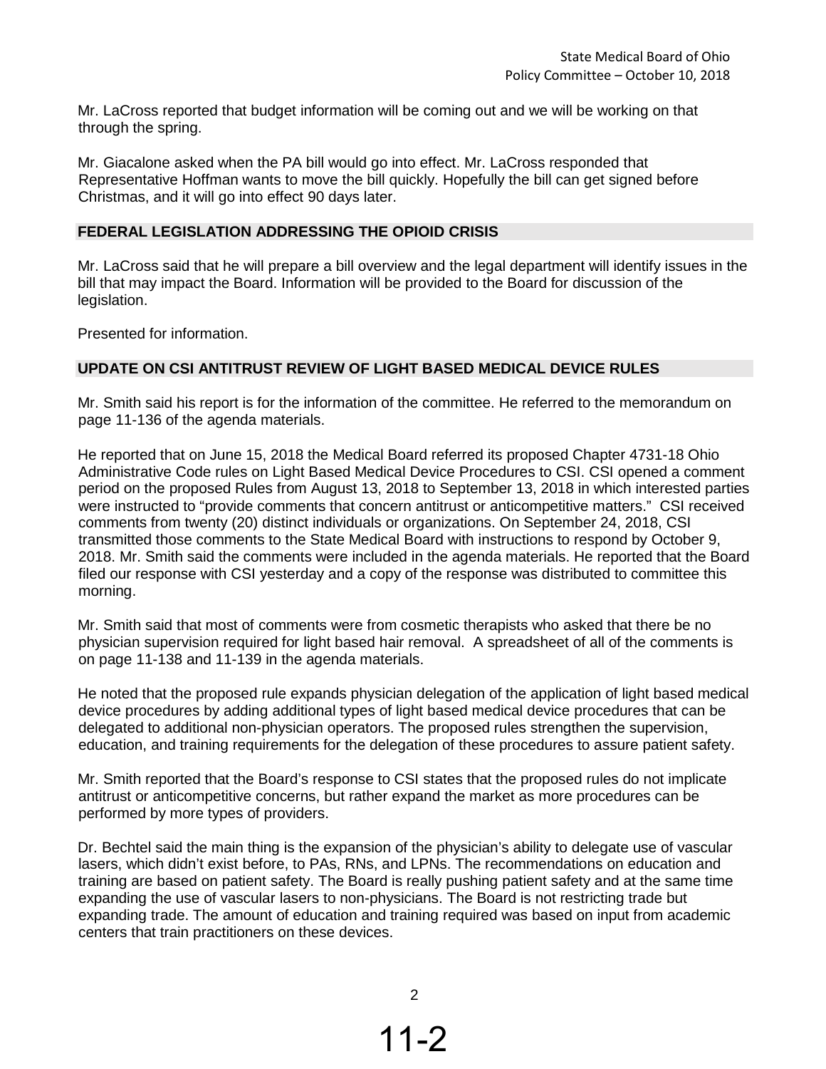Mr. LaCross reported that budget information will be coming out and we will be working on that through the spring.

Mr. Giacalone asked when the PA bill would go into effect. Mr. LaCross responded that Representative Hoffman wants to move the bill quickly. Hopefully the bill can get signed before Christmas, and it will go into effect 90 days later.

## FEDERAL LEGISLATION ADDRESSING THE OPIOID CRISIS

Mr. LaCross said that he will prepare a bill overview and the legal department will identify issues in the bill that may impact the Board. Information will be provided to the Board for discussion of the legislation.

Presented for information.

## UPDATE ON CSI ANTITRUST REVIEW OF LIGHT BASED MEDICAL DEVICE RULES

Mr. Smith said his report is for the information of the committee. He referred to the memorandum on page 11-136 of the agenda materials.

He reported that on June 15, 2018 the Medical Board referred its proposed Chapter 4731-18 Ohio Administrative Code rules on Light Based Medical Device Procedures to CSI. CSI opened a comment period on the proposed Rules from August 13, 2018 to September 13, 2018 in which interested parties were instructed to "provide comments that concern antitrust or anticompetitive matters." CSI received comments from twenty (20) distinct individuals or organizations. On September 24, 2018, CSI transmitted those comments to the State Medical Board with instructions to respond by October 9, 2018. Mr. Smith said the comments were included in the agenda materials. He reported that the Board filed our response with CSI yesterday and a copy of the response was distributed to committee this morning.

Mr. Smith said that most of comments were from cosmetic therapists who asked that there be no physician supervision required for light based hair removal. A spreadsheet of all of the comments is on page 11-138 and 11-139 in the agenda materials.

He noted that the proposed rule expands physician delegation of the application of light based medical device procedures by adding additional types of light based medical device procedures that can be delegated to additional non-physician operators. The proposed rules strengthen the supervision, education, and training requirements for the delegation of these procedures to assure patient safety.

Mr. Smith reported that the Board's response to CSI states that the proposed rules do not implicate antitrust or anticompetitive concerns, but rather expand the market as more procedures can be performed by more types of providers.

Dr. Bechtel said the main thing is the expansion of the physician's ability to delegate use of vascular lasers, which didn't exist before, to PAs, RNs, and LPNs. The recommendations on education and training are based on patient safety. The Board is really pushing patient safety and at the same time expanding the use of vascular lasers to non-physicians. The Board is not restricting trade but expanding trade. The amount of education and training required was based on input from academic centers that train practitioners on these devices.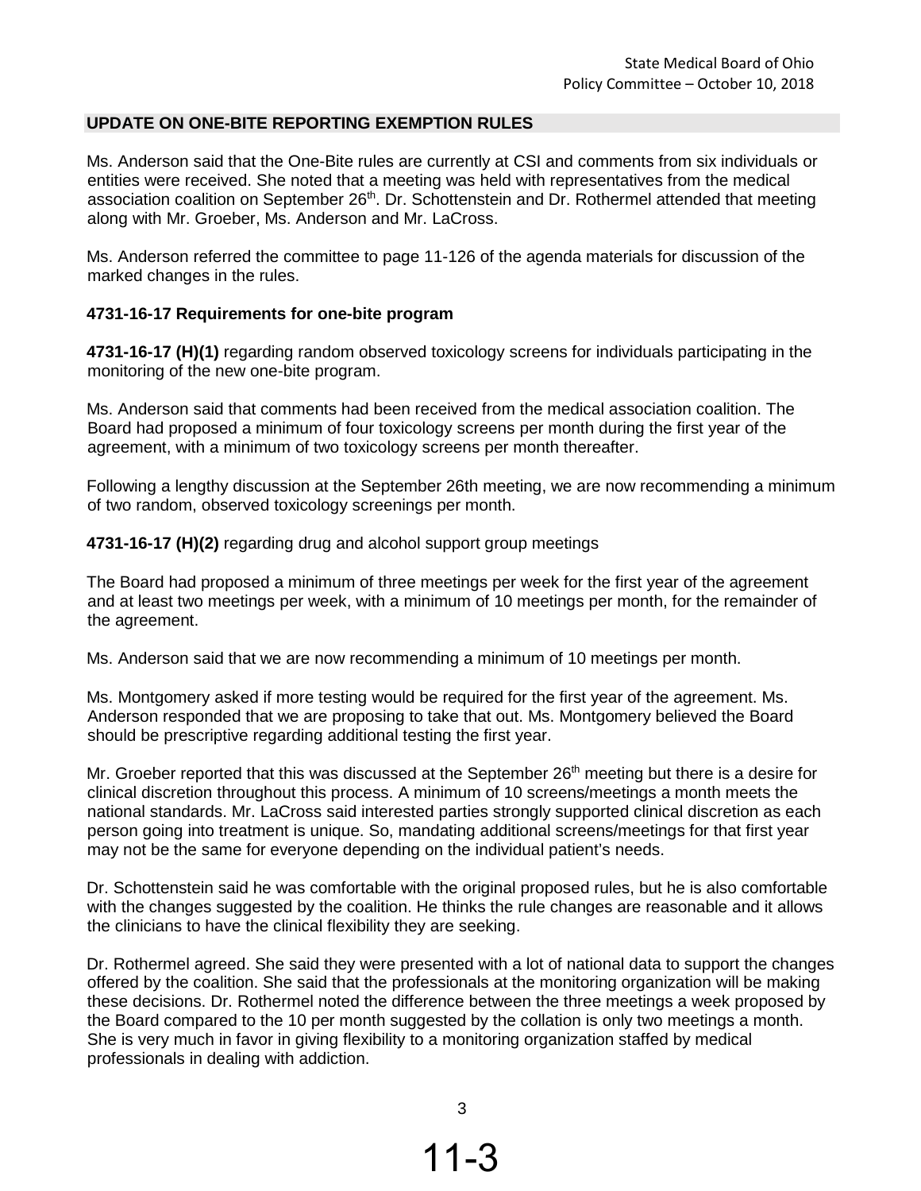## UPDATE ON ONE-BITE REPORTING EXEMPTION RULES

Ms. Anderson said that the One-Bite rules are currently at CSI and comments from six individuals or entities were received. She noted that a meeting was held with representatives from the medical association coalition on September 26th. Dr. Schottenstein and Dr. Rothermel attended that meeting along with Mr. Groeber, Ms. Anderson and Mr. LaCross.

Ms. Anderson referred the committee to page 11-126 of the agenda materials for discussion of the marked changes in the rules.

### 4731-16-17 Requirements for one-bite program

**4731-16-17 (H)(1)** regarding random observed toxicology screens for individuals participating in the monitoring of the new one-bite program.

Ms. Anderson said that comments had been received from the medical association coalition. The Board had proposed a minimum of four toxicology screens per month during the first year of the agreement, with a minimum of two toxicology screens per month thereafter.

Following a lengthy discussion at the September 26th meeting, we are now recommending a minimum of two random, observed toxicology screenings per month.

**4731-16-17 (H)(2)** regarding drug and alcohol support group meetings

The Board had proposed a minimum of three meetings per week for the first year of the agreement and at least two meetings per week, with a minimum of 10 meetings per month, for the remainder of the agreement.

Ms. Anderson said that we are now recommending a minimum of 10 meetings per month.

Ms. Montgomery asked if more testing would be required for the first year of the agreement. Ms. Anderson responded that we are proposing to take that out. Ms. Montgomery believed the Board should be prescriptive regarding additional testing the first year.

Mr. Groeber reported that this was discussed at the September 26th meeting but there is a desire for clinical discretion throughout this process. A minimum of 10 screens/meetings a month meets the national standards. Mr. LaCross said interested parties strongly supported clinical discretion as each person going into treatment is unique. So, mandating additional screens/meetings for that first year may not be the same for everyone depending on the individual patient's needs.

Dr. Schottenstein said he was comfortable with the original proposed rules, but he is also comfortable with the changes suggested by the coalition. He thinks the rule changes are reasonable and it allows the clinicians to have the clinical flexibility they are seeking.

Dr. Rothermel agreed. She said they were presented with a lot of national data to support the changes offered by the coalition. She said that the professionals at the monitoring organization will be making these decisions. Dr. Rothermel noted the difference between the three meetings a week proposed by the Board compared to the 10 per month suggested by the collation is only two meetings a month. She is very much in favor in giving flexibility to a monitoring organization staffed by medical professionals in dealing with addiction.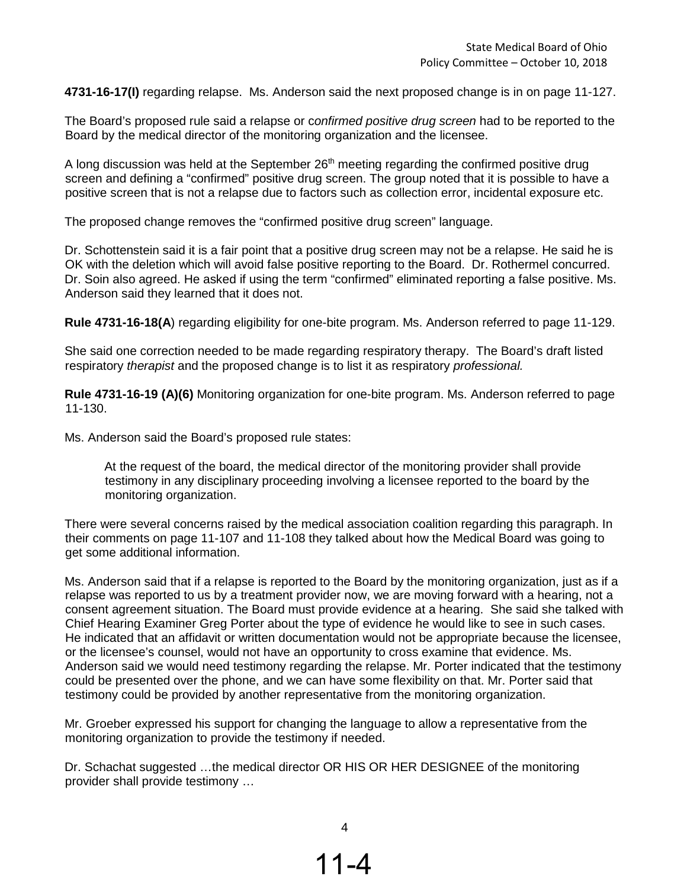**4731-16-17(I)** regarding relapse. Ms. Anderson said the next proposed change is in on page 11-127.

The Board's proposed rule said a relapse or c*onfirmed positive drug screen* had to be reported to the Board by the medical director of the monitoring organization and the licensee.

A long discussion was held at the September 26th meeting regarding the confirmed positive drug screen and defining a "confirmed" positive drug screen. The group noted that it is possible to have a positive screen that is not a relapse due to factors such as collection error, incidental exposure etc.

The proposed change removes the "confirmed positive drug screen" language.

Dr. Schottenstein said it is a fair point that a positive drug screen may not be a relapse. He said he is OK with the deletion which will avoid false positive reporting to the Board. Dr. Rothermel concurred. Dr. Soin also agreed. He asked if using the term "confirmed" eliminated reporting a false positive. Ms. Anderson said they learned that it does not.

**Rule 4731-16-18(A**) regarding eligibility for one-bite program. Ms. Anderson referred to page 11-129.

She said one correction needed to be made regarding respiratory therapy. The Board's draft listed respiratory *therapist* and the proposed change is to list it as respiratory *professional.*

**Rule 4731-16-19 (A)(6)** Monitoring organization for one-bite program. Ms. Anderson referred to page 11-130.

Ms. Anderson said the Board's proposed rule states:

> At the request of the board, the medical director of the monitoring provider shall provide testimony in any disciplinary proceeding involving a licensee reported to the board by the monitoring organization.

There were several concerns raised by the medical association coalition regarding this paragraph. In their comments on page 11-107 and 11-108 they talked about how the Medical Board was going to get some additional information.

Ms. Anderson said that if a relapse is reported to the Board by the monitoring organization, just as if a relapse was reported to us by a treatment provider now, we are moving forward with a hearing, not a consent agreement situation. The Board must provide evidence at a hearing. She said she talked with Chief Hearing Examiner Greg Porter about the type of evidence he would like to see in such cases. He indicated that an affidavit or written documentation would not be appropriate because the licensee, or the licensee's counsel, would not have an opportunity to cross examine that evidence. Ms. Anderson said we would need testimony regarding the relapse. Mr. Porter indicated that the testimony could be presented over the phone, and we can have some flexibility on that. Mr. Porter said that testimony could be provided by another representative from the monitoring organization.

Mr. Groeber expressed his support for changing the language to allow a representative from the monitoring organization to provide the testimony if needed.

Dr. Schachat suggested …the medical director OR HIS OR HER DESIGNEE of the monitoring provider shall provide testimony …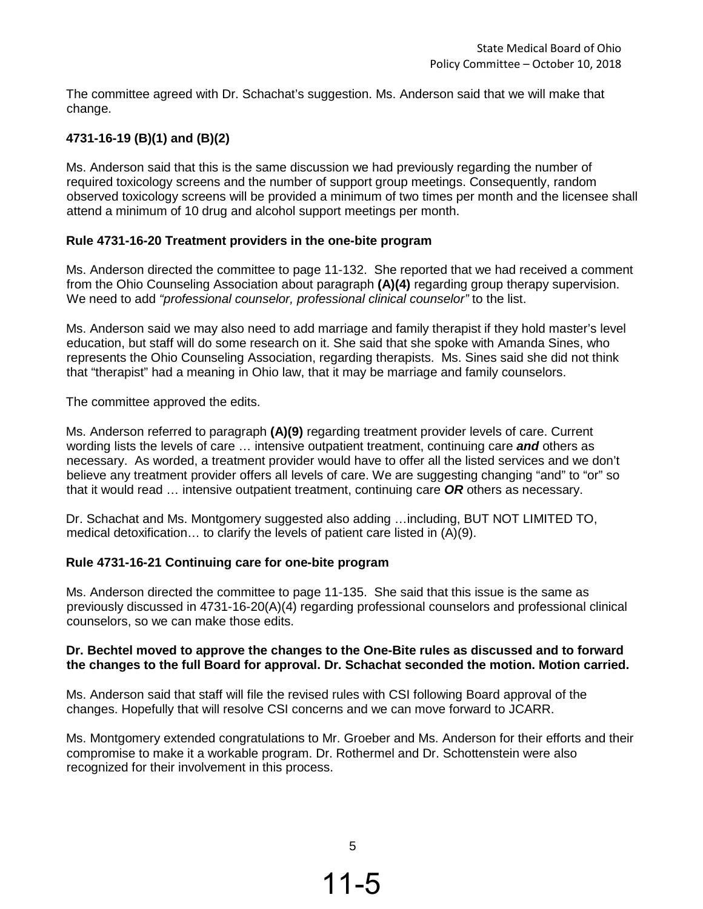The committee agreed with Dr. Schachat's suggestion. Ms. Anderson said that we will make that change.

**4731-16-19 (B)(1) and (B)(2)**

Ms. Anderson said that this is the same discussion we had previously regarding the number of required toxicology screens and the number of support group meetings. Consequently, random observed toxicology screens will be provided a minimum of two times per month and the licensee shall attend a minimum of 10 drug and alcohol support meetings per month.

**Rule 4731-16-20 Treatment providers in the one-bite program**

Ms. Anderson directed the committee to page 11-132. She reported that we had received a comment from the Ohio Counseling Association about paragraph **(A)(4)** regarding group therapy supervision. We need to add *"professional counselor, professional clinical counselor"* to the list.

Ms. Anderson said we may also need to add marriage and family therapist if they hold master's level education, but staff will do some research on it. She said that she spoke with Amanda Sines, who represents the Ohio Counseling Association, regarding therapists. Ms. Sines said she did not think that "therapist" had a meaning in Ohio law, that it may be marriage and family counselors.

The committee approved the edits.

Ms. Anderson referred to paragraph **(A)(9)** regarding treatment provider levels of care. Current wording lists the levels of care … intensive outpatient treatment, continuing care ***and*** others as necessary. As worded, a treatment provider would have to offer all the listed services and we don't believe any treatment provider offers all levels of care. We are suggesting changing "and" to "or" so that it would read … intensive outpatient treatment, continuing care ***OR*** others as necessary.

Dr. Schachat and Ms. Montgomery suggested also adding …including, BUT NOT LIMITED TO, medical detoxification… to clarify the levels of patient care listed in (A)(9).

**Rule 4731-16-21 Continuing care for one-bite program**

Ms. Anderson directed the committee to page 11-135. She said that this issue is the same as previously discussed in 4731-16-20(A)(4) regarding professional counselors and professional clinical counselors, so we can make those edits.

**Dr. Bechtel moved to approve the changes to the One-Bite rules as discussed and to forward the changes to the full Board for approval. Dr. Schachat seconded the motion. Motion carried.**

Ms. Anderson said that staff will file the revised rules with CSI following Board approval of the changes. Hopefully that will resolve CSI concerns and we can move forward to JCARR.

Ms. Montgomery extended congratulations to Mr. Groeber and Ms. Anderson for their efforts and their compromise to make it a workable program. Dr. Rothermel and Dr. Schottenstein were also recognized for their involvement in this process.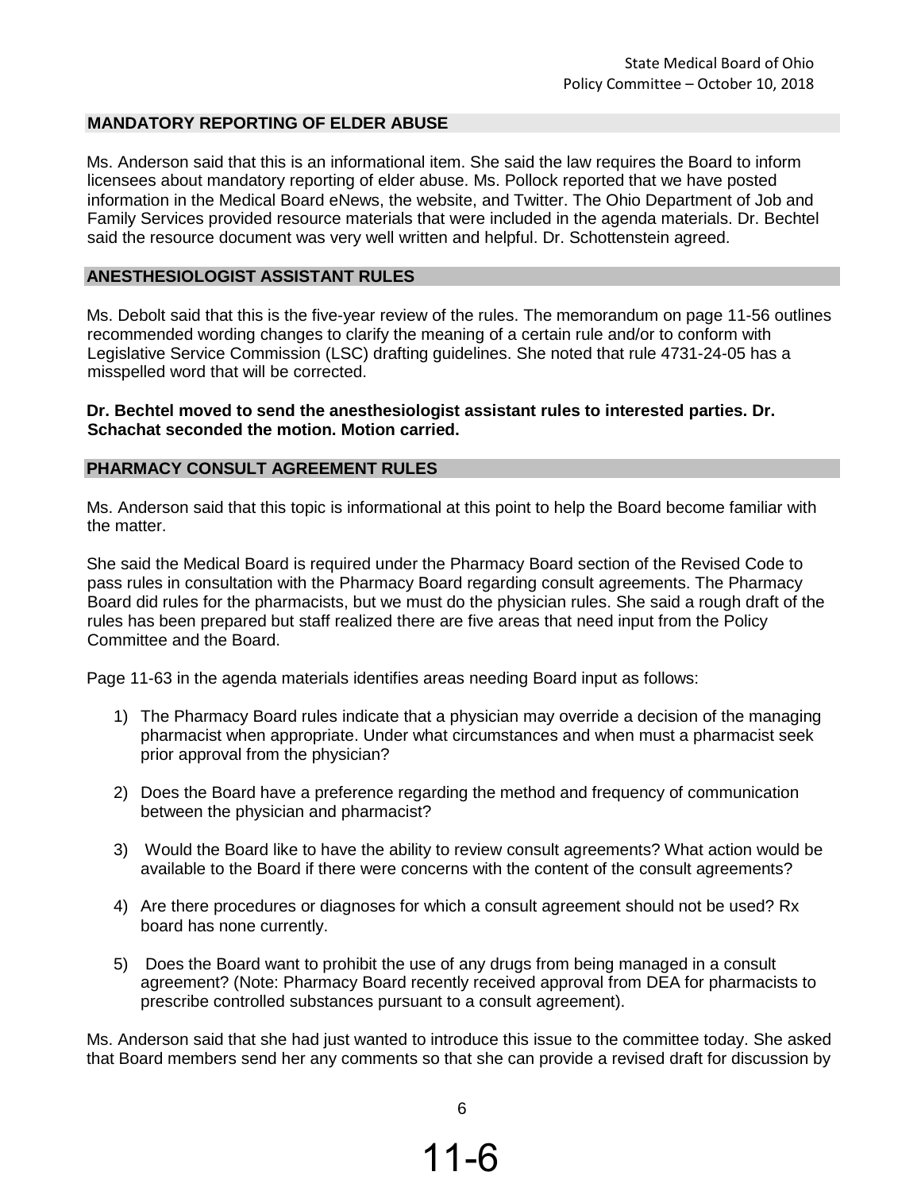## MANDATORY REPORTING OF ELDER ABUSE

Ms. Anderson said that this is an informational item. She said the law requires the Board to inform licensees about mandatory reporting of elder abuse. Ms. Pollock reported that we have posted information in the Medical Board eNews, the website, and Twitter. The Ohio Department of Job and Family Services provided resource materials that were included in the agenda materials. Dr. Bechtel said the resource document was very well written and helpful. Dr. Schottenstein agreed.

## ANESTHESIOLOGIST ASSISTANT RULES

Ms. Debolt said that this is the five-year review of the rules. The memorandum on page 11-56 outlines recommended wording changes to clarify the meaning of a certain rule and/or to conform with Legislative Service Commission (LSC) drafting guidelines. She noted that rule 4731-24-05 has a misspelled word that will be corrected.

**Dr. Bechtel moved to send the anesthesiologist assistant rules to interested parties. Dr. Schachat seconded the motion. Motion carried.**

## PHARMACY CONSULT AGREEMENT RULES

Ms. Anderson said that this topic is informational at this point to help the Board become familiar with the matter.

She said the Medical Board is required under the Pharmacy Board section of the Revised Code to pass rules in consultation with the Pharmacy Board regarding consult agreements. The Pharmacy Board did rules for the pharmacists, but we must do the physician rules. She said a rough draft of the rules has been prepared but staff realized there are five areas that need input from the Policy Committee and the Board.

Page 11-63 in the agenda materials identifies areas needing Board input as follows:

1) The Pharmacy Board rules indicate that a physician may override a decision of the managing pharmacist when appropriate. Under what circumstances and when must a pharmacist seek prior approval from the physician?

2) Does the Board have a preference regarding the method and frequency of communication between the physician and pharmacist?

3) Would the Board like to have the ability to review consult agreements? What action would be available to the Board if there were concerns with the content of the consult agreements?

4) Are there procedures or diagnoses for which a consult agreement should not be used? Rx board has none currently.

5) Does the Board want to prohibit the use of any drugs from being managed in a consult agreement? (Note: Pharmacy Board recently received approval from DEA for pharmacists to prescribe controlled substances pursuant to a consult agreement).

Ms. Anderson said that she had just wanted to introduce this issue to the committee today. She asked that Board members send her any comments so that she can provide a revised draft for discussion by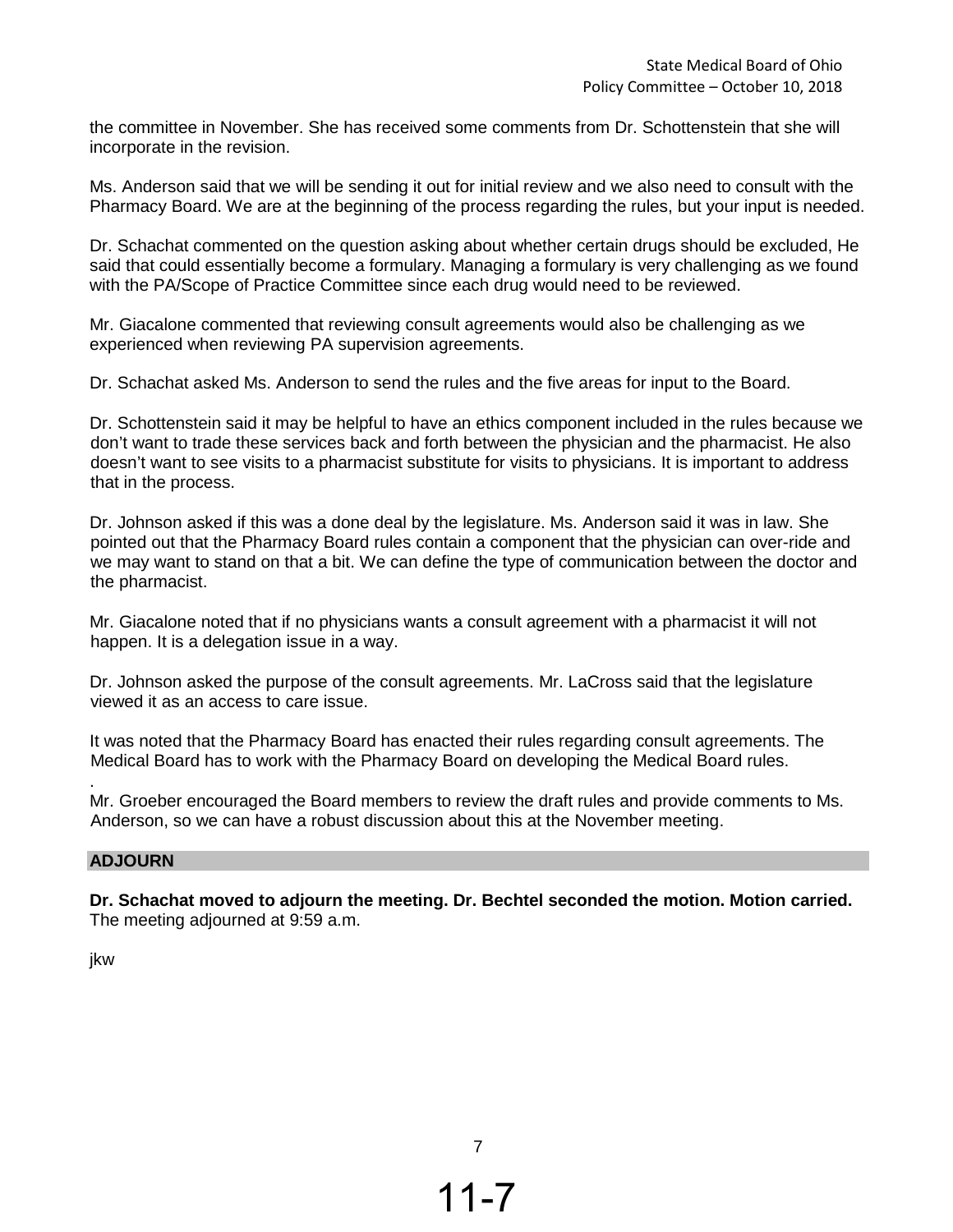the committee in November. She has received some comments from Dr. Schottenstein that she will incorporate in the revision.

Ms. Anderson said that we will be sending it out for initial review and we also need to consult with the Pharmacy Board. We are at the beginning of the process regarding the rules, but your input is needed.

Dr. Schachat commented on the question asking about whether certain drugs should be excluded, He said that could essentially become a formulary. Managing a formulary is very challenging as we found with the PA/Scope of Practice Committee since each drug would need to be reviewed.

Mr. Giacalone commented that reviewing consult agreements would also be challenging as we experienced when reviewing PA supervision agreements.

Dr. Schachat asked Ms. Anderson to send the rules and the five areas for input to the Board.

Dr. Schottenstein said it may be helpful to have an ethics component included in the rules because we don't want to trade these services back and forth between the physician and the pharmacist. He also doesn't want to see visits to a pharmacist substitute for visits to physicians. It is important to address that in the process.

Dr. Johnson asked if this was a done deal by the legislature. Ms. Anderson said it was in law. She pointed out that the Pharmacy Board rules contain a component that the physician can over-ride and we may want to stand on that a bit. We can define the type of communication between the doctor and the pharmacist.

Mr. Giacalone noted that if no physicians wants a consult agreement with a pharmacist it will not happen. It is a delegation issue in a way.

Dr. Johnson asked the purpose of the consult agreements. Mr. LaCross said that the legislature viewed it as an access to care issue.

It was noted that the Pharmacy Board has enacted their rules regarding consult agreements. The Medical Board has to work with the Pharmacy Board on developing the Medical Board rules.

.

Mr. Groeber encouraged the Board members to review the draft rules and provide comments to Ms. Anderson, so we can have a robust discussion about this at the November meeting.

## ADJOURN

**Dr. Schachat moved to adjourn the meeting. Dr. Bechtel seconded the motion. Motion carried.** The meeting adjourned at 9:59 a.m.

jkw

11-7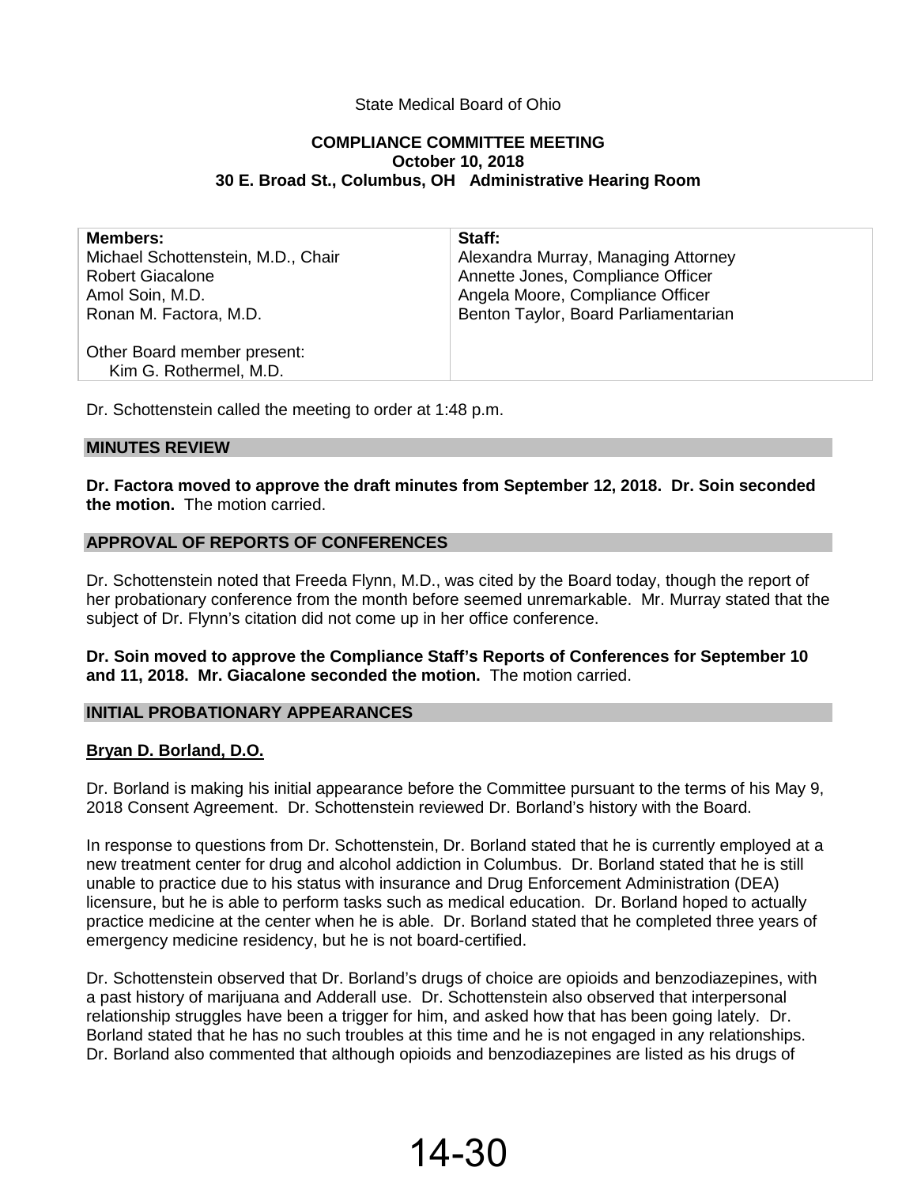State Medical Board of Ohio

**COMPLIANCE COMMITTEE MEETING**
**October 10, 2018**
**30 E. Broad St., Columbus, OH Administrative Hearing Room**

| **Members:** | **Staff:** |
|---|---|
| Michael Schottenstein, M.D., Chair | Alexandra Murray, Managing Attorney |
| Robert Giacalone | Annette Jones, Compliance Officer |
| Amol Soin, M.D. | Angela Moore, Compliance Officer |
| Ronan M. Factora, M.D. | Benton Taylor, Board Parliamentarian |
| Other Board member present: Kim G. Rothermel, M.D. | |

Dr. Schottenstein called the meeting to order at 1:48 p.m.

## MINUTES REVIEW

**Dr. Factora moved to approve the draft minutes from September 12, 2018. Dr. Soin seconded the motion.** The motion carried.

## APPROVAL OF REPORTS OF CONFERENCES

Dr. Schottenstein noted that Freeda Flynn, M.D., was cited by the Board today, though the report of her probationary conference from the month before seemed unremarkable. Mr. Murray stated that the subject of Dr. Flynn's citation did not come up in her office conference.

**Dr. Soin moved to approve the Compliance Staff's Reports of Conferences for September 10 and 11, 2018. Mr. Giacalone seconded the motion.** The motion carried.

## INITIAL PROBATIONARY APPEARANCES

### Bryan D. Borland, D.O.

Dr. Borland is making his initial appearance before the Committee pursuant to the terms of his May 9, 2018 Consent Agreement. Dr. Schottenstein reviewed Dr. Borland's history with the Board.

In response to questions from Dr. Schottenstein, Dr. Borland stated that he is currently employed at a new treatment center for drug and alcohol addiction in Columbus. Dr. Borland stated that he is still unable to practice due to his status with insurance and Drug Enforcement Administration (DEA) licensure, but he is able to perform tasks such as medical education. Dr. Borland hoped to actually practice medicine at the center when he is able. Dr. Borland stated that he completed three years of emergency medicine residency, but he is not board-certified.

Dr. Schottenstein observed that Dr. Borland's drugs of choice are opioids and benzodiazepines, with a past history of marijuana and Adderall use. Dr. Schottenstein also observed that interpersonal relationship struggles have been a trigger for him, and asked how that has been going lately. Dr. Borland stated that he has no such troubles at this time and he is not engaged in any relationships. Dr. Borland also commented that although opioids and benzodiazepines are listed as his drugs of

14-30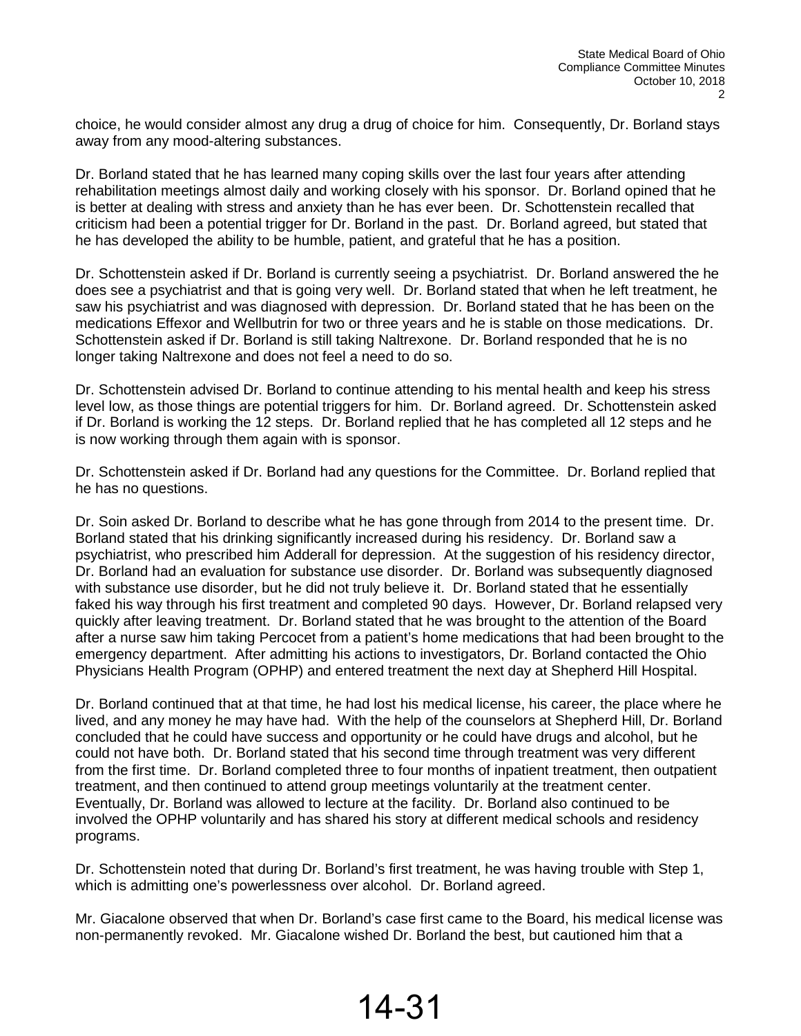choice, he would consider almost any drug a drug of choice for him. Consequently, Dr. Borland stays away from any mood-altering substances.

Dr. Borland stated that he has learned many coping skills over the last four years after attending rehabilitation meetings almost daily and working closely with his sponsor. Dr. Borland opined that he is better at dealing with stress and anxiety than he has ever been. Dr. Schottenstein recalled that criticism had been a potential trigger for Dr. Borland in the past. Dr. Borland agreed, but stated that he has developed the ability to be humble, patient, and grateful that he has a position.

Dr. Schottenstein asked if Dr. Borland is currently seeing a psychiatrist. Dr. Borland answered the he does see a psychiatrist and that is going very well. Dr. Borland stated that when he left treatment, he saw his psychiatrist and was diagnosed with depression. Dr. Borland stated that he has been on the medications Effexor and Wellbutrin for two or three years and he is stable on those medications. Dr. Schottenstein asked if Dr. Borland is still taking Naltrexone. Dr. Borland responded that he is no longer taking Naltrexone and does not feel a need to do so.

Dr. Schottenstein advised Dr. Borland to continue attending to his mental health and keep his stress level low, as those things are potential triggers for him. Dr. Borland agreed. Dr. Schottenstein asked if Dr. Borland is working the 12 steps. Dr. Borland replied that he has completed all 12 steps and he is now working through them again with is sponsor.

Dr. Schottenstein asked if Dr. Borland had any questions for the Committee. Dr. Borland replied that he has no questions.

Dr. Soin asked Dr. Borland to describe what he has gone through from 2014 to the present time. Dr. Borland stated that his drinking significantly increased during his residency. Dr. Borland saw a psychiatrist, who prescribed him Adderall for depression. At the suggestion of his residency director, Dr. Borland had an evaluation for substance use disorder. Dr. Borland was subsequently diagnosed with substance use disorder, but he did not truly believe it. Dr. Borland stated that he essentially faked his way through his first treatment and completed 90 days. However, Dr. Borland relapsed very quickly after leaving treatment. Dr. Borland stated that he was brought to the attention of the Board after a nurse saw him taking Percocet from a patient's home medications that had been brought to the emergency department. After admitting his actions to investigators, Dr. Borland contacted the Ohio Physicians Health Program (OPHP) and entered treatment the next day at Shepherd Hill Hospital.

Dr. Borland continued that at that time, he had lost his medical license, his career, the place where he lived, and any money he may have had. With the help of the counselors at Shepherd Hill, Dr. Borland concluded that he could have success and opportunity or he could have drugs and alcohol, but he could not have both. Dr. Borland stated that his second time through treatment was very different from the first time. Dr. Borland completed three to four months of inpatient treatment, then outpatient treatment, and then continued to attend group meetings voluntarily at the treatment center. Eventually, Dr. Borland was allowed to lecture at the facility. Dr. Borland also continued to be involved the OPHP voluntarily and has shared his story at different medical schools and residency programs.

Dr. Schottenstein noted that during Dr. Borland's first treatment, he was having trouble with Step 1, which is admitting one's powerlessness over alcohol. Dr. Borland agreed.

Mr. Giacalone observed that when Dr. Borland's case first came to the Board, his medical license was non-permanently revoked. Mr. Giacalone wished Dr. Borland the best, but cautioned him that a

14-31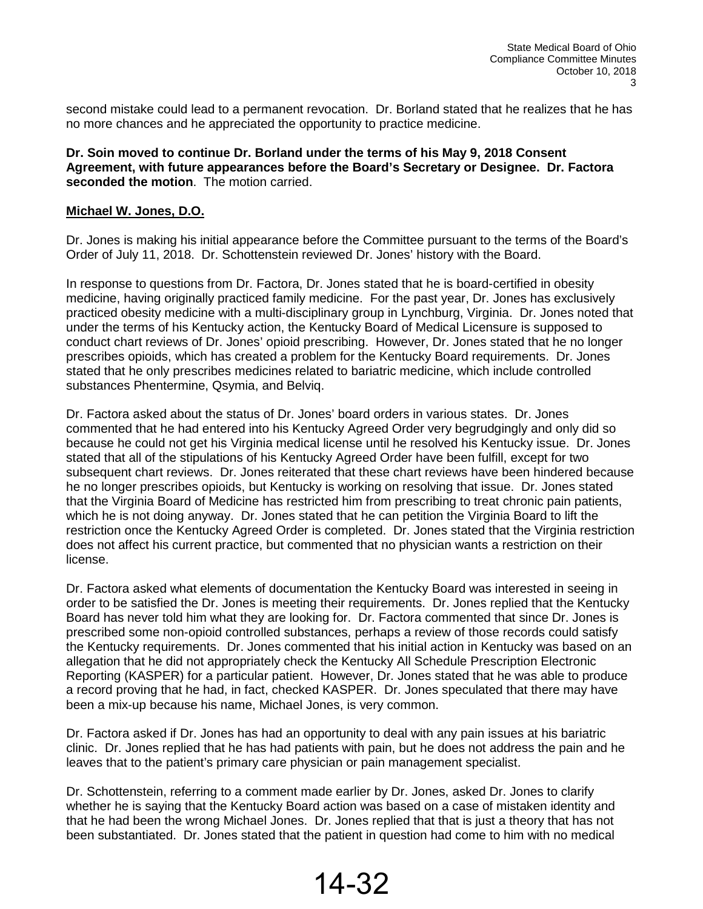second mistake could lead to a permanent revocation. Dr. Borland stated that he realizes that he has no more chances and he appreciated the opportunity to practice medicine.

**Dr. Soin moved to continue Dr. Borland under the terms of his May 9, 2018 Consent Agreement, with future appearances before the Board's Secretary or Designee. Dr. Factora seconded the motion**. The motion carried.

**Michael W. Jones, D.O.**

Dr. Jones is making his initial appearance before the Committee pursuant to the terms of the Board's Order of July 11, 2018. Dr. Schottenstein reviewed Dr. Jones' history with the Board.

In response to questions from Dr. Factora, Dr. Jones stated that he is board-certified in obesity medicine, having originally practiced family medicine. For the past year, Dr. Jones has exclusively practiced obesity medicine with a multi-disciplinary group in Lynchburg, Virginia. Dr. Jones noted that under the terms of his Kentucky action, the Kentucky Board of Medical Licensure is supposed to conduct chart reviews of Dr. Jones' opioid prescribing. However, Dr. Jones stated that he no longer prescribes opioids, which has created a problem for the Kentucky Board requirements. Dr. Jones stated that he only prescribes medicines related to bariatric medicine, which include controlled substances Phentermine, Qsymia, and Belviq.

Dr. Factora asked about the status of Dr. Jones' board orders in various states. Dr. Jones commented that he had entered into his Kentucky Agreed Order very begrudgingly and only did so because he could not get his Virginia medical license until he resolved his Kentucky issue. Dr. Jones stated that all of the stipulations of his Kentucky Agreed Order have been fulfill, except for two subsequent chart reviews. Dr. Jones reiterated that these chart reviews have been hindered because he no longer prescribes opioids, but Kentucky is working on resolving that issue. Dr. Jones stated that the Virginia Board of Medicine has restricted him from prescribing to treat chronic pain patients, which he is not doing anyway. Dr. Jones stated that he can petition the Virginia Board to lift the restriction once the Kentucky Agreed Order is completed. Dr. Jones stated that the Virginia restriction does not affect his current practice, but commented that no physician wants a restriction on their license.

Dr. Factora asked what elements of documentation the Kentucky Board was interested in seeing in order to be satisfied the Dr. Jones is meeting their requirements. Dr. Jones replied that the Kentucky Board has never told him what they are looking for. Dr. Factora commented that since Dr. Jones is prescribed some non-opioid controlled substances, perhaps a review of those records could satisfy the Kentucky requirements. Dr. Jones commented that his initial action in Kentucky was based on an allegation that he did not appropriately check the Kentucky All Schedule Prescription Electronic Reporting (KASPER) for a particular patient. However, Dr. Jones stated that he was able to produce a record proving that he had, in fact, checked KASPER. Dr. Jones speculated that there may have been a mix-up because his name, Michael Jones, is very common.

Dr. Factora asked if Dr. Jones has had an opportunity to deal with any pain issues at his bariatric clinic. Dr. Jones replied that he has had patients with pain, but he does not address the pain and he leaves that to the patient's primary care physician or pain management specialist.

Dr. Schottenstein, referring to a comment made earlier by Dr. Jones, asked Dr. Jones to clarify whether he is saying that the Kentucky Board action was based on a case of mistaken identity and that he had been the wrong Michael Jones. Dr. Jones replied that that is just a theory that has not been substantiated. Dr. Jones stated that the patient in question had come to him with no medical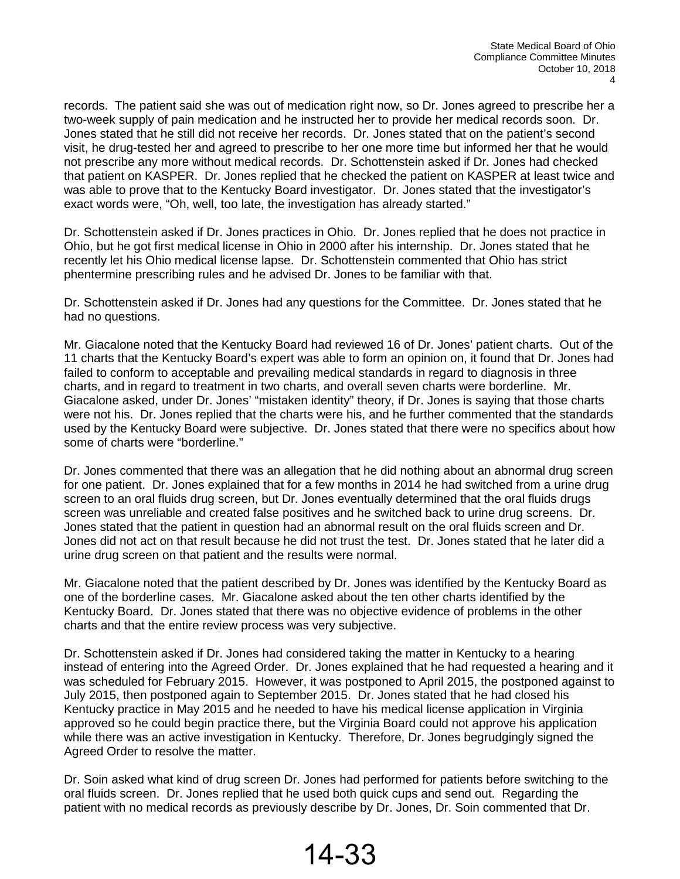records. The patient said she was out of medication right now, so Dr. Jones agreed to prescribe her a two-week supply of pain medication and he instructed her to provide her medical records soon. Dr. Jones stated that he still did not receive her records. Dr. Jones stated that on the patient's second visit, he drug-tested her and agreed to prescribe to her one more time but informed her that he would not prescribe any more without medical records. Dr. Schottenstein asked if Dr. Jones had checked that patient on KASPER. Dr. Jones replied that he checked the patient on KASPER at least twice and was able to prove that to the Kentucky Board investigator. Dr. Jones stated that the investigator's exact words were, "Oh, well, too late, the investigation has already started."

Dr. Schottenstein asked if Dr. Jones practices in Ohio. Dr. Jones replied that he does not practice in Ohio, but he got first medical license in Ohio in 2000 after his internship. Dr. Jones stated that he recently let his Ohio medical license lapse. Dr. Schottenstein commented that Ohio has strict phentermine prescribing rules and he advised Dr. Jones to be familiar with that.

Dr. Schottenstein asked if Dr. Jones had any questions for the Committee. Dr. Jones stated that he had no questions.

Mr. Giacalone noted that the Kentucky Board had reviewed 16 of Dr. Jones' patient charts. Out of the 11 charts that the Kentucky Board's expert was able to form an opinion on, it found that Dr. Jones had failed to conform to acceptable and prevailing medical standards in regard to diagnosis in three charts, and in regard to treatment in two charts, and overall seven charts were borderline. Mr. Giacalone asked, under Dr. Jones' "mistaken identity" theory, if Dr. Jones is saying that those charts were not his. Dr. Jones replied that the charts were his, and he further commented that the standards used by the Kentucky Board were subjective. Dr. Jones stated that there were no specifics about how some of charts were "borderline."

Dr. Jones commented that there was an allegation that he did nothing about an abnormal drug screen for one patient. Dr. Jones explained that for a few months in 2014 he had switched from a urine drug screen to an oral fluids drug screen, but Dr. Jones eventually determined that the oral fluids drugs screen was unreliable and created false positives and he switched back to urine drug screens. Dr. Jones stated that the patient in question had an abnormal result on the oral fluids screen and Dr. Jones did not act on that result because he did not trust the test. Dr. Jones stated that he later did a urine drug screen on that patient and the results were normal.

Mr. Giacalone noted that the patient described by Dr. Jones was identified by the Kentucky Board as one of the borderline cases. Mr. Giacalone asked about the ten other charts identified by the Kentucky Board. Dr. Jones stated that there was no objective evidence of problems in the other charts and that the entire review process was very subjective.

Dr. Schottenstein asked if Dr. Jones had considered taking the matter in Kentucky to a hearing instead of entering into the Agreed Order. Dr. Jones explained that he had requested a hearing and it was scheduled for February 2015. However, it was postponed to April 2015, the postponed against to July 2015, then postponed again to September 2015. Dr. Jones stated that he had closed his Kentucky practice in May 2015 and he needed to have his medical license application in Virginia approved so he could begin practice there, but the Virginia Board could not approve his application while there was an active investigation in Kentucky. Therefore, Dr. Jones begrudgingly signed the Agreed Order to resolve the matter.

Dr. Soin asked what kind of drug screen Dr. Jones had performed for patients before switching to the oral fluids screen. Dr. Jones replied that he used both quick cups and send out. Regarding the patient with no medical records as previously describe by Dr. Jones, Dr. Soin commented that Dr.

14-33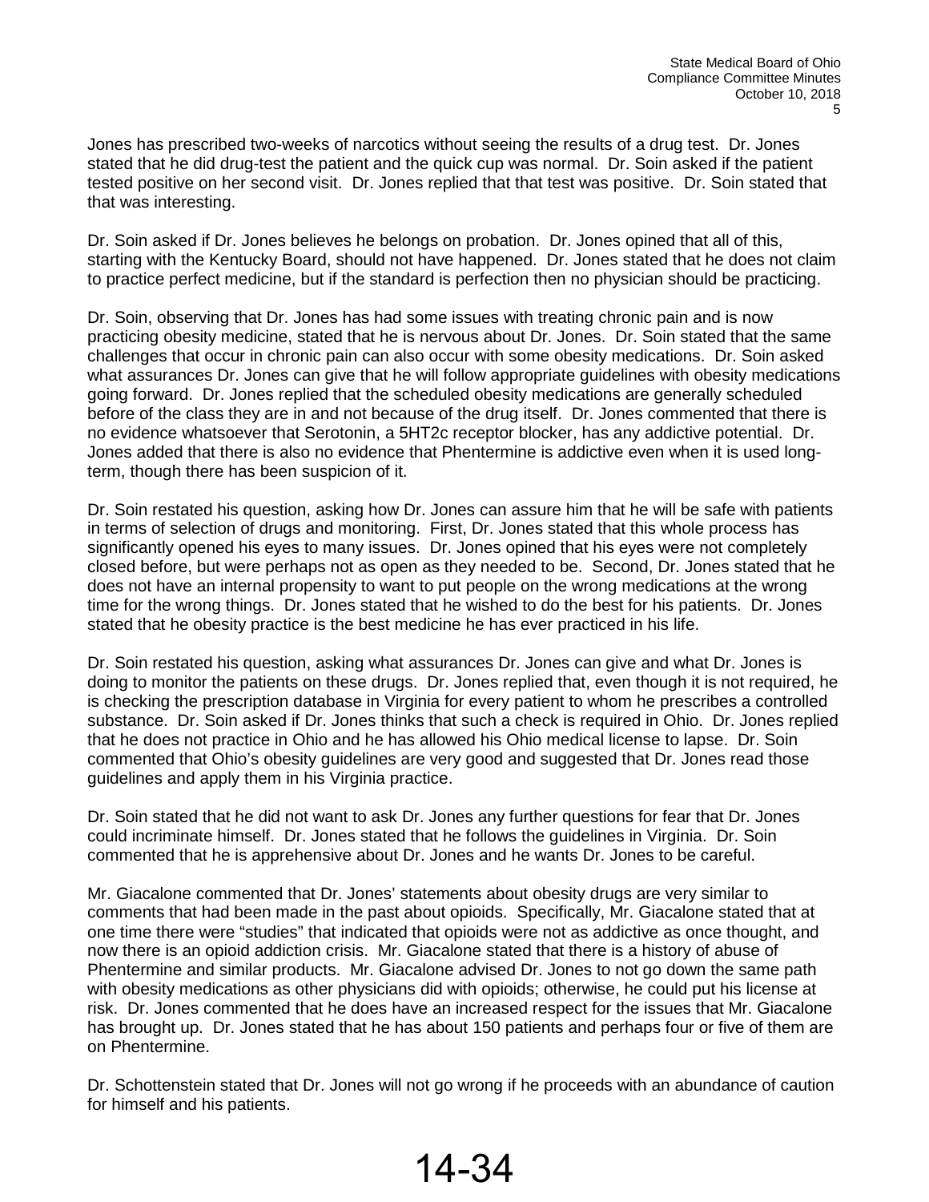Jones has prescribed two-weeks of narcotics without seeing the results of a drug test. Dr. Jones stated that he did drug-test the patient and the quick cup was normal. Dr. Soin asked if the patient tested positive on her second visit. Dr. Jones replied that that test was positive. Dr. Soin stated that that was interesting.

Dr. Soin asked if Dr. Jones believes he belongs on probation. Dr. Jones opined that all of this, starting with the Kentucky Board, should not have happened. Dr. Jones stated that he does not claim to practice perfect medicine, but if the standard is perfection then no physician should be practicing.

Dr. Soin, observing that Dr. Jones has had some issues with treating chronic pain and is now practicing obesity medicine, stated that he is nervous about Dr. Jones. Dr. Soin stated that the same challenges that occur in chronic pain can also occur with some obesity medications. Dr. Soin asked what assurances Dr. Jones can give that he will follow appropriate guidelines with obesity medications going forward. Dr. Jones replied that the scheduled obesity medications are generally scheduled before of the class they are in and not because of the drug itself. Dr. Jones commented that there is no evidence whatsoever that Serotonin, a 5HT2c receptor blocker, has any addictive potential. Dr. Jones added that there is also no evidence that Phentermine is addictive even when it is used long-term, though there has been suspicion of it.

Dr. Soin restated his question, asking how Dr. Jones can assure him that he will be safe with patients in terms of selection of drugs and monitoring. First, Dr. Jones stated that this whole process has significantly opened his eyes to many issues. Dr. Jones opined that his eyes were not completely closed before, but were perhaps not as open as they needed to be. Second, Dr. Jones stated that he does not have an internal propensity to want to put people on the wrong medications at the wrong time for the wrong things. Dr. Jones stated that he wished to do the best for his patients. Dr. Jones stated that he obesity practice is the best medicine he has ever practiced in his life.

Dr. Soin restated his question, asking what assurances Dr. Jones can give and what Dr. Jones is doing to monitor the patients on these drugs. Dr. Jones replied that, even though it is not required, he is checking the prescription database in Virginia for every patient to whom he prescribes a controlled substance. Dr. Soin asked if Dr. Jones thinks that such a check is required in Ohio. Dr. Jones replied that he does not practice in Ohio and he has allowed his Ohio medical license to lapse. Dr. Soin commented that Ohio's obesity guidelines are very good and suggested that Dr. Jones read those guidelines and apply them in his Virginia practice.

Dr. Soin stated that he did not want to ask Dr. Jones any further questions for fear that Dr. Jones could incriminate himself. Dr. Jones stated that he follows the guidelines in Virginia. Dr. Soin commented that he is apprehensive about Dr. Jones and he wants Dr. Jones to be careful.

Mr. Giacalone commented that Dr. Jones' statements about obesity drugs are very similar to comments that had been made in the past about opioids. Specifically, Mr. Giacalone stated that at one time there were "studies" that indicated that opioids were not as addictive as once thought, and now there is an opioid addiction crisis. Mr. Giacalone stated that there is a history of abuse of Phentermine and similar products. Mr. Giacalone advised Dr. Jones to not go down the same path with obesity medications as other physicians did with opioids; otherwise, he could put his license at risk. Dr. Jones commented that he does have an increased respect for the issues that Mr. Giacalone has brought up. Dr. Jones stated that he has about 150 patients and perhaps four or five of them are on Phentermine.

Dr. Schottenstein stated that Dr. Jones will not go wrong if he proceeds with an abundance of caution for himself and his patients.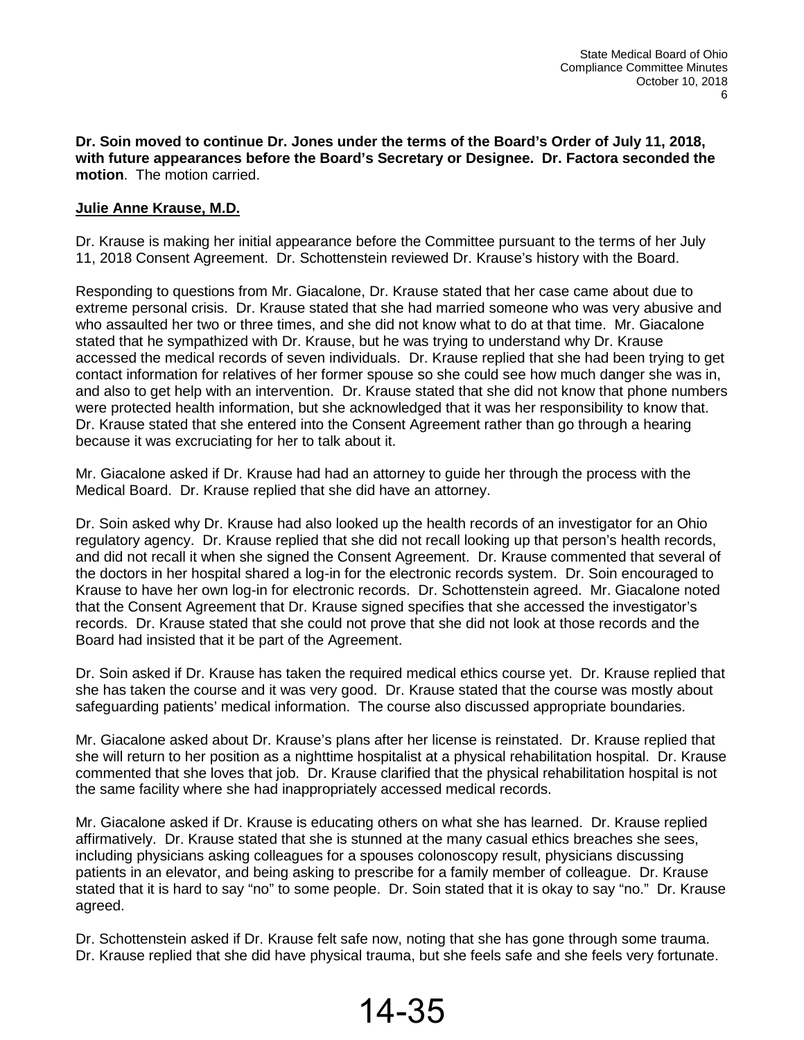**Dr. Soin moved to continue Dr. Jones under the terms of the Board's Order of July 11, 2018, with future appearances before the Board's Secretary or Designee. Dr. Factora seconded the motion**. The motion carried.

**Julie Anne Krause, M.D.**

Dr. Krause is making her initial appearance before the Committee pursuant to the terms of her July 11, 2018 Consent Agreement. Dr. Schottenstein reviewed Dr. Krause's history with the Board.

Responding to questions from Mr. Giacalone, Dr. Krause stated that her case came about due to extreme personal crisis. Dr. Krause stated that she had married someone who was very abusive and who assaulted her two or three times, and she did not know what to do at that time. Mr. Giacalone stated that he sympathized with Dr. Krause, but he was trying to understand why Dr. Krause accessed the medical records of seven individuals. Dr. Krause replied that she had been trying to get contact information for relatives of her former spouse so she could see how much danger she was in, and also to get help with an intervention. Dr. Krause stated that she did not know that phone numbers were protected health information, but she acknowledged that it was her responsibility to know that. Dr. Krause stated that she entered into the Consent Agreement rather than go through a hearing because it was excruciating for her to talk about it.

Mr. Giacalone asked if Dr. Krause had had an attorney to guide her through the process with the Medical Board. Dr. Krause replied that she did have an attorney.

Dr. Soin asked why Dr. Krause had also looked up the health records of an investigator for an Ohio regulatory agency. Dr. Krause replied that she did not recall looking up that person's health records, and did not recall it when she signed the Consent Agreement. Dr. Krause commented that several of the doctors in her hospital shared a log-in for the electronic records system. Dr. Soin encouraged to Krause to have her own log-in for electronic records. Dr. Schottenstein agreed. Mr. Giacalone noted that the Consent Agreement that Dr. Krause signed specifies that she accessed the investigator's records. Dr. Krause stated that she could not prove that she did not look at those records and the Board had insisted that it be part of the Agreement.

Dr. Soin asked if Dr. Krause has taken the required medical ethics course yet. Dr. Krause replied that she has taken the course and it was very good. Dr. Krause stated that the course was mostly about safeguarding patients' medical information. The course also discussed appropriate boundaries.

Mr. Giacalone asked about Dr. Krause's plans after her license is reinstated. Dr. Krause replied that she will return to her position as a nighttime hospitalist at a physical rehabilitation hospital. Dr. Krause commented that she loves that job. Dr. Krause clarified that the physical rehabilitation hospital is not the same facility where she had inappropriately accessed medical records.

Mr. Giacalone asked if Dr. Krause is educating others on what she has learned. Dr. Krause replied affirmatively. Dr. Krause stated that she is stunned at the many casual ethics breaches she sees, including physicians asking colleagues for a spouses colonoscopy result, physicians discussing patients in an elevator, and being asking to prescribe for a family member of colleague. Dr. Krause stated that it is hard to say "no" to some people. Dr. Soin stated that it is okay to say "no." Dr. Krause agreed.

Dr. Schottenstein asked if Dr. Krause felt safe now, noting that she has gone through some trauma. Dr. Krause replied that she did have physical trauma, but she feels safe and she feels very fortunate.

14-35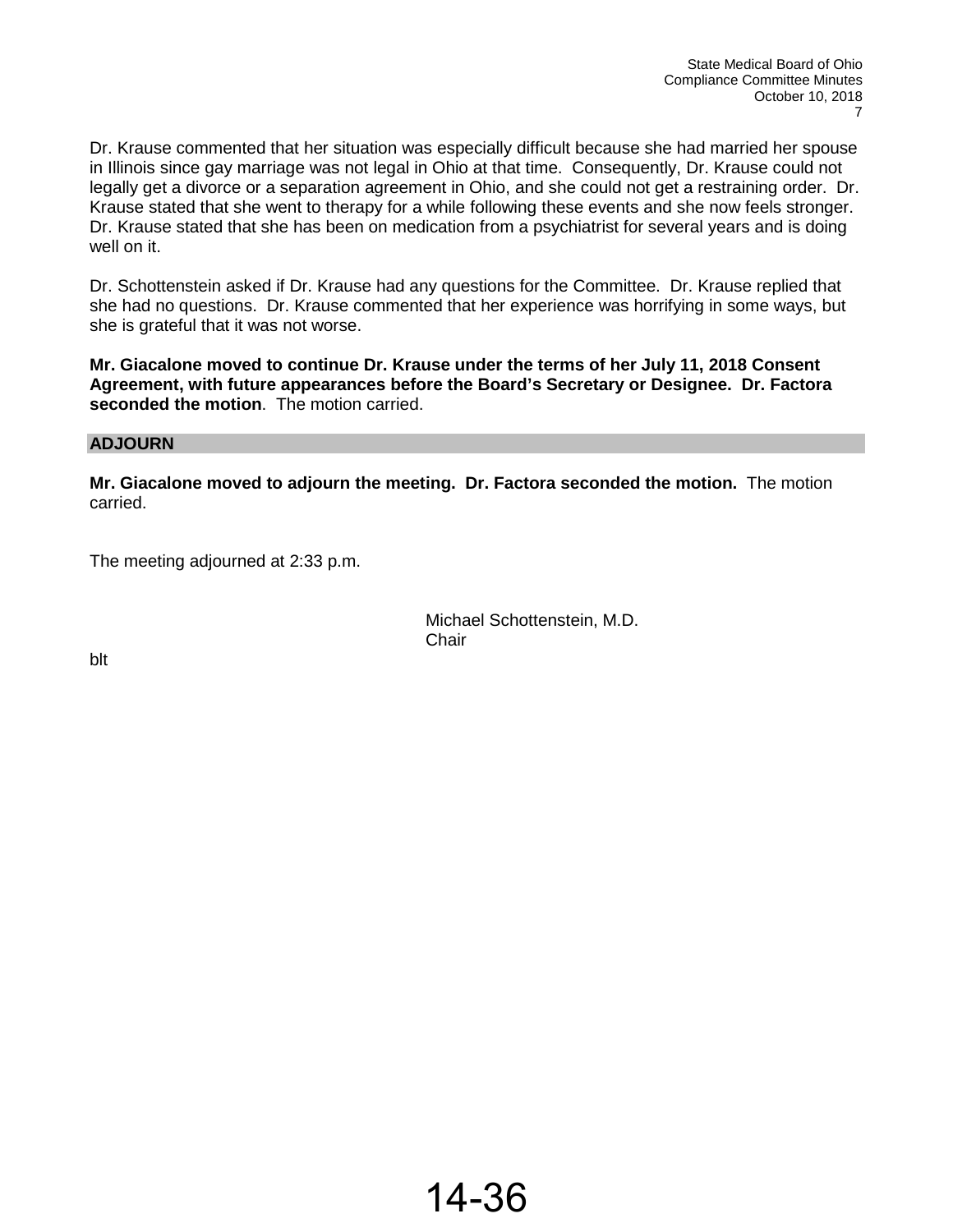Dr. Krause commented that her situation was especially difficult because she had married her spouse in Illinois since gay marriage was not legal in Ohio at that time. Consequently, Dr. Krause could not legally get a divorce or a separation agreement in Ohio, and she could not get a restraining order. Dr. Krause stated that she went to therapy for a while following these events and she now feels stronger. Dr. Krause stated that she has been on medication from a psychiatrist for several years and is doing well on it.

Dr. Schottenstein asked if Dr. Krause had any questions for the Committee. Dr. Krause replied that she had no questions. Dr. Krause commented that her experience was horrifying in some ways, but she is grateful that it was not worse.

**Mr. Giacalone moved to continue Dr. Krause under the terms of her July 11, 2018 Consent Agreement, with future appearances before the Board's Secretary or Designee. Dr. Factora seconded the motion**. The motion carried.

## ADJOURN

**Mr. Giacalone moved to adjourn the meeting. Dr. Factora seconded the motion.** The motion carried.

The meeting adjourned at 2:33 p.m.

Michael Schottenstein, M.D.
Chair

blt

14-36